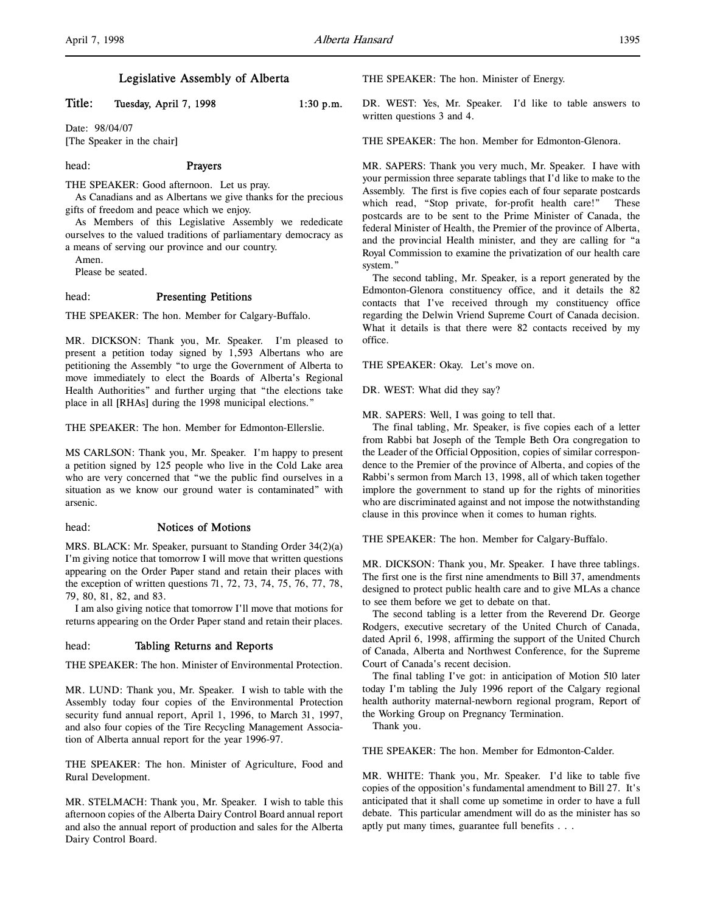# Legislative Assembly of Alberta

**Title: Tuesday, April 7, 1998 1:30 p.m.**

Date: 98/04/07

[The Speaker in the chair]

head: **Prayers**

THE SPEAKER: Good afternoon. Let us pray.

As Canadians and as Albertans we give thanks for the precious gifts of freedom and peace which we enjoy.

As Members of this Legislative Assembly we rededicate ourselves to the valued traditions of parliamentary democracy as a means of serving our province and our country.

Amen.

Please be seated.

head: **Presenting Petitions**

THE SPEAKER: The hon. Member for Calgary-Buffalo.

MR. DICKSON: Thank you, Mr. Speaker. I'm pleased to present a petition today signed by 1,593 Albertans who are petitioning the Assembly "to urge the Government of Alberta to move immediately to elect the Boards of Alberta's Regional Health Authorities" and further urging that "the elections take place in all [RHAs] during the 1998 municipal elections."

THE SPEAKER: The hon. Member for Edmonton-Ellerslie.

MS CARLSON: Thank you, Mr. Speaker. I'm happy to present a petition signed by 125 people who live in the Cold Lake area who are very concerned that "we the public find ourselves in a situation as we know our ground water is contaminated" with arsenic.

head: **Notices of Motions**

MRS. BLACK: Mr. Speaker, pursuant to Standing Order 34(2)(a) I'm giving notice that tomorrow I will move that written questions appearing on the Order Paper stand and retain their places with the exception of written questions 71, 72, 73, 74, 75, 76, 77, 78, 79, 80, 81, 82, and 83.

I am also giving notice that tomorrow I'll move that motions for returns appearing on the Order Paper stand and retain their places.

head: **Tabling Returns and Reports**

THE SPEAKER: The hon. Minister of Environmental Protection.

MR. LUND: Thank you, Mr. Speaker. I wish to table with the Assembly today four copies of the Environmental Protection security fund annual report, April 1, 1996, to March 31, 1997, and also four copies of the Tire Recycling Management Association of Alberta annual report for the year 1996-97.

THE SPEAKER: The hon. Minister of Agriculture, Food and Rural Development.

MR. STELMACH: Thank you, Mr. Speaker. I wish to table this afternoon copies of the Alberta Dairy Control Board annual report and also the annual report of production and sales for the Alberta Dairy Control Board.

THE SPEAKER: The hon. Minister of Energy.

DR. WEST: Yes, Mr. Speaker. I'd like to table answers to written questions 3 and 4.

THE SPEAKER: The hon. Member for Edmonton-Glenora.

MR. SAPERS: Thank you very much, Mr. Speaker. I have with your permission three separate tablings that I'd like to make to the Assembly. The first is five copies each of four separate postcards which read, "Stop private, for-profit health care!" These postcards are to be sent to the Prime Minister of Canada, the federal Minister of Health, the Premier of the province of Alberta, and the provincial Health minister, and they are calling for "a Royal Commission to examine the privatization of our health care system."

The second tabling, Mr. Speaker, is a report generated by the Edmonton-Glenora constituency office, and it details the 82 contacts that I've received through my constituency office regarding the Delwin Vriend Supreme Court of Canada decision. What it details is that there were 82 contacts received by my office.

THE SPEAKER: Okay. Let's move on.

DR. WEST: What did they say?

MR. SAPERS: Well, I was going to tell that.

The final tabling, Mr. Speaker, is five copies each of a letter from Rabbi bat Joseph of the Temple Beth Ora congregation to the Leader of the Official Opposition, copies of similar correspondence to the Premier of the province of Alberta, and copies of the Rabbi's sermon from March 13, 1998, all of which taken together implore the government to stand up for the rights of minorities who are discriminated against and not impose the notwithstanding clause in this province when it comes to human rights.

THE SPEAKER: The hon. Member for Calgary-Buffalo.

MR. DICKSON: Thank you, Mr. Speaker. I have three tablings. The first one is the first nine amendments to Bill 37, amendments designed to protect public health care and to give MLAs a chance to see them before we get to debate on that.

The second tabling is a letter from the Reverend Dr. George Rodgers, executive secretary of the United Church of Canada, dated April 6, 1998, affirming the support of the United Church of Canada, Alberta and Northwest Conference, for the Supreme Court of Canada's recent decision.

The final tabling I've got: in anticipation of Motion 510 later today I'm tabling the July 1996 report of the Calgary regional health authority maternal-newborn regional program, Report of the Working Group on Pregnancy Termination.

Thank you.

THE SPEAKER: The hon. Member for Edmonton-Calder.

MR. WHITE: Thank you, Mr. Speaker. I'd like to table five copies of the opposition's fundamental amendment to Bill 27. It's anticipated that it shall come up sometime in order to have a full debate. This particular amendment will do as the minister has so aptly put many times, guarantee full benefits . . .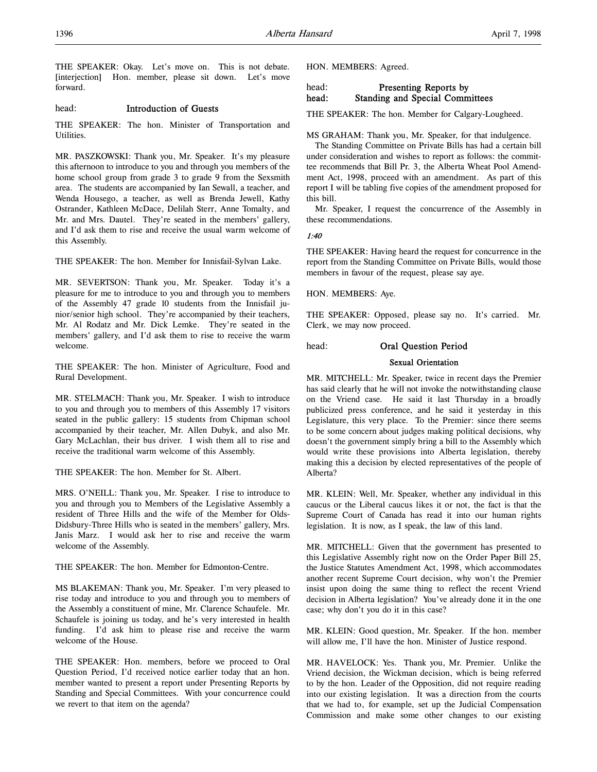THE SPEAKER: Okay. Let's move on. This is not debate. [interjection] Hon. member, please sit down. Let's move forward.

head: **Introduction of Guests**

THE SPEAKER: The hon. Minister of Transportation and Utilities.

MR. PASZKOWSKI: Thank you, Mr. Speaker. It's my pleasure this afternoon to introduce to you and through you members of the home school group from grade 3 to grade 9 from the Sexsmith area. The students are accompanied by Ian Sewall, a teacher, and Wenda Housego, a teacher, as well as Brenda Jewell, Kathy Ostrander, Kathleen McDace, Delilah Sterr, Anne Tomalty, and Mr. and Mrs. Dautel. They're seated in the members' gallery, and I'd ask them to rise and receive the usual warm welcome of this Assembly.

THE SPEAKER: The hon. Member for Innisfail-Sylvan Lake.

MR. SEVERTSON: Thank you, Mr. Speaker. Today it's a pleasure for me to introduce to you and through you to members of the Assembly 47 grade 10 students from the Innisfail junior/senior high school. They're accompanied by their teachers, Mr. Al Rodatz and Mr. Dick Lemke. They're seated in the members' gallery, and I'd ask them to rise to receive the warm welcome.

THE SPEAKER: The hon. Minister of Agriculture, Food and Rural Development.

MR. STELMACH: Thank you, Mr. Speaker. I wish to introduce to you and through you to members of this Assembly 17 visitors seated in the public gallery: 15 students from Chipman school accompanied by their teacher, Mr. Allen Dubyk, and also Mr. Gary McLachlan, their bus driver. I wish them all to rise and receive the traditional warm welcome of this Assembly.

THE SPEAKER: The hon. Member for St. Albert.

MRS. O'NEILL: Thank you, Mr. Speaker. I rise to introduce to you and through you to Members of the Legislative Assembly a resident of Three Hills and the wife of the Member for Olds-Didsbury-Three Hills who is seated in the members' gallery, Mrs. Janis Marz. I would ask her to rise and receive the warm welcome of the Assembly.

THE SPEAKER: The hon. Member for Edmonton-Centre.

MS BLAKEMAN: Thank you, Mr. Speaker. I'm very pleased to rise today and introduce to you and through you to members of the Assembly a constituent of mine, Mr. Clarence Schaufele. Mr. Schaufele is joining us today, and he's very interested in health funding. I'd ask him to please rise and receive the warm welcome of the House.

THE SPEAKER: Hon. members, before we proceed to Oral Question Period, I'd received notice earlier today that an hon. member wanted to present a report under Presenting Reports by Standing and Special Committees. With your concurrence could we revert to that item on the agenda?

HON. MEMBERS: Agreed.

head: **Presenting Reports by**
head: **Standing and Special Committees**

THE SPEAKER: The hon. Member for Calgary-Lougheed.

MS GRAHAM: Thank you, Mr. Speaker, for that indulgence.

The Standing Committee on Private Bills has had a certain bill under consideration and wishes to report as follows: the committee recommends that Bill Pr. 3, the Alberta Wheat Pool Amendment Act, 1998, proceed with an amendment. As part of this report I will be tabling five copies of the amendment proposed for this bill.

Mr. Speaker, I request the concurrence of the Assembly in these recommendations.

*1:40*

THE SPEAKER: Having heard the request for concurrence in the report from the Standing Committee on Private Bills, would those members in favour of the request, please say aye.

HON. MEMBERS: Aye.

THE SPEAKER: Opposed, please say no. It's carried. Mr. Clerk, we may now proceed.

head: **Oral Question Period**

### Sexual Orientation

MR. MITCHELL: Mr. Speaker, twice in recent days the Premier has said clearly that he will not invoke the notwithstanding clause on the Vriend case. He said it last Thursday in a broadly publicized press conference, and he said it yesterday in this Legislature, this very place. To the Premier: since there seems to be some concern about judges making political decisions, why doesn't the government simply bring a bill to the Assembly which would write these provisions into Alberta legislation, thereby making this a decision by elected representatives of the people of Alberta?

MR. KLEIN: Well, Mr. Speaker, whether any individual in this caucus or the Liberal caucus likes it or not, the fact is that the Supreme Court of Canada has read it into our human rights legislation. It is now, as I speak, the law of this land.

MR. MITCHELL: Given that the government has presented to this Legislative Assembly right now on the Order Paper Bill 25, the Justice Statutes Amendment Act, 1998, which accommodates another recent Supreme Court decision, why won't the Premier insist upon doing the same thing to reflect the recent Vriend decision in Alberta legislation? You've already done it in the one case; why don't you do it in this case?

MR. KLEIN: Good question, Mr. Speaker. If the hon. member will allow me, I'll have the hon. Minister of Justice respond.

MR. HAVELOCK: Yes. Thank you, Mr. Premier. Unlike the Vriend decision, the Wickman decision, which is being referred to by the hon. Leader of the Opposition, did not require reading into our existing legislation. It was a direction from the courts that we had to, for example, set up the Judicial Compensation Commission and make some other changes to our existing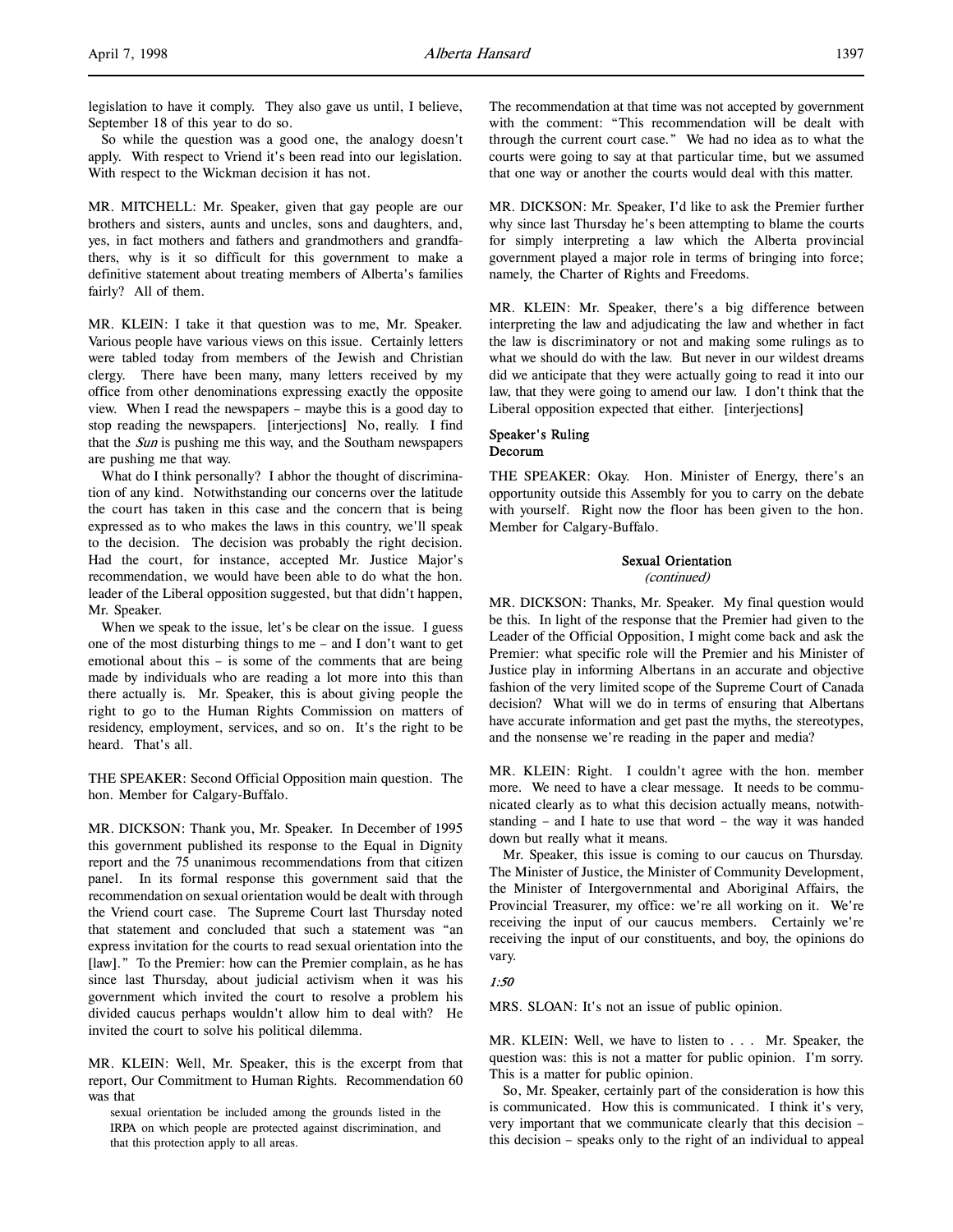legislation to have it comply. They also gave us until, I believe, September 18 of this year to do so.

So while the question was a good one, the analogy doesn't apply. With respect to Vriend it's been read into our legislation. With respect to the Wickman decision it has not.

MR. MITCHELL: Mr. Speaker, given that gay people are our brothers and sisters, aunts and uncles, sons and daughters, and, yes, in fact mothers and fathers and grandmothers and grandfathers, why is it so difficult for this government to make a definitive statement about treating members of Alberta's families fairly? All of them.

MR. KLEIN: I take it that question was to me, Mr. Speaker. Various people have various views on this issue. Certainly letters were tabled today from members of the Jewish and Christian clergy. There have been many, many letters received by my office from other denominations expressing exactly the opposite view. When I read the newspapers – maybe this is a good day to stop reading the newspapers. [interjections] No, really. I find that the *Sun* is pushing me this way, and the Southam newspapers are pushing me that way.

What do I think personally? I abhor the thought of discrimination of any kind. Notwithstanding our concerns over the latitude the court has taken in this case and the concern that is being expressed as to who makes the laws in this country, we'll speak to the decision. The decision was probably the right decision. Had the court, for instance, accepted Mr. Justice Major's recommendation, we would have been able to do what the hon. leader of the Liberal opposition suggested, but that didn't happen, Mr. Speaker.

When we speak to the issue, let's be clear on the issue. I guess one of the most disturbing things to me – and I don't want to get emotional about this – is some of the comments that are being made by individuals who are reading a lot more into this than there actually is. Mr. Speaker, this is about giving people the right to go to the Human Rights Commission on matters of residency, employment, services, and so on. It's the right to be heard. That's all.

THE SPEAKER: Second Official Opposition main question. The hon. Member for Calgary-Buffalo.

MR. DICKSON: Thank you, Mr. Speaker. In December of 1995 this government published its response to the Equal in Dignity report and the 75 unanimous recommendations from that citizen panel. In its formal response this government said that the recommendation on sexual orientation would be dealt with through the Vriend court case. The Supreme Court last Thursday noted that statement and concluded that such a statement was "an express invitation for the courts to read sexual orientation into the [law]." To the Premier: how can the Premier complain, as he has since last Thursday, about judicial activism when it was his government which invited the court to resolve a problem his divided caucus perhaps wouldn't allow him to deal with? He invited the court to solve his political dilemma.

MR. KLEIN: Well, Mr. Speaker, this is the excerpt from that report, Our Commitment to Human Rights. Recommendation 60 was that

> sexual orientation be included among the grounds listed in the IRPA on which people are protected against discrimination, and that this protection apply to all areas.

The recommendation at that time was not accepted by government with the comment: "This recommendation will be dealt with through the current court case." We had no idea as to what the courts were going to say at that particular time, but we assumed that one way or another the courts would deal with this matter.

MR. DICKSON: Mr. Speaker, I'd like to ask the Premier further why since last Thursday he's been attempting to blame the courts for simply interpreting a law which the Alberta provincial government played a major role in terms of bringing into force; namely, the Charter of Rights and Freedoms.

MR. KLEIN: Mr. Speaker, there's a big difference between interpreting the law and adjudicating the law and whether in fact the law is discriminatory or not and making some rulings as to what we should do with the law. But never in our wildest dreams did we anticipate that they were actually going to read it into our law, that they were going to amend our law. I don't think that the Liberal opposition expected that either. [interjections]

### Speaker's Ruling
### Decorum

THE SPEAKER: Okay. Hon. Minister of Energy, there's an opportunity outside this Assembly for you to carry on the debate with yourself. Right now the floor has been given to the hon. Member for Calgary-Buffalo.

### Sexual Orientation
*(continued)*

MR. DICKSON: Thanks, Mr. Speaker. My final question would be this. In light of the response that the Premier had given to the Leader of the Official Opposition, I might come back and ask the Premier: what specific role will the Premier and his Minister of Justice play in informing Albertans in an accurate and objective fashion of the very limited scope of the Supreme Court of Canada decision? What will we do in terms of ensuring that Albertans have accurate information and get past the myths, the stereotypes, and the nonsense we're reading in the paper and media?

MR. KLEIN: Right. I couldn't agree with the hon. member more. We need to have a clear message. It needs to be communicated clearly as to what this decision actually means, notwithstanding – and I hate to use that word – the way it was handed down but really what it means.

Mr. Speaker, this issue is coming to our caucus on Thursday. The Minister of Justice, the Minister of Community Development, the Minister of Intergovernmental and Aboriginal Affairs, the Provincial Treasurer, my office: we're all working on it. We're receiving the input of our caucus members. Certainly we're receiving the input of our constituents, and boy, the opinions do vary.

*1:50*

MRS. SLOAN: It's not an issue of public opinion.

MR. KLEIN: Well, we have to listen to . . . Mr. Speaker, the question was: this is not a matter for public opinion. I'm sorry. This is a matter for public opinion.

So, Mr. Speaker, certainly part of the consideration is how this is communicated. How this is communicated. I think it's very, very important that we communicate clearly that this decision – this decision – speaks only to the right of an individual to appeal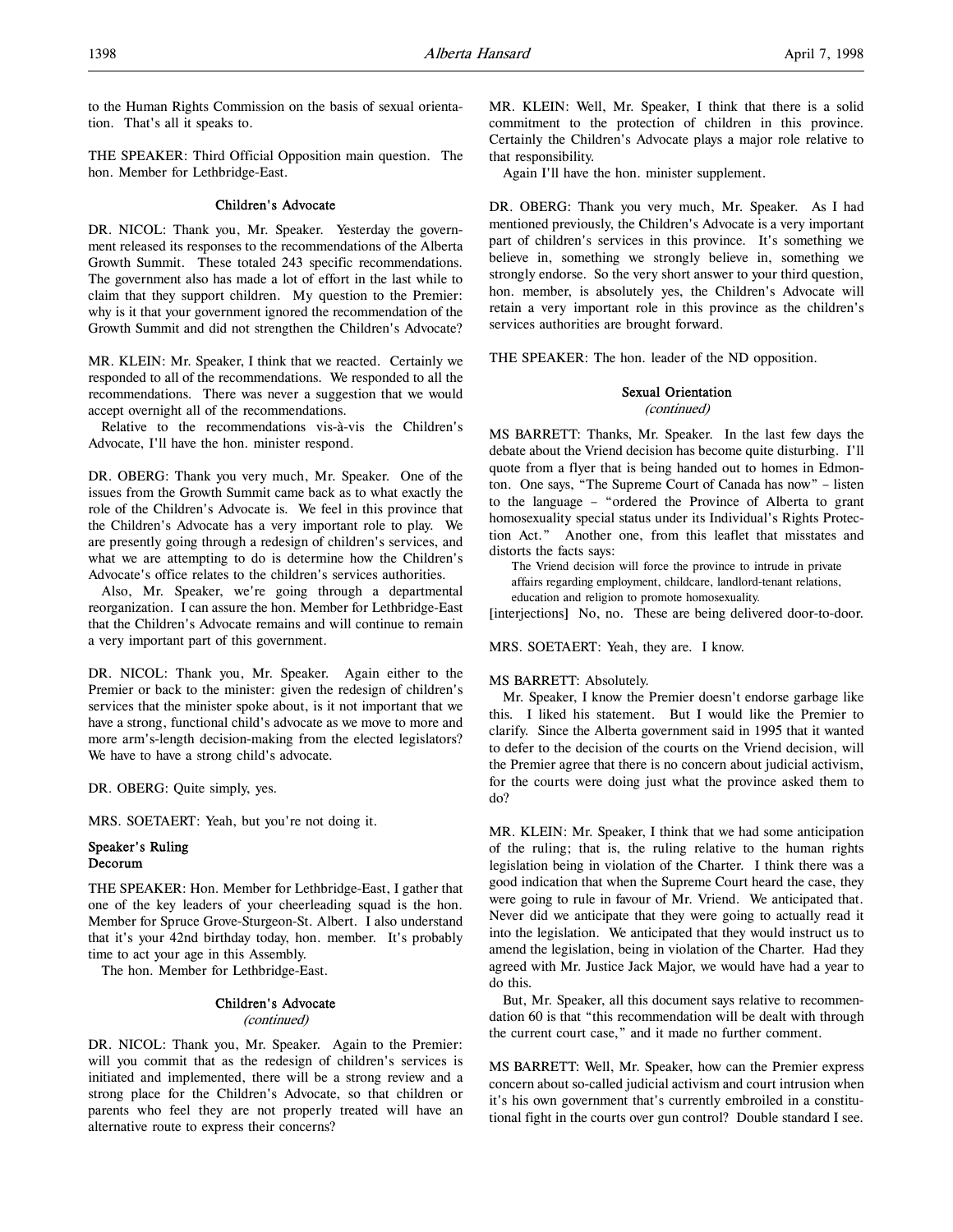to the Human Rights Commission on the basis of sexual orientation. That's all it speaks to.

THE SPEAKER: Third Official Opposition main question. The hon. Member for Lethbridge-East.

### Children's Advocate

DR. NICOL: Thank you, Mr. Speaker. Yesterday the government released its responses to the recommendations of the Alberta Growth Summit. These totaled 243 specific recommendations. The government also has made a lot of effort in the last while to claim that they support children. My question to the Premier: why is it that your government ignored the recommendation of the Growth Summit and did not strengthen the Children's Advocate?

MR. KLEIN: Mr. Speaker, I think that we reacted. Certainly we responded to all of the recommendations. We responded to all the recommendations. There was never a suggestion that we would accept overnight all of the recommendations.

Relative to the recommendations vis-à-vis the Children's Advocate, I'll have the hon. minister respond.

DR. OBERG: Thank you very much, Mr. Speaker. One of the issues from the Growth Summit came back as to what exactly the role of the Children's Advocate is. We feel in this province that the Children's Advocate has a very important role to play. We are presently going through a redesign of children's services, and what we are attempting to do is determine how the Children's Advocate's office relates to the children's services authorities.

Also, Mr. Speaker, we're going through a departmental reorganization. I can assure the hon. Member for Lethbridge-East that the Children's Advocate remains and will continue to remain a very important part of this government.

DR. NICOL: Thank you, Mr. Speaker. Again either to the Premier or back to the minister: given the redesign of children's services that the minister spoke about, is it not important that we have a strong, functional child's advocate as we move to more and more arm's-length decision-making from the elected legislators? We have to have a strong child's advocate.

DR. OBERG: Quite simply, yes.

MRS. SOETAERT: Yeah, but you're not doing it.

### Speaker's Ruling
### Decorum

THE SPEAKER: Hon. Member for Lethbridge-East, I gather that one of the key leaders of your cheerleading squad is the hon. Member for Spruce Grove-Sturgeon-St. Albert. I also understand that it's your 42nd birthday today, hon. member. It's probably time to act your age in this Assembly.

The hon. Member for Lethbridge-East.

### Children's Advocate
*(continued)*

DR. NICOL: Thank you, Mr. Speaker. Again to the Premier: will you commit that as the redesign of children's services is initiated and implemented, there will be a strong review and a strong place for the Children's Advocate, so that children or parents who feel they are not properly treated will have an alternative route to express their concerns?

MR. KLEIN: Well, Mr. Speaker, I think that there is a solid commitment to the protection of children in this province. Certainly the Children's Advocate plays a major role relative to that responsibility.

Again I'll have the hon. minister supplement.

DR. OBERG: Thank you very much, Mr. Speaker. As I had mentioned previously, the Children's Advocate is a very important part of children's services in this province. It's something we believe in, something we strongly believe in, something we strongly endorse. So the very short answer to your third question, hon. member, is absolutely yes, the Children's Advocate will retain a very important role in this province as the children's services authorities are brought forward.

THE SPEAKER: The hon. leader of the ND opposition.

### Sexual Orientation
*(continued)*

MS BARRETT: Thanks, Mr. Speaker. In the last few days the debate about the Vriend decision has become quite disturbing. I'll quote from a flyer that is being handed out to homes in Edmonton. One says, "The Supreme Court of Canada has now" – listen to the language – "ordered the Province of Alberta to grant homosexuality special status under its Individual's Rights Protection Act." Another one, from this leaflet that misstates and distorts the facts says:

> The Vriend decision will force the province to intrude in private affairs regarding employment, childcare, landlord-tenant relations, education and religion to promote homosexuality.

[interjections] No, no. These are being delivered door-to-door.

MRS. SOETAERT: Yeah, they are. I know.

MS BARRETT: Absolutely.

Mr. Speaker, I know the Premier doesn't endorse garbage like this. I liked his statement. But I would like the Premier to clarify. Since the Alberta government said in 1995 that it wanted to defer to the decision of the courts on the Vriend decision, will the Premier agree that there is no concern about judicial activism, for the courts were doing just what the province asked them to do?

MR. KLEIN: Mr. Speaker, I think that we had some anticipation of the ruling; that is, the ruling relative to the human rights legislation being in violation of the Charter. I think there was a good indication that when the Supreme Court heard the case, they were going to rule in favour of Mr. Vriend. We anticipated that. Never did we anticipate that they were going to actually read it into the legislation. We anticipated that they would instruct us to amend the legislation, being in violation of the Charter. Had they agreed with Mr. Justice Jack Major, we would have had a year to do this.

But, Mr. Speaker, all this document says relative to recommendation 60 is that "this recommendation will be dealt with through the current court case," and it made no further comment.

MS BARRETT: Well, Mr. Speaker, how can the Premier express concern about so-called judicial activism and court intrusion when it's his own government that's currently embroiled in a constitutional fight in the courts over gun control? Double standard I see.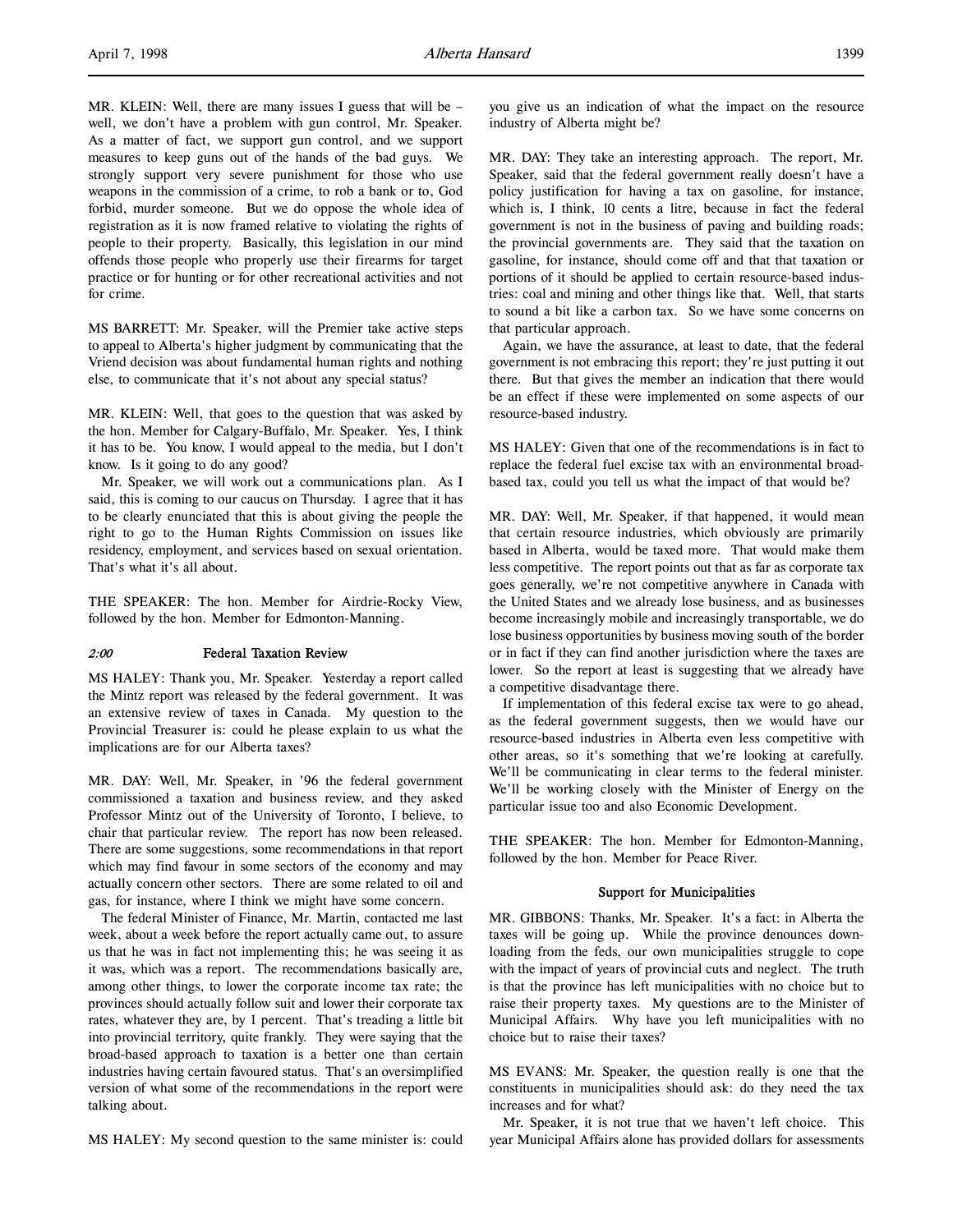MR. KLEIN: Well, there are many issues I guess that will be – well, we don't have a problem with gun control, Mr. Speaker. As a matter of fact, we support gun control, and we support measures to keep guns out of the hands of the bad guys. We strongly support very severe punishment for those who use weapons in the commission of a crime, to rob a bank or to, God forbid, murder someone. But we do oppose the whole idea of registration as it is now framed relative to violating the rights of people to their property. Basically, this legislation in our mind offends those people who properly use their firearms for target practice or for hunting or for other recreational activities and not for crime.

MS BARRETT: Mr. Speaker, will the Premier take active steps to appeal to Alberta's higher judgment by communicating that the Vriend decision was about fundamental human rights and nothing else, to communicate that it's not about any special status?

MR. KLEIN: Well, that goes to the question that was asked by the hon. Member for Calgary-Buffalo, Mr. Speaker. Yes, I think it has to be. You know, I would appeal to the media, but I don't know. Is it going to do any good?

Mr. Speaker, we will work out a communications plan. As I said, this is coming to our caucus on Thursday. I agree that it has to be clearly enunciated that this is about giving the people the right to go to the Human Rights Commission on issues like residency, employment, and services based on sexual orientation. That's what it's all about.

THE SPEAKER: The hon. Member for Airdrie-Rocky View, followed by the hon. Member for Edmonton-Manning.

### *2:00* Federal Taxation Review

MS HALEY: Thank you, Mr. Speaker. Yesterday a report called the Mintz report was released by the federal government. It was an extensive review of taxes in Canada. My question to the Provincial Treasurer is: could he please explain to us what the implications are for our Alberta taxes?

MR. DAY: Well, Mr. Speaker, in '96 the federal government commissioned a taxation and business review, and they asked Professor Mintz out of the University of Toronto, I believe, to chair that particular review. The report has now been released. There are some suggestions, some recommendations in that report which may find favour in some sectors of the economy and may actually concern other sectors. There are some related to oil and gas, for instance, where I think we might have some concern.

The federal Minister of Finance, Mr. Martin, contacted me last week, about a week before the report actually came out, to assure us that he was in fact not implementing this; he was seeing it as it was, which was a report. The recommendations basically are, among other things, to lower the corporate income tax rate; the provinces should actually follow suit and lower their corporate tax rates, whatever they are, by 1 percent. That's treading a little bit into provincial territory, quite frankly. They were saying that the broad-based approach to taxation is a better one than certain industries having certain favoured status. That's an oversimplified version of what some of the recommendations in the report were talking about.

MS HALEY: My second question to the same minister is: could you give us an indication of what the impact on the resource industry of Alberta might be?

MR. DAY: They take an interesting approach. The report, Mr. Speaker, said that the federal government really doesn't have a policy justification for having a tax on gasoline, for instance, which is, I think, 10 cents a litre, because in fact the federal government is not in the business of paving and building roads; the provincial governments are. They said that the taxation on gasoline, for instance, should come off and that that taxation or portions of it should be applied to certain resource-based industries: coal and mining and other things like that. Well, that starts to sound a bit like a carbon tax. So we have some concerns on that particular approach.

Again, we have the assurance, at least to date, that the federal government is not embracing this report; they're just putting it out there. But that gives the member an indication that there would be an effect if these were implemented on some aspects of our resource-based industry.

MS HALEY: Given that one of the recommendations is in fact to replace the federal fuel excise tax with an environmental broad-based tax, could you tell us what the impact of that would be?

MR. DAY: Well, Mr. Speaker, if that happened, it would mean that certain resource industries, which obviously are primarily based in Alberta, would be taxed more. That would make them less competitive. The report points out that as far as corporate tax goes generally, we're not competitive anywhere in Canada with the United States and we already lose business, and as businesses become increasingly mobile and increasingly transportable, we do lose business opportunities by business moving south of the border or in fact if they can find another jurisdiction where the taxes are lower. So the report at least is suggesting that we already have a competitive disadvantage there.

If implementation of this federal excise tax were to go ahead, as the federal government suggests, then we would have our resource-based industries in Alberta even less competitive with other areas, so it's something that we're looking at carefully. We'll be communicating in clear terms to the federal minister. We'll be working closely with the Minister of Energy on the particular issue too and also Economic Development.

THE SPEAKER: The hon. Member for Edmonton-Manning, followed by the hon. Member for Peace River.

### Support for Municipalities

MR. GIBBONS: Thanks, Mr. Speaker. It's a fact: in Alberta the taxes will be going up. While the province denounces downloading from the feds, our own municipalities struggle to cope with the impact of years of provincial cuts and neglect. The truth is that the province has left municipalities with no choice but to raise their property taxes. My questions are to the Minister of Municipal Affairs. Why have you left municipalities with no choice but to raise their taxes?

MS EVANS: Mr. Speaker, the question really is one that the constituents in municipalities should ask: do they need the tax increases and for what?

Mr. Speaker, it is not true that we haven't left choice. This year Municipal Affairs alone has provided dollars for assessments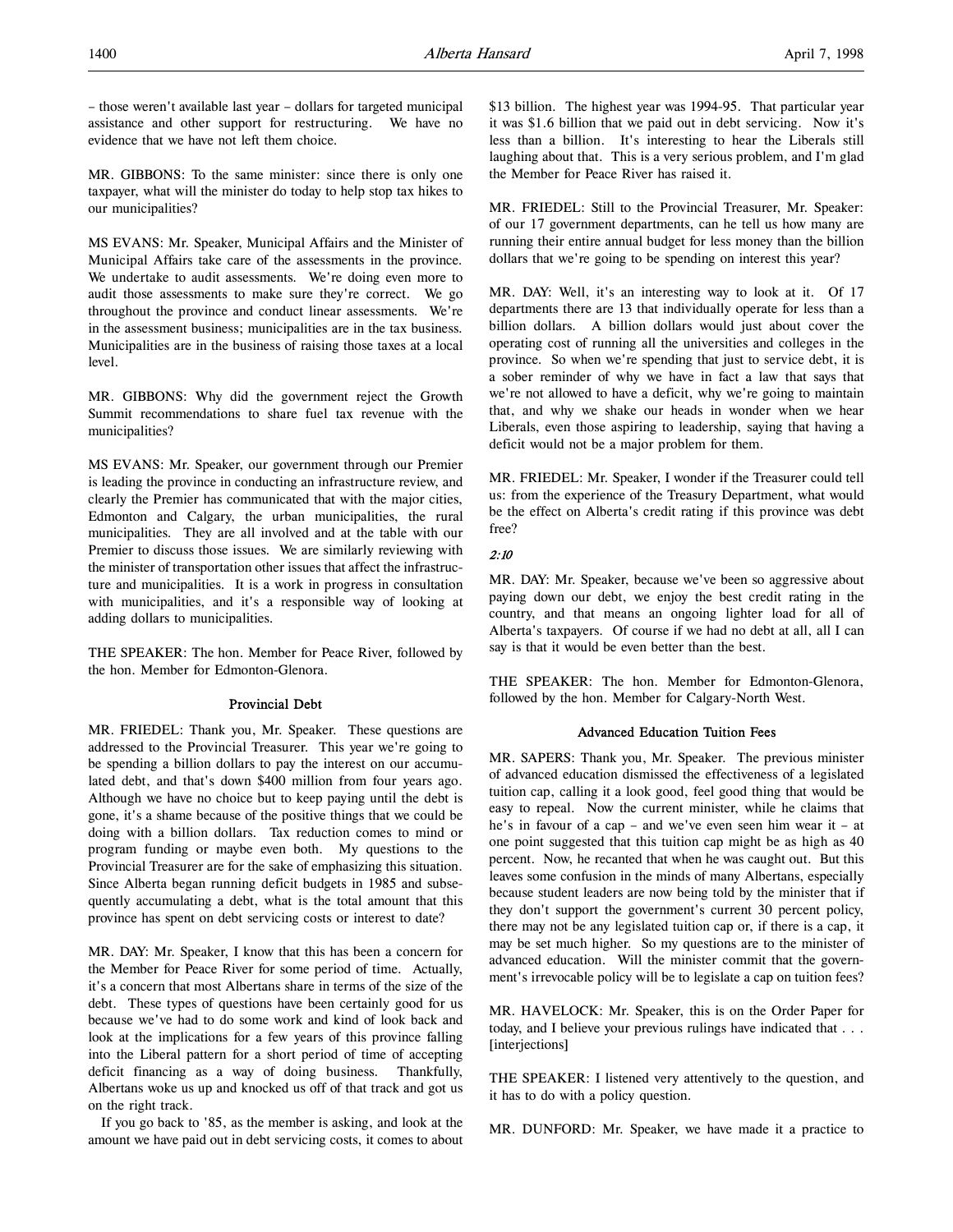– those weren't available last year – dollars for targeted municipal assistance and other support for restructuring. We have no evidence that we have not left them choice.

MR. GIBBONS: To the same minister: since there is only one taxpayer, what will the minister do today to help stop tax hikes to our municipalities?

MS EVANS: Mr. Speaker, Municipal Affairs and the Minister of Municipal Affairs take care of the assessments in the province. We undertake to audit assessments. We're doing even more to audit those assessments to make sure they're correct. We go throughout the province and conduct linear assessments. We're in the assessment business; municipalities are in the tax business. Municipalities are in the business of raising those taxes at a local level.

MR. GIBBONS: Why did the government reject the Growth Summit recommendations to share fuel tax revenue with the municipalities?

MS EVANS: Mr. Speaker, our government through our Premier is leading the province in conducting an infrastructure review, and clearly the Premier has communicated that with the major cities, Edmonton and Calgary, the urban municipalities, the rural municipalities. They are all involved and at the table with our Premier to discuss those issues. We are similarly reviewing with the minister of transportation other issues that affect the infrastructure and municipalities. It is a work in progress in consultation with municipalities, and it's a responsible way of looking at adding dollars to municipalities.

THE SPEAKER: The hon. Member for Peace River, followed by the hon. Member for Edmonton-Glenora.

### Provincial Debt

MR. FRIEDEL: Thank you, Mr. Speaker. These questions are addressed to the Provincial Treasurer. This year we're going to be spending a billion dollars to pay the interest on our accumulated debt, and that's down $400 million from four years ago. Although we have no choice but to keep paying until the debt is gone, it's a shame because of the positive things that we could be doing with a billion dollars. Tax reduction comes to mind or program funding or maybe even both. My questions to the Provincial Treasurer are for the sake of emphasizing this situation. Since Alberta began running deficit budgets in 1985 and subsequently accumulating a debt, what is the total amount that this province has spent on debt servicing costs or interest to date?

MR. DAY: Mr. Speaker, I know that this has been a concern for the Member for Peace River for some period of time. Actually, it's a concern that most Albertans share in terms of the size of the debt. These types of questions have been certainly good for us because we've had to do some work and kind of look back and look at the implications for a few years of this province falling into the Liberal pattern for a short period of time of accepting deficit financing as a way of doing business. Thankfully, Albertans woke us up and knocked us off of that track and got us on the right track.

If you go back to '85, as the member is asking, and look at the amount we have paid out in debt servicing costs, it comes to about $13 billion. The highest year was 1994-95. That particular year it was $1.6 billion that we paid out in debt servicing. Now it's less than a billion. It's interesting to hear the Liberals still laughing about that. This is a very serious problem, and I'm glad the Member for Peace River has raised it.

MR. FRIEDEL: Still to the Provincial Treasurer, Mr. Speaker: of our 17 government departments, can he tell us how many are running their entire annual budget for less money than the billion dollars that we're going to be spending on interest this year?

MR. DAY: Well, it's an interesting way to look at it. Of 17 departments there are 13 that individually operate for less than a billion dollars. A billion dollars would just about cover the operating cost of running all the universities and colleges in the province. So when we're spending that just to service debt, it is a sober reminder of why we have in fact a law that says that we're not allowed to have a deficit, why we're going to maintain that, and why we shake our heads in wonder when we hear Liberals, even those aspiring to leadership, saying that having a deficit would not be a major problem for them.

MR. FRIEDEL: Mr. Speaker, I wonder if the Treasurer could tell us: from the experience of the Treasury Department, what would be the effect on Alberta's credit rating if this province was debt free?

*2:10*

MR. DAY: Mr. Speaker, because we've been so aggressive about paying down our debt, we enjoy the best credit rating in the country, and that means an ongoing lighter load for all of Alberta's taxpayers. Of course if we had no debt at all, all I can say is that it would be even better than the best.

THE SPEAKER: The hon. Member for Edmonton-Glenora, followed by the hon. Member for Calgary-North West.

### Advanced Education Tuition Fees

MR. SAPERS: Thank you, Mr. Speaker. The previous minister of advanced education dismissed the effectiveness of a legislated tuition cap, calling it a look good, feel good thing that would be easy to repeal. Now the current minister, while he claims that he's in favour of a cap – and we've even seen him wear it – at one point suggested that this tuition cap might be as high as 40 percent. Now, he recanted that when he was caught out. But this leaves some confusion in the minds of many Albertans, especially because student leaders are now being told by the minister that if they don't support the government's current 30 percent policy, there may not be any legislated tuition cap or, if there is a cap, it may be set much higher. So my questions are to the minister of advanced education. Will the minister commit that the government's irrevocable policy will be to legislate a cap on tuition fees?

MR. HAVELOCK: Mr. Speaker, this is on the Order Paper for today, and I believe your previous rulings have indicated that . . . [interjections]

THE SPEAKER: I listened very attentively to the question, and it has to do with a policy question.

MR. DUNFORD: Mr. Speaker, we have made it a practice to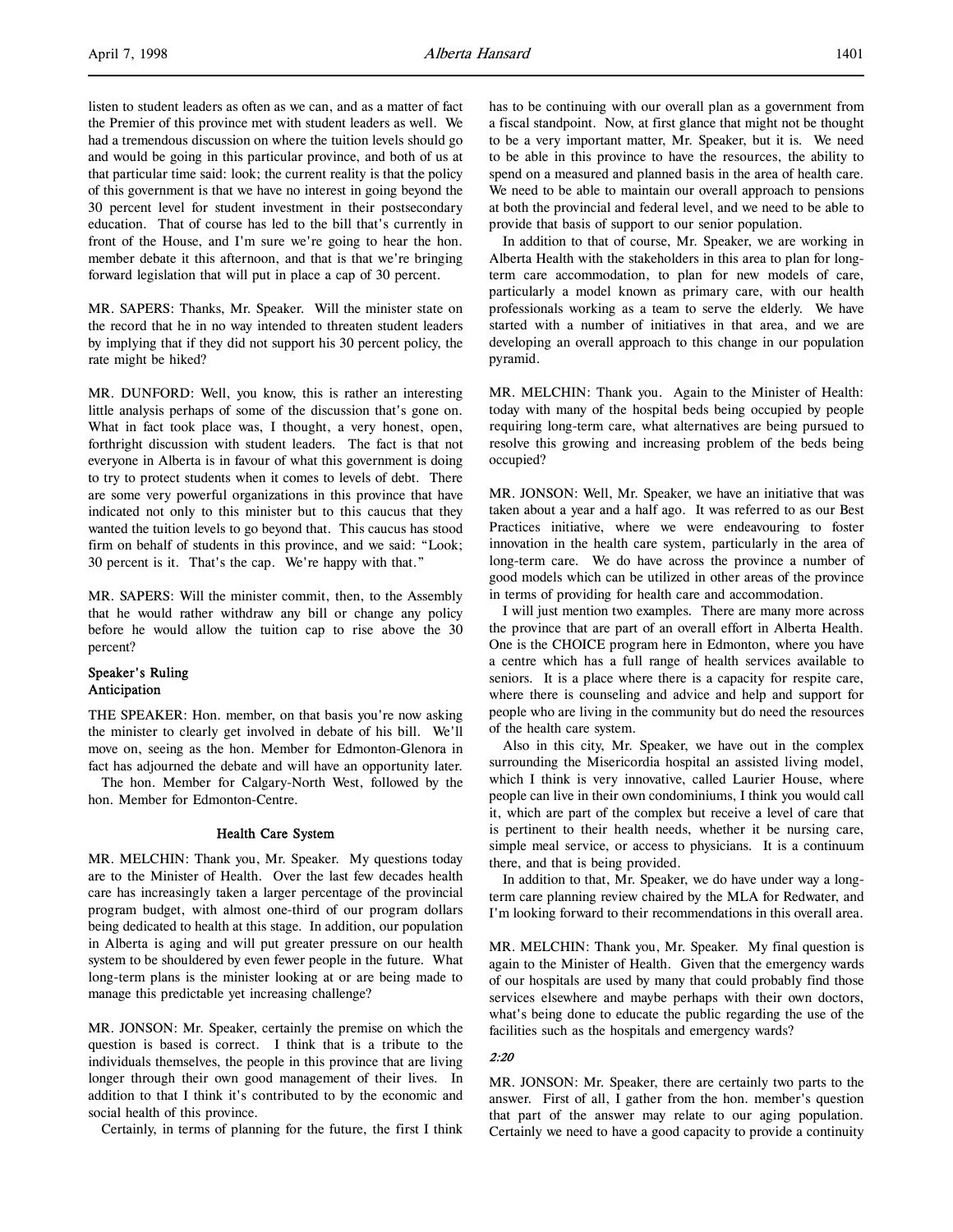listen to student leaders as often as we can, and as a matter of fact the Premier of this province met with student leaders as well. We had a tremendous discussion on where the tuition levels should go and would be going in this particular province, and both of us at that particular time said: look; the current reality is that the policy of this government is that we have no interest in going beyond the 30 percent level for student investment in their postsecondary education. That of course has led to the bill that's currently in front of the House, and I'm sure we're going to hear the hon. member debate it this afternoon, and that is that we're bringing forward legislation that will put in place a cap of 30 percent.

MR. SAPERS: Thanks, Mr. Speaker. Will the minister state on the record that he in no way intended to threaten student leaders by implying that if they did not support his 30 percent policy, the rate might be hiked?

MR. DUNFORD: Well, you know, this is rather an interesting little analysis perhaps of some of the discussion that's gone on. What in fact took place was, I thought, a very honest, open, forthright discussion with student leaders. The fact is that not everyone in Alberta is in favour of what this government is doing to try to protect students when it comes to levels of debt. There are some very powerful organizations in this province that have indicated not only to this minister but to this caucus that they wanted the tuition levels to go beyond that. This caucus has stood firm on behalf of students in this province, and we said: "Look; 30 percent is it. That's the cap. We're happy with that."

MR. SAPERS: Will the minister commit, then, to the Assembly that he would rather withdraw any bill or change any policy before he would allow the tuition cap to rise above the 30 percent?

### Speaker's Ruling
### Anticipation

THE SPEAKER: Hon. member, on that basis you're now asking the minister to clearly get involved in debate of his bill. We'll move on, seeing as the hon. Member for Edmonton-Glenora in fact has adjourned the debate and will have an opportunity later.

The hon. Member for Calgary-North West, followed by the hon. Member for Edmonton-Centre.

### Health Care System

MR. MELCHIN: Thank you, Mr. Speaker. My questions today are to the Minister of Health. Over the last few decades health care has increasingly taken a larger percentage of the provincial program budget, with almost one-third of our program dollars being dedicated to health at this stage. In addition, our population in Alberta is aging and will put greater pressure on our health system to be shouldered by even fewer people in the future. What long-term plans is the minister looking at or are being made to manage this predictable yet increasing challenge?

MR. JONSON: Mr. Speaker, certainly the premise on which the question is based is correct. I think that is a tribute to the individuals themselves, the people in this province that are living longer through their own good management of their lives. In addition to that I think it's contributed to by the economic and social health of this province.

Certainly, in terms of planning for the future, the first I think has to be continuing with our overall plan as a government from a fiscal standpoint. Now, at first glance that might not be thought to be a very important matter, Mr. Speaker, but it is. We need to be able in this province to have the resources, the ability to spend on a measured and planned basis in the area of health care. We need to be able to maintain our overall approach to pensions at both the provincial and federal level, and we need to be able to provide that basis of support to our senior population.

In addition to that of course, Mr. Speaker, we are working in Alberta Health with the stakeholders in this area to plan for long-term care accommodation, to plan for new models of care, particularly a model known as primary care, with our health professionals working as a team to serve the elderly. We have started with a number of initiatives in that area, and we are developing an overall approach to this change in our population pyramid.

MR. MELCHIN: Thank you. Again to the Minister of Health: today with many of the hospital beds being occupied by people requiring long-term care, what alternatives are being pursued to resolve this growing and increasing problem of the beds being occupied?

MR. JONSON: Well, Mr. Speaker, we have an initiative that was taken about a year and a half ago. It was referred to as our Best Practices initiative, where we were endeavouring to foster innovation in the health care system, particularly in the area of long-term care. We do have across the province a number of good models which can be utilized in other areas of the province in terms of providing for health care and accommodation.

I will just mention two examples. There are many more across the province that are part of an overall effort in Alberta Health. One is the CHOICE program here in Edmonton, where you have a centre which has a full range of health services available to seniors. It is a place where there is a capacity for respite care, where there is counseling and advice and help and support for people who are living in the community but do need the resources of the health care system.

Also in this city, Mr. Speaker, we have out in the complex surrounding the Misericordia hospital an assisted living model, which I think is very innovative, called Laurier House, where people can live in their own condominiums, I think you would call it, which are part of the complex but receive a level of care that is pertinent to their health needs, whether it be nursing care, simple meal service, or access to physicians. It is a continuum there, and that is being provided.

In addition to that, Mr. Speaker, we do have under way a long-term care planning review chaired by the MLA for Redwater, and I'm looking forward to their recommendations in this overall area.

MR. MELCHIN: Thank you, Mr. Speaker. My final question is again to the Minister of Health. Given that the emergency wards of our hospitals are used by many that could probably find those services elsewhere and maybe perhaps with their own doctors, what's being done to educate the public regarding the use of the facilities such as the hospitals and emergency wards?

*2:20*

MR. JONSON: Mr. Speaker, there are certainly two parts to the answer. First of all, I gather from the hon. member's question that part of the answer may relate to our aging population. Certainly we need to have a good capacity to provide a continuity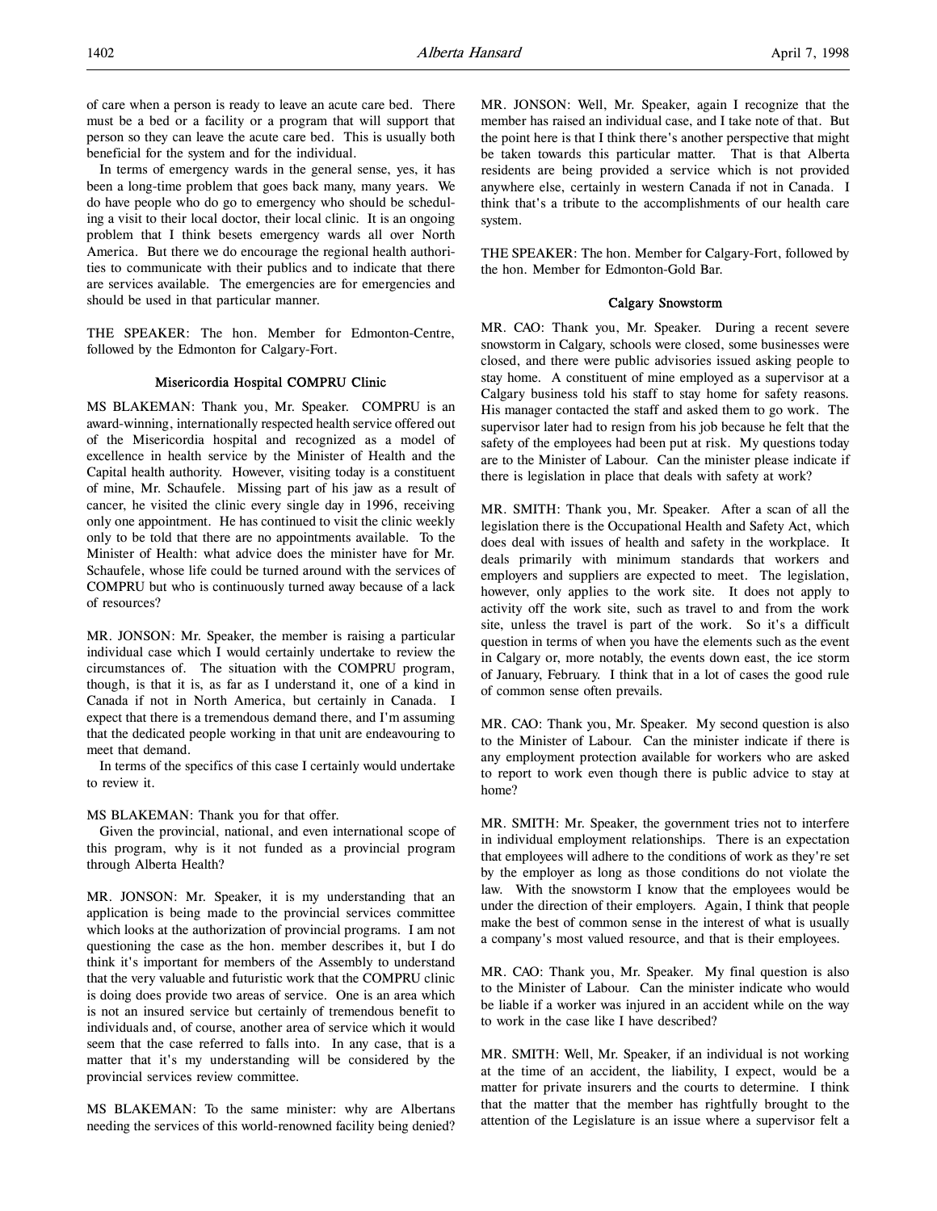of care when a person is ready to leave an acute care bed. There must be a bed or a facility or a program that will support that person so they can leave the acute care bed. This is usually both beneficial for the system and for the individual.

In terms of emergency wards in the general sense, yes, it has been a long-time problem that goes back many, many years. We do have people who do go to emergency who should be scheduling a visit to their local doctor, their local clinic. It is an ongoing problem that I think besets emergency wards all over North America. But there we do encourage the regional health authorities to communicate with their publics and to indicate that there are services available. The emergencies are for emergencies and should be used in that particular manner.

THE SPEAKER: The hon. Member for Edmonton-Centre, followed by the Edmonton for Calgary-Fort.

### Misericordia Hospital COMPRU Clinic

MS BLAKEMAN: Thank you, Mr. Speaker. COMPRU is an award-winning, internationally respected health service offered out of the Misericordia hospital and recognized as a model of excellence in health service by the Minister of Health and the Capital health authority. However, visiting today is a constituent of mine, Mr. Schaufele. Missing part of his jaw as a result of cancer, he visited the clinic every single day in 1996, receiving only one appointment. He has continued to visit the clinic weekly only to be told that there are no appointments available. To the Minister of Health: what advice does the minister have for Mr. Schaufele, whose life could be turned around with the services of COMPRU but who is continuously turned away because of a lack of resources?

MR. JONSON: Mr. Speaker, the member is raising a particular individual case which I would certainly undertake to review the circumstances of. The situation with the COMPRU program, though, is that it is, as far as I understand it, one of a kind in Canada if not in North America, but certainly in Canada. I expect that there is a tremendous demand there, and I'm assuming that the dedicated people working in that unit are endeavouring to meet that demand.

In terms of the specifics of this case I certainly would undertake to review it.

MS BLAKEMAN: Thank you for that offer.

Given the provincial, national, and even international scope of this program, why is it not funded as a provincial program through Alberta Health?

MR. JONSON: Mr. Speaker, it is my understanding that an application is being made to the provincial services committee which looks at the authorization of provincial programs. I am not questioning the case as the hon. member describes it, but I do think it's important for members of the Assembly to understand that the very valuable and futuristic work that the COMPRU clinic is doing does provide two areas of service. One is an area which is not an insured service but certainly of tremendous benefit to individuals and, of course, another area of service which it would seem that the case referred to falls into. In any case, that is a matter that it's my understanding will be considered by the provincial services review committee.

MS BLAKEMAN: To the same minister: why are Albertans needing the services of this world-renowned facility being denied?

MR. JONSON: Well, Mr. Speaker, again I recognize that the member has raised an individual case, and I take note of that. But the point here is that I think there's another perspective that might be taken towards this particular matter. That is that Alberta residents are being provided a service which is not provided anywhere else, certainly in western Canada if not in Canada. I think that's a tribute to the accomplishments of our health care system.

THE SPEAKER: The hon. Member for Calgary-Fort, followed by the hon. Member for Edmonton-Gold Bar.

### Calgary Snowstorm

MR. CAO: Thank you, Mr. Speaker. During a recent severe snowstorm in Calgary, schools were closed, some businesses were closed, and there were public advisories issued asking people to stay home. A constituent of mine employed as a supervisor at a Calgary business told his staff to stay home for safety reasons. His manager contacted the staff and asked them to go work. The supervisor later had to resign from his job because he felt that the safety of the employees had been put at risk. My questions today are to the Minister of Labour. Can the minister please indicate if there is legislation in place that deals with safety at work?

MR. SMITH: Thank you, Mr. Speaker. After a scan of all the legislation there is the Occupational Health and Safety Act, which does deal with issues of health and safety in the workplace. It deals primarily with minimum standards that workers and employers and suppliers are expected to meet. The legislation, however, only applies to the work site. It does not apply to activity off the work site, such as travel to and from the work site, unless the travel is part of the work. So it's a difficult question in terms of when you have the elements such as the event in Calgary or, more notably, the events down east, the ice storm of January, February. I think that in a lot of cases the good rule of common sense often prevails.

MR. CAO: Thank you, Mr. Speaker. My second question is also to the Minister of Labour. Can the minister indicate if there is any employment protection available for workers who are asked to report to work even though there is public advice to stay at home?

MR. SMITH: Mr. Speaker, the government tries not to interfere in individual employment relationships. There is an expectation that employees will adhere to the conditions of work as they're set by the employer as long as those conditions do not violate the law. With the snowstorm I know that the employees would be under the direction of their employers. Again, I think that people make the best of common sense in the interest of what is usually a company's most valued resource, and that is their employees.

MR. CAO: Thank you, Mr. Speaker. My final question is also to the Minister of Labour. Can the minister indicate who would be liable if a worker was injured in an accident while on the way to work in the case like I have described?

MR. SMITH: Well, Mr. Speaker, if an individual is not working at the time of an accident, the liability, I expect, would be a matter for private insurers and the courts to determine. I think that the matter that the member has rightfully brought to the attention of the Legislature is an issue where a supervisor felt a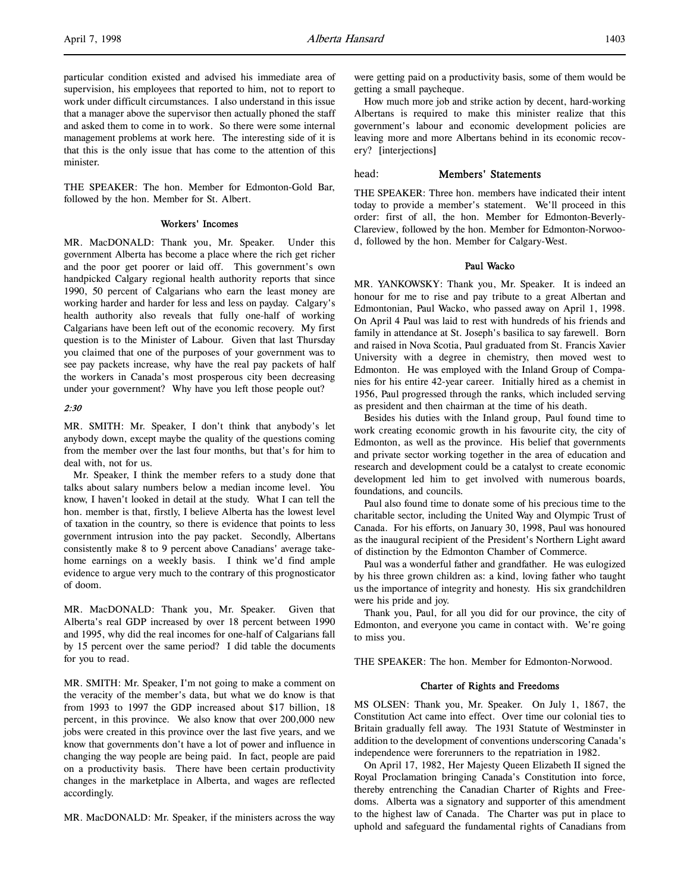particular condition existed and advised his immediate area of supervision, his employees that reported to him, not to report to work under difficult circumstances. I also understand in this issue that a manager above the supervisor then actually phoned the staff and asked them to come in to work. So there were some internal management problems at work here. The interesting side of it is that this is the only issue that has come to the attention of this minister.

THE SPEAKER: The hon. Member for Edmonton-Gold Bar, followed by the hon. Member for St. Albert.

### Workers' Incomes

MR. MacDONALD: Thank you, Mr. Speaker. Under this government Alberta has become a place where the rich get richer and the poor get poorer or laid off. This government's own handpicked Calgary regional health authority reports that since 1990, 50 percent of Calgarians who earn the least money are working harder and harder for less and less on payday. Calgary's health authority also reveals that fully one-half of working Calgarians have been left out of the economic recovery. My first question is to the Minister of Labour. Given that last Thursday you claimed that one of the purposes of your government was to see pay packets increase, why have the real pay packets of half the workers in Canada's most prosperous city been decreasing under your government? Why have you left those people out?

*2:30*

MR. SMITH: Mr. Speaker, I don't think that anybody's let anybody down, except maybe the quality of the questions coming from the member over the last four months, but that's for him to deal with, not for us.

Mr. Speaker, I think the member refers to a study done that talks about salary numbers below a median income level. You know, I haven't looked in detail at the study. What I can tell the hon. member is that, firstly, I believe Alberta has the lowest level of taxation in the country, so there is evidence that points to less government intrusion into the pay packet. Secondly, Albertans consistently make 8 to 9 percent above Canadians' average take-home earnings on a weekly basis. I think we'd find ample evidence to argue very much to the contrary of this prognosticator of doom.

MR. MacDONALD: Thank you, Mr. Speaker. Given that Alberta's real GDP increased by over 18 percent between 1990 and 1995, why did the real incomes for one-half of Calgarians fall by 15 percent over the same period? I did table the documents for you to read.

MR. SMITH: Mr. Speaker, I'm not going to make a comment on the veracity of the member's data, but what we do know is that from 1993 to 1997 the GDP increased about $17 billion, 18 percent, in this province. We also know that over 200,000 new jobs were created in this province over the last five years, and we know that governments don't have a lot of power and influence in changing the way people are being paid. In fact, people are paid on a productivity basis. There have been certain productivity changes in the marketplace in Alberta, and wages are reflected accordingly.

MR. MacDONALD: Mr. Speaker, if the ministers across the way were getting paid on a productivity basis, some of them would be getting a small paycheque.

How much more job and strike action by decent, hard-working Albertans is required to make this minister realize that this government's labour and economic development policies are leaving more and more Albertans behind in its economic recovery? [interjections]

## head: Members' Statements

THE SPEAKER: Three hon. members have indicated their intent today to provide a member's statement. We'll proceed in this order: first of all, the hon. Member for Edmonton-Beverly-Clareview, followed by the hon. Member for Edmonton-Norwood, followed by the hon. Member for Calgary-West.

### Paul Wacko

MR. YANKOWSKY: Thank you, Mr. Speaker. It is indeed an honour for me to rise and pay tribute to a great Albertan and Edmontonian, Paul Wacko, who passed away on April 1, 1998. On April 4 Paul was laid to rest with hundreds of his friends and family in attendance at St. Joseph's basilica to say farewell. Born and raised in Nova Scotia, Paul graduated from St. Francis Xavier University with a degree in chemistry, then moved west to Edmonton. He was employed with the Inland Group of Companies for his entire 42-year career. Initially hired as a chemist in 1956, Paul progressed through the ranks, which included serving as president and then chairman at the time of his death.

Besides his duties with the Inland group, Paul found time to work creating economic growth in his favourite city, the city of Edmonton, as well as the province. His belief that governments and private sector working together in the area of education and research and development could be a catalyst to create economic development led him to get involved with numerous boards, foundations, and councils.

Paul also found time to donate some of his precious time to the charitable sector, including the United Way and Olympic Trust of Canada. For his efforts, on January 30, 1998, Paul was honoured as the inaugural recipient of the President's Northern Light award of distinction by the Edmonton Chamber of Commerce.

Paul was a wonderful father and grandfather. He was eulogized by his three grown children as: a kind, loving father who taught us the importance of integrity and honesty. His six grandchildren were his pride and joy.

Thank you, Paul, for all you did for our province, the city of Edmonton, and everyone you came in contact with. We're going to miss you.

THE SPEAKER: The hon. Member for Edmonton-Norwood.

### Charter of Rights and Freedoms

MS OLSEN: Thank you, Mr. Speaker. On July 1, 1867, the Constitution Act came into effect. Over time our colonial ties to Britain gradually fell away. The 1931 Statute of Westminster in addition to the development of conventions underscoring Canada's independence were forerunners to the repatriation in 1982.

On April 17, 1982, Her Majesty Queen Elizabeth II signed the Royal Proclamation bringing Canada's Constitution into force, thereby entrenching the Canadian Charter of Rights and Freedoms. Alberta was a signatory and supporter of this amendment to the highest law of Canada. The Charter was put in place to uphold and safeguard the fundamental rights of Canadians from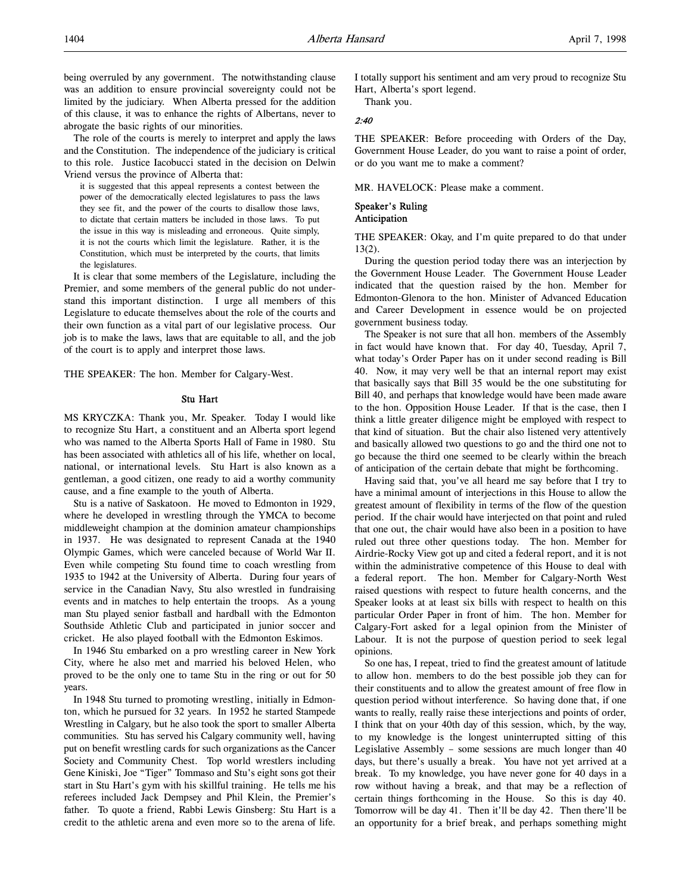being overruled by any government. The notwithstanding clause was an addition to ensure provincial sovereignty could not be limited by the judiciary. When Alberta pressed for the addition of this clause, it was to enhance the rights of Albertans, never to abrogate the basic rights of our minorities.

The role of the courts is merely to interpret and apply the laws and the Constitution. The independence of the judiciary is critical to this role. Justice Iacobucci stated in the decision on Delwin Vriend versus the province of Alberta that:

> it is suggested that this appeal represents a contest between the power of the democratically elected legislatures to pass the laws they see fit, and the power of the courts to disallow those laws, to dictate that certain matters be included in those laws. To put the issue in this way is misleading and erroneous. Quite simply, it is not the courts which limit the legislature. Rather, it is the Constitution, which must be interpreted by the courts, that limits the legislatures.

It is clear that some members of the Legislature, including the Premier, and some members of the general public do not understand this important distinction. I urge all members of this Legislature to educate themselves about the role of the courts and their own function as a vital part of our legislative process. Our job is to make the laws, laws that are equitable to all, and the job of the court is to apply and interpret those laws.

THE SPEAKER: The hon. Member for Calgary-West.

## Stu Hart

MS KRYCZKA: Thank you, Mr. Speaker. Today I would like to recognize Stu Hart, a constituent and an Alberta sport legend who was named to the Alberta Sports Hall of Fame in 1980. Stu has been associated with athletics all of his life, whether on local, national, or international levels. Stu Hart is also known as a gentleman, a good citizen, one ready to aid a worthy community cause, and a fine example to the youth of Alberta.

Stu is a native of Saskatoon. He moved to Edmonton in 1929, where he developed in wrestling through the YMCA to become middleweight champion at the dominion amateur championships in 1937. He was designated to represent Canada at the 1940 Olympic Games, which were canceled because of World War II. Even while competing Stu found time to coach wrestling from 1935 to 1942 at the University of Alberta. During four years of service in the Canadian Navy, Stu also wrestled in fundraising events and in matches to help entertain the troops. As a young man Stu played senior fastball and hardball with the Edmonton Southside Athletic Club and participated in junior soccer and cricket. He also played football with the Edmonton Eskimos.

In 1946 Stu embarked on a pro wrestling career in New York City, where he also met and married his beloved Helen, who proved to be the only one to tame Stu in the ring or out for 50 years.

In 1948 Stu turned to promoting wrestling, initially in Edmonton, which he pursued for 32 years. In 1952 he started Stampede Wrestling in Calgary, but he also took the sport to smaller Alberta communities. Stu has served his Calgary community well, having put on benefit wrestling cards for such organizations as the Cancer Society and Community Chest. Top world wrestlers including Gene Kiniski, Joe "Tiger" Tommaso and Stu's eight sons got their start in Stu Hart's gym with his skillful training. He tells me his referees included Jack Dempsey and Phil Klein, the Premier's father. To quote a friend, Rabbi Lewis Ginsberg: Stu Hart is a credit to the athletic arena and even more so to the arena of life. I totally support his sentiment and am very proud to recognize Stu Hart, Alberta's sport legend.

Thank you.

*2:40*

THE SPEAKER: Before proceeding with Orders of the Day, Government House Leader, do you want to raise a point of order, or do you want me to make a comment?

MR. HAVELOCK: Please make a comment.

## Speaker's Ruling
## Anticipation

THE SPEAKER: Okay, and I'm quite prepared to do that under 13(2).

During the question period today there was an interjection by the Government House Leader. The Government House Leader indicated that the question raised by the hon. Member for Edmonton-Glenora to the hon. Minister of Advanced Education and Career Development in essence would be on projected government business today.

The Speaker is not sure that all hon. members of the Assembly in fact would have known that. For day 40, Tuesday, April 7, what today's Order Paper has on it under second reading is Bill 40. Now, it may very well be that an internal report may exist that basically says that Bill 35 would be the one substituting for Bill 40, and perhaps that knowledge would have been made aware to the hon. Opposition House Leader. If that is the case, then I think a little greater diligence might be employed with respect to that kind of situation. But the chair also listened very attentively and basically allowed two questions to go and the third one not to go because the third one seemed to be clearly within the breach of anticipation of the certain debate that might be forthcoming.

Having said that, you've all heard me say before that I try to have a minimal amount of interjections in this House to allow the greatest amount of flexibility in terms of the flow of the question period. If the chair would have interjected on that point and ruled that one out, the chair would have also been in a position to have ruled out three other questions today. The hon. Member for Airdrie-Rocky View got up and cited a federal report, and it is not within the administrative competence of this House to deal with a federal report. The hon. Member for Calgary-North West raised questions with respect to future health concerns, and the Speaker looks at at least six bills with respect to health on this particular Order Paper in front of him. The hon. Member for Calgary-Fort asked for a legal opinion from the Minister of Labour. It is not the purpose of question period to seek legal opinions.

So one has, I repeat, tried to find the greatest amount of latitude to allow hon. members to do the best possible job they can for their constituents and to allow the greatest amount of free flow in question period without interference. So having done that, if one wants to really, really raise these interjections and points of order, I think that on your 40th day of this session, which, by the way, to my knowledge is the longest uninterrupted sitting of this Legislative Assembly – some sessions are much longer than 40 days, but there's usually a break. You have not yet arrived at a break. To my knowledge, you have never gone for 40 days in a row without having a break, and that may be a reflection of certain things forthcoming in the House. So this is day 40. Tomorrow will be day 41. Then it'll be day 42. Then there'll be an opportunity for a brief break, and perhaps something might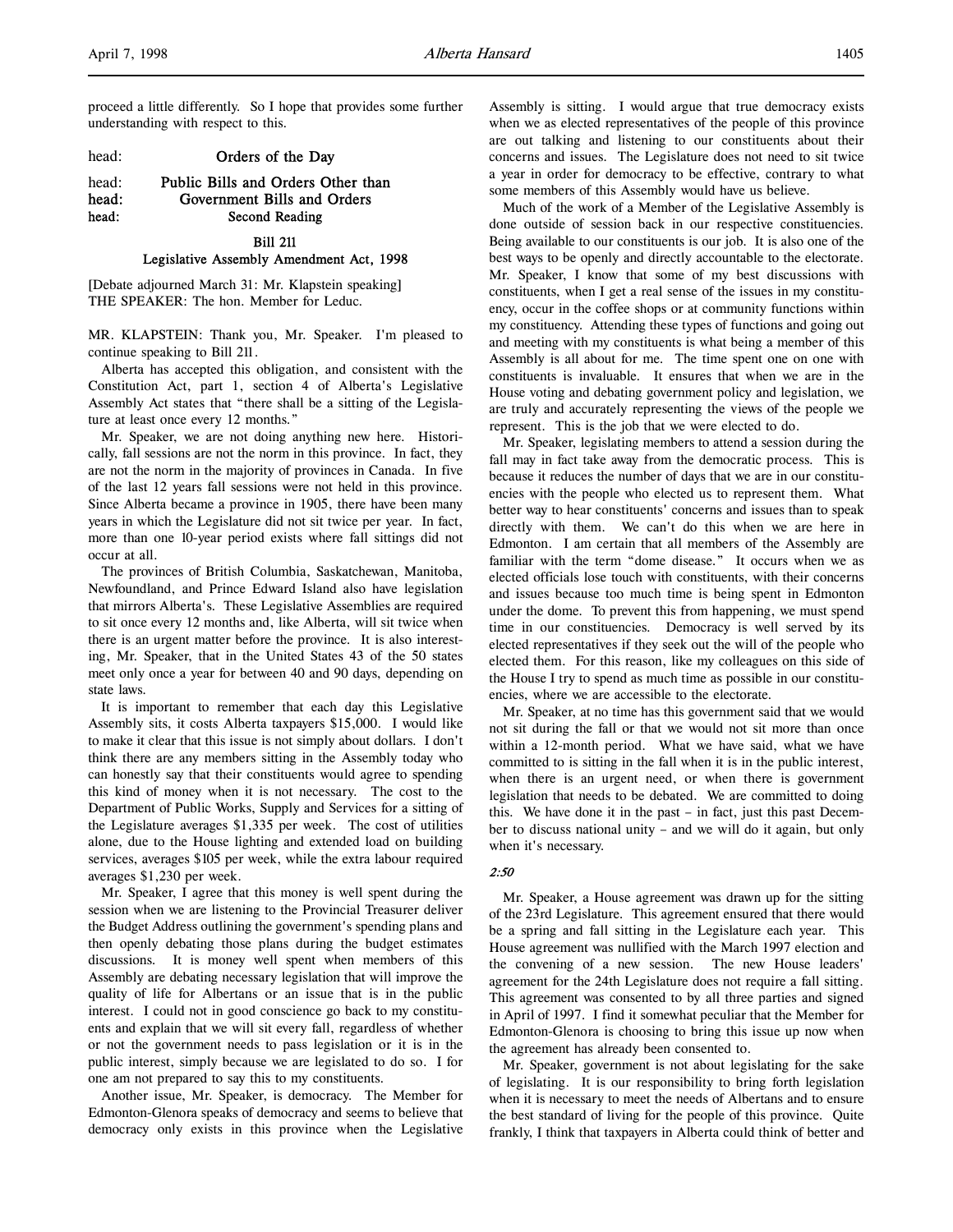proceed a little differently. So I hope that provides some further understanding with respect to this.

head: **Orders of the Day**

head: **Public Bills and Orders Other than**
head: **Government Bills and Orders**
head: **Second Reading**

**Bill 211**
**Legislative Assembly Amendment Act, 1998**

[Debate adjourned March 31: Mr. Klapstein speaking]
THE SPEAKER: The hon. Member for Leduc.

MR. KLAPSTEIN: Thank you, Mr. Speaker. I'm pleased to continue speaking to Bill 211.

Alberta has accepted this obligation, and consistent with the Constitution Act, part 1, section 4 of Alberta's Legislative Assembly Act states that "there shall be a sitting of the Legislature at least once every 12 months."

Mr. Speaker, we are not doing anything new here. Historically, fall sessions are not the norm in this province. In fact, they are not the norm in the majority of provinces in Canada. In five of the last 12 years fall sessions were not held in this province. Since Alberta became a province in 1905, there have been many years in which the Legislature did not sit twice per year. In fact, more than one 10-year period exists where fall sittings did not occur at all.

The provinces of British Columbia, Saskatchewan, Manitoba, Newfoundland, and Prince Edward Island also have legislation that mirrors Alberta's. These Legislative Assemblies are required to sit once every 12 months and, like Alberta, will sit twice when there is an urgent matter before the province. It is also interesting, Mr. Speaker, that in the United States 43 of the 50 states meet only once a year for between 40 and 90 days, depending on state laws.

It is important to remember that each day this Legislative Assembly sits, it costs Alberta taxpayers $15,000. I would like to make it clear that this issue is not simply about dollars. I don't think there are any members sitting in the Assembly today who can honestly say that their constituents would agree to spending this kind of money when it is not necessary. The cost to the Department of Public Works, Supply and Services for a sitting of the Legislature averages $1,335 per week. The cost of utilities alone, due to the House lighting and extended load on building services, averages $105 per week, while the extra labour required averages $1,230 per week.

Mr. Speaker, I agree that this money is well spent during the session when we are listening to the Provincial Treasurer deliver the Budget Address outlining the government's spending plans and then openly debating those plans during the budget estimates discussions. It is money well spent when members of this Assembly are debating necessary legislation that will improve the quality of life for Albertans or an issue that is in the public interest. I could not in good conscience go back to my constituents and explain that we will sit every fall, regardless of whether or not the government needs to pass legislation or it is in the public interest, simply because we are legislated to do so. I for one am not prepared to say this to my constituents.

Another issue, Mr. Speaker, is democracy. The Member for Edmonton-Glenora speaks of democracy and seems to believe that democracy only exists in this province when the Legislative Assembly is sitting. I would argue that true democracy exists when we as elected representatives of the people of this province are out talking and listening to our constituents about their concerns and issues. The Legislature does not need to sit twice a year in order for democracy to be effective, contrary to what some members of this Assembly would have us believe.

Much of the work of a Member of the Legislative Assembly is done outside of session back in our respective constituencies. Being available to our constituents is our job. It is also one of the best ways to be openly and directly accountable to the electorate. Mr. Speaker, I know that some of my best discussions with constituents, when I get a real sense of the issues in my constituency, occur in the coffee shops or at community functions within my constituency. Attending these types of functions and going out and meeting with my constituents is what being a member of this Assembly is all about for me. The time spent one on one with constituents is invaluable. It ensures that when we are in the House voting and debating government policy and legislation, we are truly and accurately representing the views of the people we represent. This is the job that we were elected to do.

Mr. Speaker, legislating members to attend a session during the fall may in fact take away from the democratic process. This is because it reduces the number of days that we are in our constituencies with the people who elected us to represent them. What better way to hear constituents' concerns and issues than to speak directly with them. We can't do this when we are here in Edmonton. I am certain that all members of the Assembly are familiar with the term "dome disease." It occurs when we as elected officials lose touch with constituents, with their concerns and issues because too much time is being spent in Edmonton under the dome. To prevent this from happening, we must spend time in our constituencies. Democracy is well served by its elected representatives if they seek out the will of the people who elected them. For this reason, like my colleagues on this side of the House I try to spend as much time as possible in our constituencies, where we are accessible to the electorate.

Mr. Speaker, at no time has this government said that we would not sit during the fall or that we would not sit more than once within a 12-month period. What we have said, what we have committed to is sitting in the fall when it is in the public interest, when there is an urgent need, or when there is government legislation that needs to be debated. We are committed to doing this. We have done it in the past – in fact, just this past December to discuss national unity – and we will do it again, but only when it's necessary.

*2:50*

Mr. Speaker, a House agreement was drawn up for the sitting of the 23rd Legislature. This agreement ensured that there would be a spring and fall sitting in the Legislature each year. This House agreement was nullified with the March 1997 election and the convening of a new session. The new House leaders' agreement for the 24th Legislature does not require a fall sitting. This agreement was consented to by all three parties and signed in April of 1997. I find it somewhat peculiar that the Member for Edmonton-Glenora is choosing to bring this issue up now when the agreement has already been consented to.

Mr. Speaker, government is not about legislating for the sake of legislating. It is our responsibility to bring forth legislation when it is necessary to meet the needs of Albertans and to ensure the best standard of living for the people of this province. Quite frankly, I think that taxpayers in Alberta could think of better and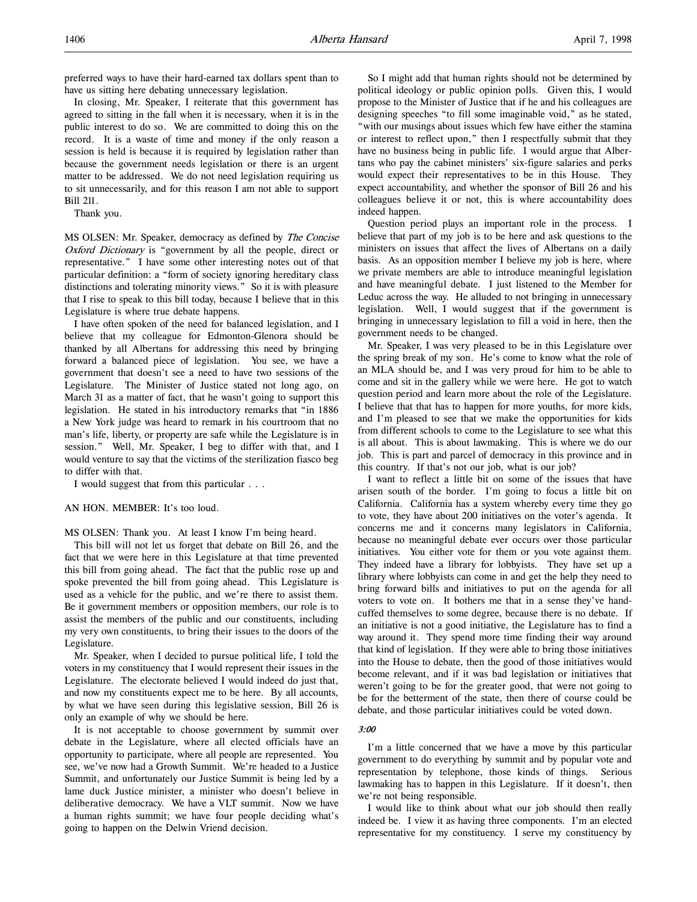preferred ways to have their hard-earned tax dollars spent than to have us sitting here debating unnecessary legislation.

In closing, Mr. Speaker, I reiterate that this government has agreed to sitting in the fall when it is necessary, when it is in the public interest to do so. We are committed to doing this on the record. It is a waste of time and money if the only reason a session is held is because it is required by legislation rather than because the government needs legislation or there is an urgent matter to be addressed. We do not need legislation requiring us to sit unnecessarily, and for this reason I am not able to support Bill 211.

Thank you.

MS OLSEN: Mr. Speaker, democracy as defined by *The Concise Oxford Dictionary* is "government by all the people, direct or representative." I have some other interesting notes out of that particular definition: a "form of society ignoring hereditary class distinctions and tolerating minority views." So it is with pleasure that I rise to speak to this bill today, because I believe that in this Legislature is where true debate happens.

I have often spoken of the need for balanced legislation, and I believe that my colleague for Edmonton-Glenora should be thanked by all Albertans for addressing this need by bringing forward a balanced piece of legislation. You see, we have a government that doesn't see a need to have two sessions of the Legislature. The Minister of Justice stated not long ago, on March 31 as a matter of fact, that he wasn't going to support this legislation. He stated in his introductory remarks that "in 1886 a New York judge was heard to remark in his courtroom that no man's life, liberty, or property are safe while the Legislature is in session." Well, Mr. Speaker, I beg to differ with that, and I would venture to say that the victims of the sterilization fiasco beg to differ with that.

I would suggest that from this particular . . .

AN HON. MEMBER: It's too loud.

MS OLSEN: Thank you. At least I know I'm being heard.

This bill will not let us forget that debate on Bill 26, and the fact that we were here in this Legislature at that time prevented this bill from going ahead. The fact that the public rose up and spoke prevented the bill from going ahead. This Legislature is used as a vehicle for the public, and we're there to assist them. Be it government members or opposition members, our role is to assist the members of the public and our constituents, including my very own constituents, to bring their issues to the doors of the Legislature.

Mr. Speaker, when I decided to pursue political life, I told the voters in my constituency that I would represent their issues in the Legislature. The electorate believed I would indeed do just that, and now my constituents expect me to be here. By all accounts, by what we have seen during this legislative session, Bill 26 is only an example of why we should be here.

It is not acceptable to choose government by summit over debate in the Legislature, where all elected officials have an opportunity to participate, where all people are represented. You see, we've now had a Growth Summit. We're headed to a Justice Summit, and unfortunately our Justice Summit is being led by a lame duck Justice minister, a minister who doesn't believe in deliberative democracy. We have a VLT summit. Now we have a human rights summit; we have four people deciding what's going to happen on the Delwin Vriend decision.

So I might add that human rights should not be determined by political ideology or public opinion polls. Given this, I would propose to the Minister of Justice that if he and his colleagues are designing speeches "to fill some imaginable void," as he stated, "with our musings about issues which few have either the stamina or interest to reflect upon," then I respectfully submit that they have no business being in public life. I would argue that Albertans who pay the cabinet ministers' six-figure salaries and perks would expect their representatives to be in this House. They expect accountability, and whether the sponsor of Bill 26 and his colleagues believe it or not, this is where accountability does indeed happen.

Question period plays an important role in the process. I believe that part of my job is to be here and ask questions to the ministers on issues that affect the lives of Albertans on a daily basis. As an opposition member I believe my job is here, where we private members are able to introduce meaningful legislation and have meaningful debate. I just listened to the Member for Leduc across the way. He alluded to not bringing in unnecessary legislation. Well, I would suggest that if the government is bringing in unnecessary legislation to fill a void in here, then the government needs to be changed.

Mr. Speaker, I was very pleased to be in this Legislature over the spring break of my son. He's come to know what the role of an MLA should be, and I was very proud for him to be able to come and sit in the gallery while we were here. He got to watch question period and learn more about the role of the Legislature. I believe that that has to happen for more youths, for more kids, and I'm pleased to see that we make the opportunities for kids from different schools to come to the Legislature to see what this is all about. This is about lawmaking. This is where we do our job. This is part and parcel of democracy in this province and in this country. If that's not our job, what is our job?

I want to reflect a little bit on some of the issues that have arisen south of the border. I'm going to focus a little bit on California. California has a system whereby every time they go to vote, they have about 200 initiatives on the voter's agenda. It concerns me and it concerns many legislators in California, because no meaningful debate ever occurs over those particular initiatives. You either vote for them or you vote against them. They indeed have a library for lobbyists. They have set up a library where lobbyists can come in and get the help they need to bring forward bills and initiatives to put on the agenda for all voters to vote on. It bothers me that in a sense they've handcuffed themselves to some degree, because there is no debate. If an initiative is not a good initiative, the Legislature has to find a way around it. They spend more time finding their way around that kind of legislation. If they were able to bring those initiatives into the House to debate, then the good of those initiatives would become relevant, and if it was bad legislation or initiatives that weren't going to be for the greater good, that were not going to be for the betterment of the state, then there of course could be debate, and those particular initiatives could be voted down.

*3:00*

I'm a little concerned that we have a move by this particular government to do everything by summit and by popular vote and representation by telephone, those kinds of things. Serious lawmaking has to happen in this Legislature. If it doesn't, then we're not being responsible.

I would like to think about what our job should then really indeed be. I view it as having three components. I'm an elected representative for my constituency. I serve my constituency by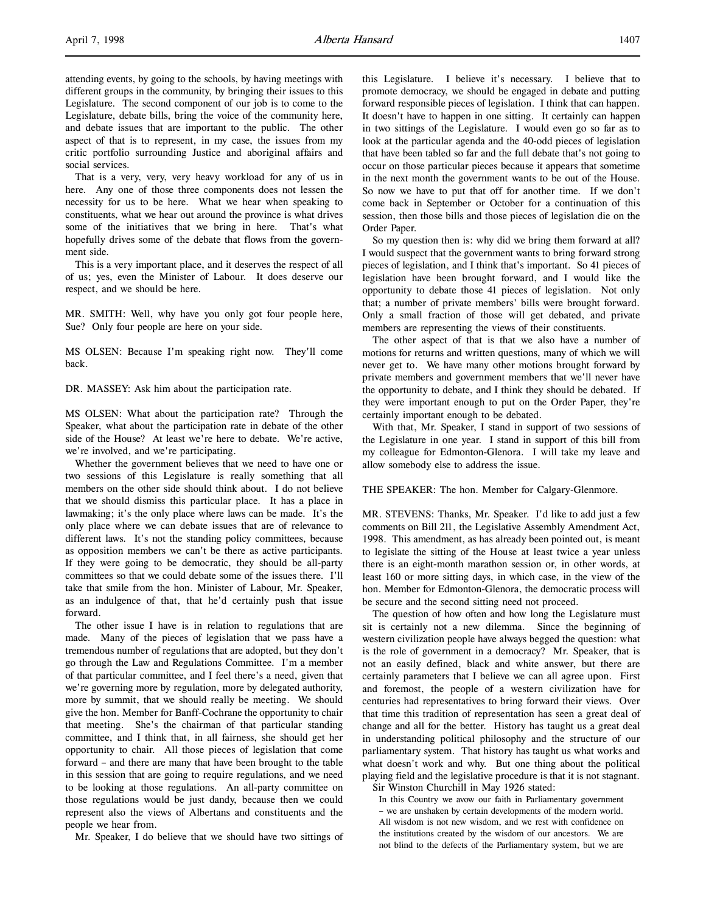attending events, by going to the schools, by having meetings with different groups in the community, by bringing their issues to this Legislature. The second component of our job is to come to the Legislature, debate bills, bring the voice of the community here, and debate issues that are important to the public. The other aspect of that is to represent, in my case, the issues from my critic portfolio surrounding Justice and aboriginal affairs and social services.

That is a very, very, very heavy workload for any of us in here. Any one of those three components does not lessen the necessity for us to be here. What we hear when speaking to constituents, what we hear out around the province is what drives some of the initiatives that we bring in here. That's what hopefully drives some of the debate that flows from the government side.

This is a very important place, and it deserves the respect of all of us; yes, even the Minister of Labour. It does deserve our respect, and we should be here.

MR. SMITH: Well, why have you only got four people here, Sue? Only four people are here on your side.

MS OLSEN: Because I'm speaking right now. They'll come back.

DR. MASSEY: Ask him about the participation rate.

MS OLSEN: What about the participation rate? Through the Speaker, what about the participation rate in debate of the other side of the House? At least we're here to debate. We're active, we're involved, and we're participating.

Whether the government believes that we need to have one or two sessions of this Legislature is really something that all members on the other side should think about. I do not believe that we should dismiss this particular place. It has a place in lawmaking; it's the only place where laws can be made. It's the only place where we can debate issues that are of relevance to different laws. It's not the standing policy committees, because as opposition members we can't be there as active participants. If they were going to be democratic, they should be all-party committees so that we could debate some of the issues there. I'll take that smile from the hon. Minister of Labour, Mr. Speaker, as an indulgence of that, that he'd certainly push that issue forward.

The other issue I have is in relation to regulations that are made. Many of the pieces of legislation that we pass have a tremendous number of regulations that are adopted, but they don't go through the Law and Regulations Committee. I'm a member of that particular committee, and I feel there's a need, given that we're governing more by regulation, more by delegated authority, more by summit, that we should really be meeting. We should give the hon. Member for Banff-Cochrane the opportunity to chair that meeting. She's the chairman of that particular standing committee, and I think that, in all fairness, she should get her opportunity to chair. All those pieces of legislation that come forward – and there are many that have been brought to the table in this session that are going to require regulations, and we need to be looking at those regulations. An all-party committee on those regulations would be just dandy, because then we could represent also the views of Albertans and constituents and the people we hear from.

Mr. Speaker, I do believe that we should have two sittings of this Legislature. I believe it's necessary. I believe that to promote democracy, we should be engaged in debate and putting forward responsible pieces of legislation. I think that can happen. It doesn't have to happen in one sitting. It certainly can happen in two sittings of the Legislature. I would even go so far as to look at the particular agenda and the 40-odd pieces of legislation that have been tabled so far and the full debate that's not going to occur on those particular pieces because it appears that sometime in the next month the government wants to be out of the House. So now we have to put that off for another time. If we don't come back in September or October for a continuation of this session, then those bills and those pieces of legislation die on the Order Paper.

So my question then is: why did we bring them forward at all? I would suspect that the government wants to bring forward strong pieces of legislation, and I think that's important. So 41 pieces of legislation have been brought forward, and I would like the opportunity to debate those 41 pieces of legislation. Not only that; a number of private members' bills were brought forward. Only a small fraction of those will get debated, and private members are representing the views of their constituents.

The other aspect of that is that we also have a number of motions for returns and written questions, many of which we will never get to. We have many other motions brought forward by private members and government members that we'll never have the opportunity to debate, and I think they should be debated. If they were important enough to put on the Order Paper, they're certainly important enough to be debated.

With that, Mr. Speaker, I stand in support of two sessions of the Legislature in one year. I stand in support of this bill from my colleague for Edmonton-Glenora. I will take my leave and allow somebody else to address the issue.

THE SPEAKER: The hon. Member for Calgary-Glenmore.

MR. STEVENS: Thanks, Mr. Speaker. I'd like to add just a few comments on Bill 211, the Legislative Assembly Amendment Act, 1998. This amendment, as has already been pointed out, is meant to legislate the sitting of the House at least twice a year unless there is an eight-month marathon session or, in other words, at least 160 or more sitting days, in which case, in the view of the hon. Member for Edmonton-Glenora, the democratic process will be secure and the second sitting need not proceed.

The question of how often and how long the Legislature must sit is certainly not a new dilemma. Since the beginning of western civilization people have always begged the question: what is the role of government in a democracy? Mr. Speaker, that is not an easily defined, black and white answer, but there are certainly parameters that I believe we can all agree upon. First and foremost, the people of a western civilization have for centuries had representatives to bring forward their views. Over that time this tradition of representation has seen a great deal of change and all for the better. History has taught us a great deal in understanding political philosophy and the structure of our parliamentary system. That history has taught us what works and what doesn't work and why. But one thing about the political playing field and the legislative procedure is that it is not stagnant.

Sir Winston Churchill in May 1926 stated:

> In this Country we avow our faith in Parliamentary government – we are unshaken by certain developments of the modern world. All wisdom is not new wisdom, and we rest with confidence on the institutions created by the wisdom of our ancestors. We are not blind to the defects of the Parliamentary system, but we are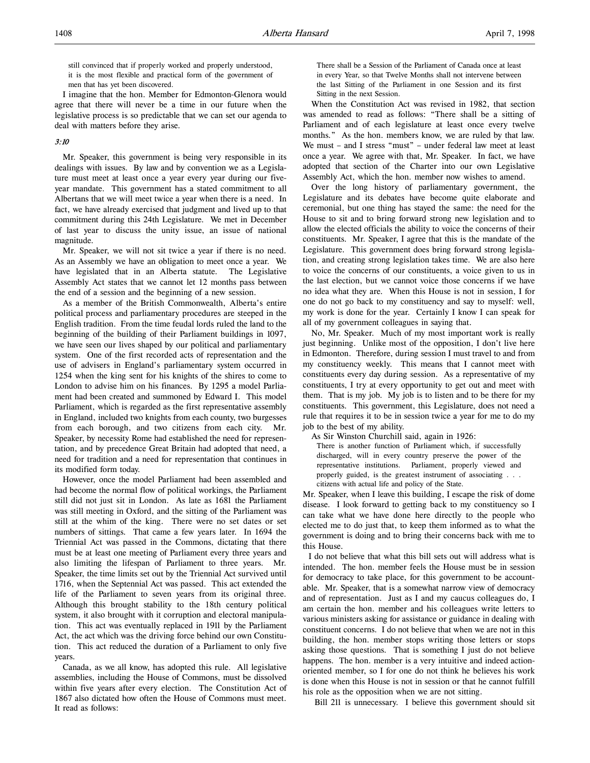still convinced that if properly worked and properly understood, it is the most flexible and practical form of the government of men that has yet been discovered.

I imagine that the hon. Member for Edmonton-Glenora would agree that there will never be a time in our future when the legislative process is so predictable that we can set our agenda to deal with matters before they arise.

*3:10*

Mr. Speaker, this government is being very responsible in its dealings with issues. By law and by convention we as a Legislature must meet at least once a year every year during our five-year mandate. This government has a stated commitment to all Albertans that we will meet twice a year when there is a need. In fact, we have already exercised that judgment and lived up to that commitment during this 24th Legislature. We met in December of last year to discuss the unity issue, an issue of national magnitude.

Mr. Speaker, we will not sit twice a year if there is no need. As an Assembly we have an obligation to meet once a year. We have legislated that in an Alberta statute. The Legislative Assembly Act states that we cannot let 12 months pass between the end of a session and the beginning of a new session.

As a member of the British Commonwealth, Alberta's entire political process and parliamentary procedures are steeped in the English tradition. From the time feudal lords ruled the land to the beginning of the building of their Parliament buildings in 1097, we have seen our lives shaped by our political and parliamentary system. One of the first recorded acts of representation and the use of advisers in England's parliamentary system occurred in 1254 when the king sent for his knights of the shires to come to London to advise him on his finances. By 1295 a model Parliament had been created and summoned by Edward I. This model Parliament, which is regarded as the first representative assembly in England, included two knights from each county, two burgesses from each borough, and two citizens from each city. Mr. Speaker, by necessity Rome had established the need for representation, and by precedence Great Britain had adopted that need, a need for tradition and a need for representation that continues in its modified form today.

However, once the model Parliament had been assembled and had become the normal flow of political workings, the Parliament still did not just sit in London. As late as 1681 the Parliament was still meeting in Oxford, and the sitting of the Parliament was still at the whim of the king. There were no set dates or set numbers of sittings. That came a few years later. In 1694 the Triennial Act was passed in the Commons, dictating that there must be at least one meeting of Parliament every three years and also limiting the lifespan of Parliament to three years. Mr. Speaker, the time limits set out by the Triennial Act survived until 1716, when the Septennial Act was passed. This act extended the life of the Parliament to seven years from its original three. Although this brought stability to the 18th century political system, it also brought with it corruption and electoral manipulation. This act was eventually replaced in 1911 by the Parliament Act, the act which was the driving force behind our own Constitution. This act reduced the duration of a Parliament to only five years.

Canada, as we all know, has adopted this rule. All legislative assemblies, including the House of Commons, must be dissolved within five years after every election. The Constitution Act of 1867 also dictated how often the House of Commons must meet. It read as follows:

> There shall be a Session of the Parliament of Canada once at least in every Year, so that Twelve Months shall not intervene between the last Sitting of the Parliament in one Session and its first Sitting in the next Session.

When the Constitution Act was revised in 1982, that section was amended to read as follows: "There shall be a sitting of Parliament and of each legislature at least once every twelve months." As the hon. members know, we are ruled by that law. We must – and I stress "must" – under federal law meet at least once a year. We agree with that, Mr. Speaker. In fact, we have adopted that section of the Charter into our own Legislative Assembly Act, which the hon. member now wishes to amend.

Over the long history of parliamentary government, the Legislature and its debates have become quite elaborate and ceremonial, but one thing has stayed the same: the need for the House to sit and to bring forward strong new legislation and to allow the elected officials the ability to voice the concerns of their constituents. Mr. Speaker, I agree that this is the mandate of the Legislature. This government does bring forward strong legislation, and creating strong legislation takes time. We are also here to voice the concerns of our constituents, a voice given to us in the last election, but we cannot voice those concerns if we have no idea what they are. When this House is not in session, I for one do not go back to my constituency and say to myself: well, my work is done for the year. Certainly I know I can speak for all of my government colleagues in saying that.

No, Mr. Speaker. Much of my most important work is really just beginning. Unlike most of the opposition, I don't live here in Edmonton. Therefore, during session I must travel to and from my constituency weekly. This means that I cannot meet with constituents every day during session. As a representative of my constituents, I try at every opportunity to get out and meet with them. That is my job. My job is to listen and to be there for my constituents. This government, this Legislature, does not need a rule that requires it to be in session twice a year for me to do my job to the best of my ability.

As Sir Winston Churchill said, again in 1926:

> There is another function of Parliament which, if successfully discharged, will in every country preserve the power of the representative institutions. Parliament, properly viewed and properly guided, is the greatest instrument of associating . . . citizens with actual life and policy of the State.

Mr. Speaker, when I leave this building, I escape the risk of dome disease. I look forward to getting back to my constituency so I can take what we have done here directly to the people who elected me to do just that, to keep them informed as to what the government is doing and to bring their concerns back with me to this House.

I do not believe that what this bill sets out will address what is intended. The hon. member feels the House must be in session for democracy to take place, for this government to be accountable. Mr. Speaker, that is a somewhat narrow view of democracy and of representation. Just as I and my caucus colleagues do, I am certain the hon. member and his colleagues write letters to various ministers asking for assistance or guidance in dealing with constituent concerns. I do not believe that when we are not in this building, the hon. member stops writing those letters or stops asking those questions. That is something I just do not believe happens. The hon. member is a very intuitive and indeed action-oriented member, so I for one do not think he believes his work is done when this House is not in session or that he cannot fulfill his role as the opposition when we are not sitting.

Bill 211 is unnecessary. I believe this government should sit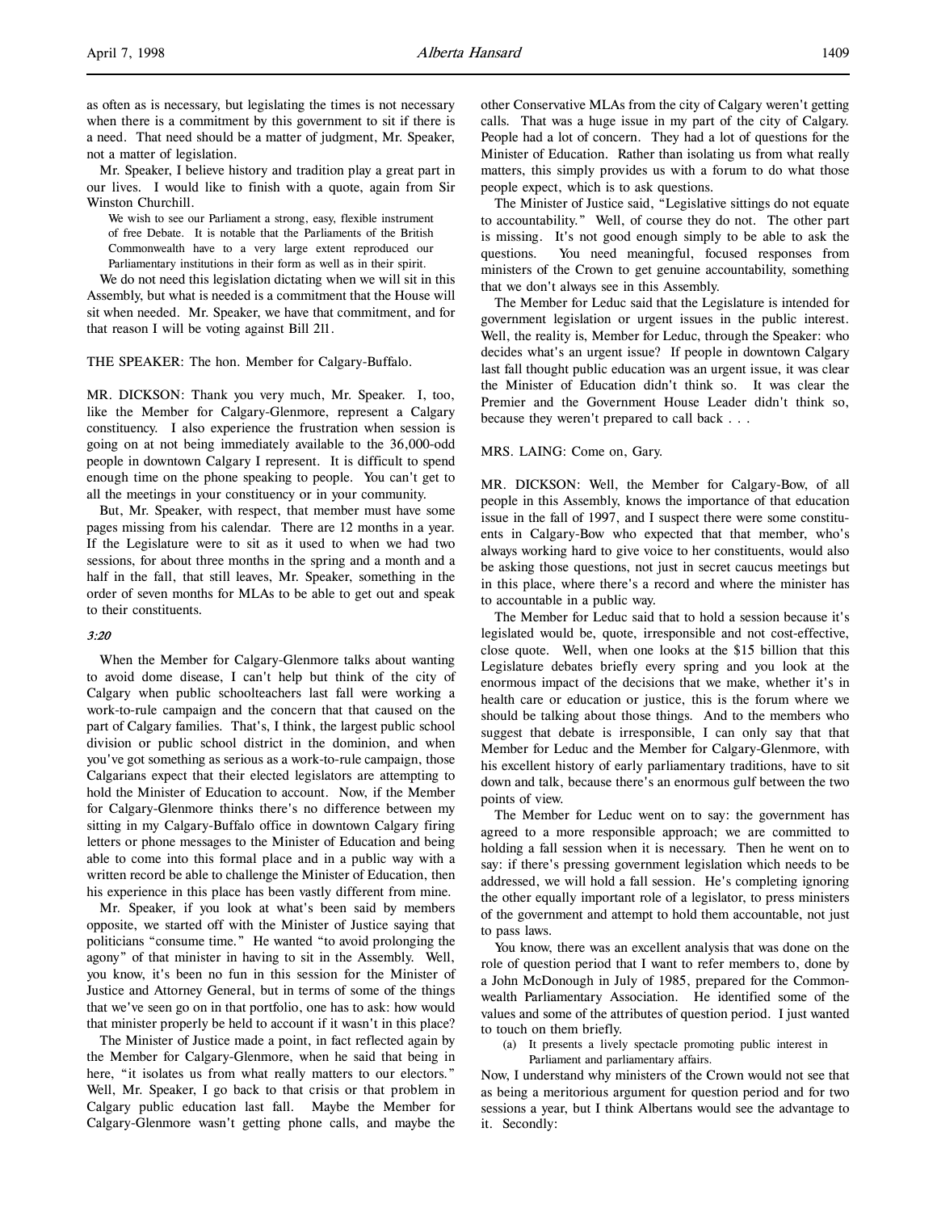as often as is necessary, but legislating the times is not necessary when there is a commitment by this government to sit if there is a need. That need should be a matter of judgment, Mr. Speaker, not a matter of legislation.

Mr. Speaker, I believe history and tradition play a great part in our lives. I would like to finish with a quote, again from Sir Winston Churchill.

> We wish to see our Parliament a strong, easy, flexible instrument of free Debate. It is notable that the Parliaments of the British Commonwealth have to a very large extent reproduced our Parliamentary institutions in their form as well as in their spirit.

We do not need this legislation dictating when we will sit in this Assembly, but what is needed is a commitment that the House will sit when needed. Mr. Speaker, we have that commitment, and for that reason I will be voting against Bill 211.

THE SPEAKER: The hon. Member for Calgary-Buffalo.

MR. DICKSON: Thank you very much, Mr. Speaker. I, too, like the Member for Calgary-Glenmore, represent a Calgary constituency. I also experience the frustration when session is going on at not being immediately available to the 36,000-odd people in downtown Calgary I represent. It is difficult to spend enough time on the phone speaking to people. You can't get to all the meetings in your constituency or in your community.

But, Mr. Speaker, with respect, that member must have some pages missing from his calendar. There are 12 months in a year. If the Legislature were to sit as it used to when we had two sessions, for about three months in the spring and a month and a half in the fall, that still leaves, Mr. Speaker, something in the order of seven months for MLAs to be able to get out and speak to their constituents.

*3:20*

When the Member for Calgary-Glenmore talks about wanting to avoid dome disease, I can't help but think of the city of Calgary when public schoolteachers last fall were working a work-to-rule campaign and the concern that that caused on the part of Calgary families. That's, I think, the largest public school division or public school district in the dominion, and when you've got something as serious as a work-to-rule campaign, those Calgarians expect that their elected legislators are attempting to hold the Minister of Education to account. Now, if the Member for Calgary-Glenmore thinks there's no difference between my sitting in my Calgary-Buffalo office in downtown Calgary firing letters or phone messages to the Minister of Education and being able to come into this formal place and in a public way with a written record be able to challenge the Minister of Education, then his experience in this place has been vastly different from mine.

Mr. Speaker, if you look at what's been said by members opposite, we started off with the Minister of Justice saying that politicians "consume time." He wanted "to avoid prolonging the agony" of that minister in having to sit in the Assembly. Well, you know, it's been no fun in this session for the Minister of Justice and Attorney General, but in terms of some of the things that we've seen go on in that portfolio, one has to ask: how would that minister properly be held to account if it wasn't in this place?

The Minister of Justice made a point, in fact reflected again by the Member for Calgary-Glenmore, when he said that being in here, "it isolates us from what really matters to our electors." Well, Mr. Speaker, I go back to that crisis or that problem in Calgary public education last fall. Maybe the Member for Calgary-Glenmore wasn't getting phone calls, and maybe the other Conservative MLAs from the city of Calgary weren't getting calls. That was a huge issue in my part of the city of Calgary. People had a lot of concern. They had a lot of questions for the Minister of Education. Rather than isolating us from what really matters, this simply provides us with a forum to do what those people expect, which is to ask questions.

The Minister of Justice said, "Legislative sittings do not equate to accountability." Well, of course they do not. The other part is missing. It's not good enough simply to be able to ask the questions. You need meaningful, focused responses from ministers of the Crown to get genuine accountability, something that we don't always see in this Assembly.

The Member for Leduc said that the Legislature is intended for government legislation or urgent issues in the public interest. Well, the reality is, Member for Leduc, through the Speaker: who decides what's an urgent issue? If people in downtown Calgary last fall thought public education was an urgent issue, it was clear the Minister of Education didn't think so. It was clear the Premier and the Government House Leader didn't think so, because they weren't prepared to call back . . .

MRS. LAING: Come on, Gary.

MR. DICKSON: Well, the Member for Calgary-Bow, of all people in this Assembly, knows the importance of that education issue in the fall of 1997, and I suspect there were some constituents in Calgary-Bow who expected that that member, who's always working hard to give voice to her constituents, would also be asking those questions, not just in secret caucus meetings but in this place, where there's a record and where the minister has to accountable in a public way.

The Member for Leduc said that to hold a session because it's legislated would be, quote, irresponsible and not cost-effective, close quote. Well, when one looks at the $15 billion that this Legislature debates briefly every spring and you look at the enormous impact of the decisions that we make, whether it's in health care or education or justice, this is the forum where we should be talking about those things. And to the members who suggest that debate is irresponsible, I can only say that that Member for Leduc and the Member for Calgary-Glenmore, with his excellent history of early parliamentary traditions, have to sit down and talk, because there's an enormous gulf between the two points of view.

The Member for Leduc went on to say: the government has agreed to a more responsible approach; we are committed to holding a fall session when it is necessary. Then he went on to say: if there's pressing government legislation which needs to be addressed, we will hold a fall session. He's completing ignoring the other equally important role of a legislator, to press ministers of the government and attempt to hold them accountable, not just to pass laws.

You know, there was an excellent analysis that was done on the role of question period that I want to refer members to, done by a John McDonough in July of 1985, prepared for the Commonwealth Parliamentary Association. He identified some of the values and some of the attributes of question period. I just wanted to touch on them briefly.

> (a) It presents a lively spectacle promoting public interest in Parliament and parliamentary affairs.

Now, I understand why ministers of the Crown would not see that as being a meritorious argument for question period and for two sessions a year, but I think Albertans would see the advantage to it. Secondly: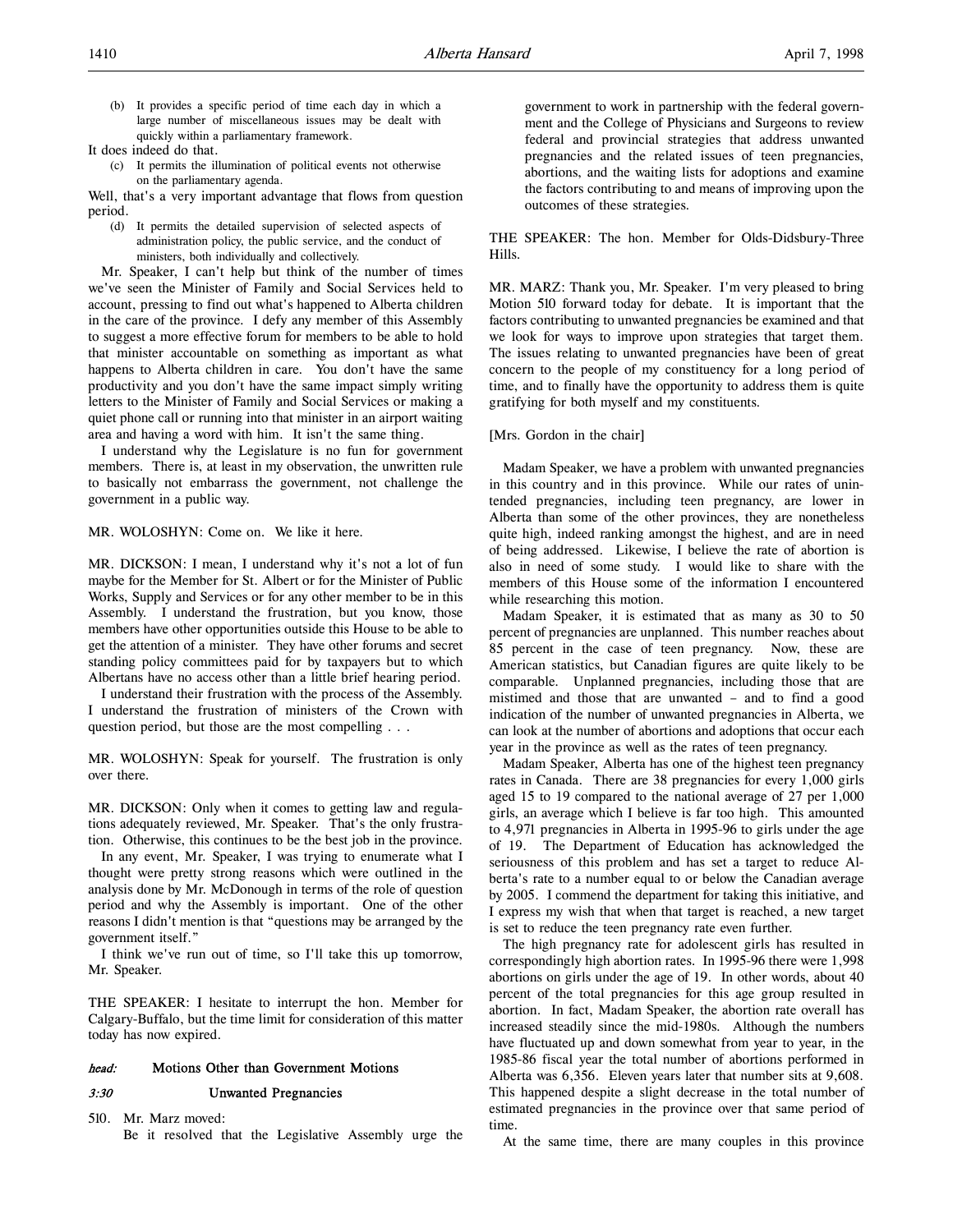(b) It provides a specific period of time each day in which a large number of miscellaneous issues may be dealt with quickly within a parliamentary framework.

It does indeed do that.

(c) It permits the illumination of political events not otherwise on the parliamentary agenda.

Well, that's a very important advantage that flows from question period.

(d) It permits the detailed supervision of selected aspects of administration policy, the public service, and the conduct of ministers, both individually and collectively.

Mr. Speaker, I can't help but think of the number of times we've seen the Minister of Family and Social Services held to account, pressing to find out what's happened to Alberta children in the care of the province. I defy any member of this Assembly to suggest a more effective forum for members to be able to hold that minister accountable on something as important as what happens to Alberta children in care. You don't have the same productivity and you don't have the same impact simply writing letters to the Minister of Family and Social Services or making a quiet phone call or running into that minister in an airport waiting area and having a word with him. It isn't the same thing.

I understand why the Legislature is no fun for government members. There is, at least in my observation, the unwritten rule to basically not embarrass the government, not challenge the government in a public way.

MR. WOLOSHYN: Come on. We like it here.

MR. DICKSON: I mean, I understand why it's not a lot of fun maybe for the Member for St. Albert or for the Minister of Public Works, Supply and Services or for any other member to be in this Assembly. I understand the frustration, but you know, those members have other opportunities outside this House to be able to get the attention of a minister. They have other forums and secret standing policy committees paid for by taxpayers but to which Albertans have no access other than a little brief hearing period.

I understand their frustration with the process of the Assembly. I understand the frustration of ministers of the Crown with question period, but those are the most compelling . . .

MR. WOLOSHYN: Speak for yourself. The frustration is only over there.

MR. DICKSON: Only when it comes to getting law and regulations adequately reviewed, Mr. Speaker. That's the only frustration. Otherwise, this continues to be the best job in the province.

In any event, Mr. Speaker, I was trying to enumerate what I thought were pretty strong reasons which were outlined in the analysis done by Mr. McDonough in terms of the role of question period and why the Assembly is important. One of the other reasons I didn't mention is that "questions may be arranged by the government itself."

I think we've run out of time, so I'll take this up tomorrow, Mr. Speaker.

THE SPEAKER: I hesitate to interrupt the hon. Member for Calgary-Buffalo, but the time limit for consideration of this matter today has now expired.

## *head:* Motions Other than Government Motions

### *3:30* Unwanted Pregnancies

510. Mr. Marz moved:

Be it resolved that the Legislative Assembly urge the government to work in partnership with the federal government and the College of Physicians and Surgeons to review federal and provincial strategies that address unwanted pregnancies and the related issues of teen pregnancies, abortions, and the waiting lists for adoptions and examine the factors contributing to and means of improving upon the outcomes of these strategies.

THE SPEAKER: The hon. Member for Olds-Didsbury-Three Hills.

MR. MARZ: Thank you, Mr. Speaker. I'm very pleased to bring Motion 510 forward today for debate. It is important that the factors contributing to unwanted pregnancies be examined and that we look for ways to improve upon strategies that target them. The issues relating to unwanted pregnancies have been of great concern to the people of my constituency for a long period of time, and to finally have the opportunity to address them is quite gratifying for both myself and my constituents.

[Mrs. Gordon in the chair]

Madam Speaker, we have a problem with unwanted pregnancies in this country and in this province. While our rates of unintended pregnancies, including teen pregnancy, are lower in Alberta than some of the other provinces, they are nonetheless quite high, indeed ranking amongst the highest, and are in need of being addressed. Likewise, I believe the rate of abortion is also in need of some study. I would like to share with the members of this House some of the information I encountered while researching this motion.

Madam Speaker, it is estimated that as many as 30 to 50 percent of pregnancies are unplanned. This number reaches about 85 percent in the case of teen pregnancy. Now, these are American statistics, but Canadian figures are quite likely to be comparable. Unplanned pregnancies, including those that are mistimed and those that are unwanted – and to find a good indication of the number of unwanted pregnancies in Alberta, we can look at the number of abortions and adoptions that occur each year in the province as well as the rates of teen pregnancy.

Madam Speaker, Alberta has one of the highest teen pregnancy rates in Canada. There are 38 pregnancies for every 1,000 girls aged 15 to 19 compared to the national average of 27 per 1,000 girls, an average which I believe is far too high. This amounted to 4,971 pregnancies in Alberta in 1995-96 to girls under the age of 19. The Department of Education has acknowledged the seriousness of this problem and has set a target to reduce Alberta's rate to a number equal to or below the Canadian average by 2005. I commend the department for taking this initiative, and I express my wish that when that target is reached, a new target is set to reduce the teen pregnancy rate even further.

The high pregnancy rate for adolescent girls has resulted in correspondingly high abortion rates. In 1995-96 there were 1,998 abortions on girls under the age of 19. In other words, about 40 percent of the total pregnancies for this age group resulted in abortion. In fact, Madam Speaker, the abortion rate overall has increased steadily since the mid-1980s. Although the numbers have fluctuated up and down somewhat from year to year, in the 1985-86 fiscal year the total number of abortions performed in Alberta was 6,356. Eleven years later that number sits at 9,608. This happened despite a slight decrease in the total number of estimated pregnancies in the province over that same period of time.

At the same time, there are many couples in this province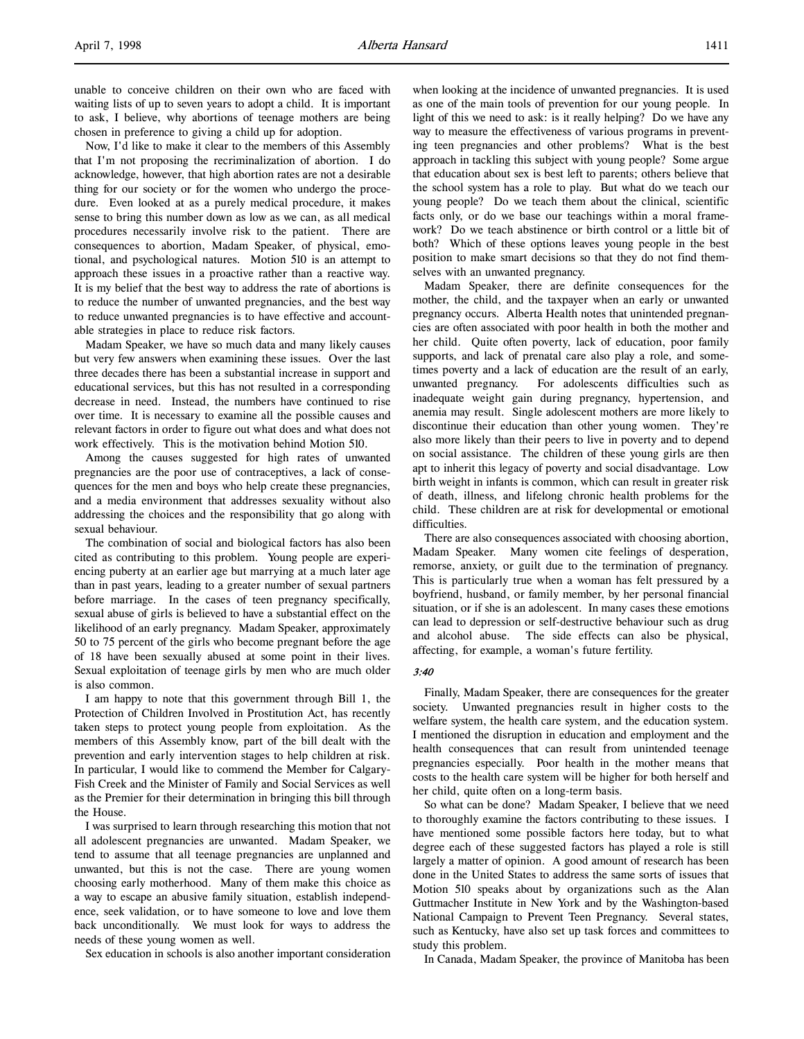unable to conceive children on their own who are faced with waiting lists of up to seven years to adopt a child. It is important to ask, I believe, why abortions of teenage mothers are being chosen in preference to giving a child up for adoption.

Now, I'd like to make it clear to the members of this Assembly that I'm not proposing the recriminalization of abortion. I do acknowledge, however, that high abortion rates are not a desirable thing for our society or for the women who undergo the procedure. Even looked at as a purely medical procedure, it makes sense to bring this number down as low as we can, as all medical procedures necessarily involve risk to the patient. There are consequences to abortion, Madam Speaker, of physical, emotional, and psychological natures. Motion 510 is an attempt to approach these issues in a proactive rather than a reactive way. It is my belief that the best way to address the rate of abortions is to reduce the number of unwanted pregnancies, and the best way to reduce unwanted pregnancies is to have effective and accountable strategies in place to reduce risk factors.

Madam Speaker, we have so much data and many likely causes but very few answers when examining these issues. Over the last three decades there has been a substantial increase in support and educational services, but this has not resulted in a corresponding decrease in need. Instead, the numbers have continued to rise over time. It is necessary to examine all the possible causes and relevant factors in order to figure out what does and what does not work effectively. This is the motivation behind Motion 510.

Among the causes suggested for high rates of unwanted pregnancies are the poor use of contraceptives, a lack of consequences for the men and boys who help create these pregnancies, and a media environment that addresses sexuality without also addressing the choices and the responsibility that go along with sexual behaviour.

The combination of social and biological factors has also been cited as contributing to this problem. Young people are experiencing puberty at an earlier age but marrying at a much later age than in past years, leading to a greater number of sexual partners before marriage. In the cases of teen pregnancy specifically, sexual abuse of girls is believed to have a substantial effect on the likelihood of an early pregnancy. Madam Speaker, approximately 50 to 75 percent of the girls who become pregnant before the age of 18 have been sexually abused at some point in their lives. Sexual exploitation of teenage girls by men who are much older is also common.

I am happy to note that this government through Bill 1, the Protection of Children Involved in Prostitution Act, has recently taken steps to protect young people from exploitation. As the members of this Assembly know, part of the bill dealt with the prevention and early intervention stages to help children at risk. In particular, I would like to commend the Member for Calgary-Fish Creek and the Minister of Family and Social Services as well as the Premier for their determination in bringing this bill through the House.

I was surprised to learn through researching this motion that not all adolescent pregnancies are unwanted. Madam Speaker, we tend to assume that all teenage pregnancies are unplanned and unwanted, but this is not the case. There are young women choosing early motherhood. Many of them make this choice as a way to escape an abusive family situation, establish independence, seek validation, or to have someone to love and love them back unconditionally. We must look for ways to address the needs of these young women as well.

Sex education in schools is also another important consideration when looking at the incidence of unwanted pregnancies. It is used as one of the main tools of prevention for our young people. In light of this we need to ask: is it really helping? Do we have any way to measure the effectiveness of various programs in preventing teen pregnancies and other problems? What is the best approach in tackling this subject with young people? Some argue that education about sex is best left to parents; others believe that the school system has a role to play. But what do we teach our young people? Do we teach them about the clinical, scientific facts only, or do we base our teachings within a moral framework? Do we teach abstinence or birth control or a little bit of both? Which of these options leaves young people in the best position to make smart decisions so that they do not find themselves with an unwanted pregnancy.

Madam Speaker, there are definite consequences for the mother, the child, and the taxpayer when an early or unwanted pregnancy occurs. Alberta Health notes that unintended pregnancies are often associated with poor health in both the mother and her child. Quite often poverty, lack of education, poor family supports, and lack of prenatal care also play a role, and sometimes poverty and a lack of education are the result of an early, unwanted pregnancy. For adolescents difficulties such as inadequate weight gain during pregnancy, hypertension, and anemia may result. Single adolescent mothers are more likely to discontinue their education than other young women. They're also more likely than their peers to live in poverty and to depend on social assistance. The children of these young girls are then apt to inherit this legacy of poverty and social disadvantage. Low birth weight in infants is common, which can result in greater risk of death, illness, and lifelong chronic health problems for the child. These children are at risk for developmental or emotional difficulties.

There are also consequences associated with choosing abortion, Madam Speaker. Many women cite feelings of desperation, remorse, anxiety, or guilt due to the termination of pregnancy. This is particularly true when a woman has felt pressured by a boyfriend, husband, or family member, by her personal financial situation, or if she is an adolescent. In many cases these emotions can lead to depression or self-destructive behaviour such as drug and alcohol abuse. The side effects can also be physical, affecting, for example, a woman's future fertility.

*3:40*

Finally, Madam Speaker, there are consequences for the greater society. Unwanted pregnancies result in higher costs to the welfare system, the health care system, and the education system. I mentioned the disruption in education and employment and the health consequences that can result from unintended teenage pregnancies especially. Poor health in the mother means that costs to the health care system will be higher for both herself and her child, quite often on a long-term basis.

So what can be done? Madam Speaker, I believe that we need to thoroughly examine the factors contributing to these issues. I have mentioned some possible factors here today, but to what degree each of these suggested factors has played a role is still largely a matter of opinion. A good amount of research has been done in the United States to address the same sorts of issues that Motion 510 speaks about by organizations such as the Alan Guttmacher Institute in New York and by the Washington-based National Campaign to Prevent Teen Pregnancy. Several states, such as Kentucky, have also set up task forces and committees to study this problem.

In Canada, Madam Speaker, the province of Manitoba has been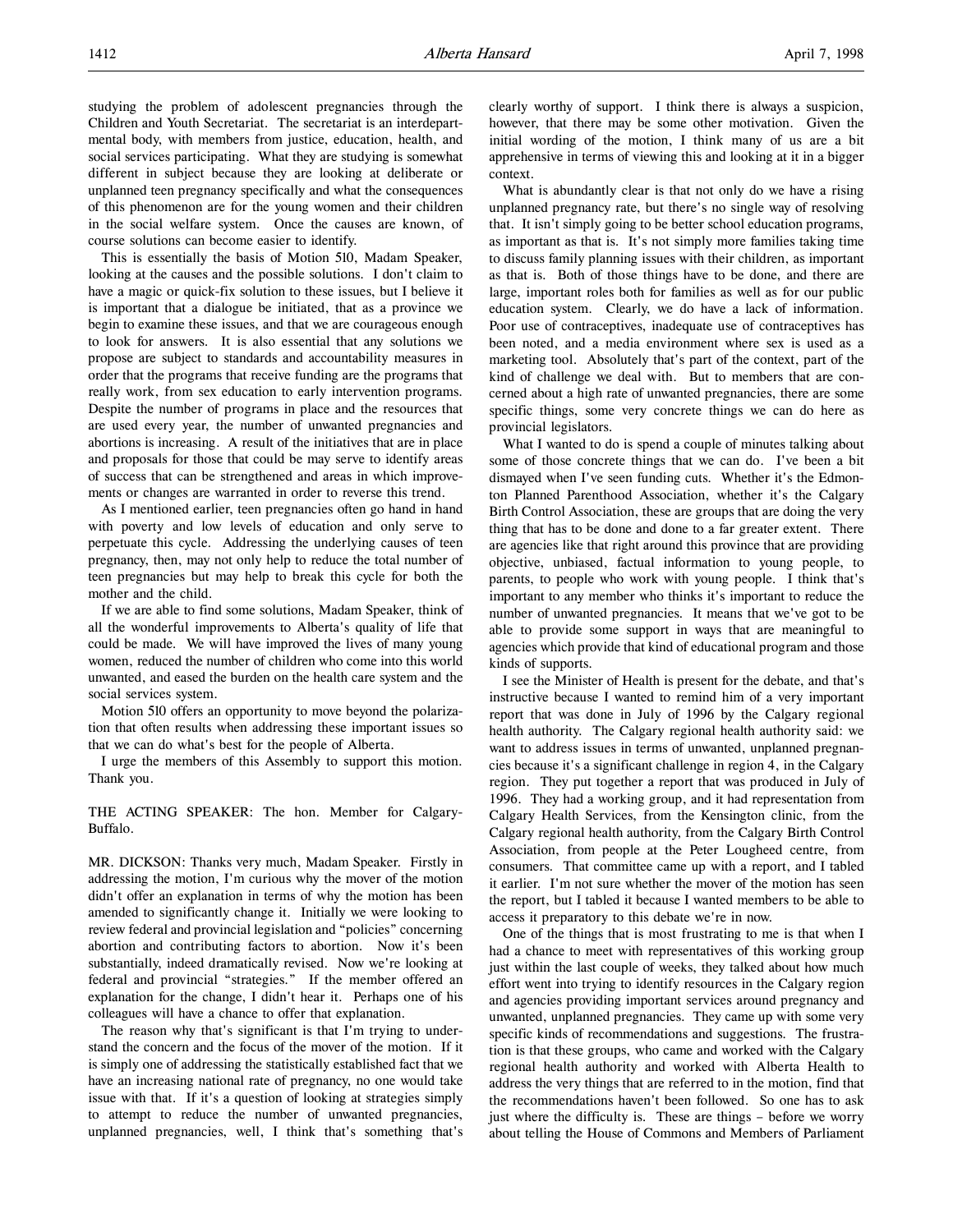studying the problem of adolescent pregnancies through the Children and Youth Secretariat. The secretariat is an interdepartmental body, with members from justice, education, health, and social services participating. What they are studying is somewhat different in subject because they are looking at deliberate or unplanned teen pregnancy specifically and what the consequences of this phenomenon are for the young women and their children in the social welfare system. Once the causes are known, of course solutions can become easier to identify.

This is essentially the basis of Motion 510, Madam Speaker, looking at the causes and the possible solutions. I don't claim to have a magic or quick-fix solution to these issues, but I believe it is important that a dialogue be initiated, that as a province we begin to examine these issues, and that we are courageous enough to look for answers. It is also essential that any solutions we propose are subject to standards and accountability measures in order that the programs that receive funding are the programs that really work, from sex education to early intervention programs. Despite the number of programs in place and the resources that are used every year, the number of unwanted pregnancies and abortions is increasing. A result of the initiatives that are in place and proposals for those that could be may serve to identify areas of success that can be strengthened and areas in which improvements or changes are warranted in order to reverse this trend.

As I mentioned earlier, teen pregnancies often go hand in hand with poverty and low levels of education and only serve to perpetuate this cycle. Addressing the underlying causes of teen pregnancy, then, may not only help to reduce the total number of teen pregnancies but may help to break this cycle for both the mother and the child.

If we are able to find some solutions, Madam Speaker, think of all the wonderful improvements to Alberta's quality of life that could be made. We will have improved the lives of many young women, reduced the number of children who come into this world unwanted, and eased the burden on the health care system and the social services system.

Motion 510 offers an opportunity to move beyond the polarization that often results when addressing these important issues so that we can do what's best for the people of Alberta.

I urge the members of this Assembly to support this motion. Thank you.

THE ACTING SPEAKER: The hon. Member for Calgary-Buffalo.

MR. DICKSON: Thanks very much, Madam Speaker. Firstly in addressing the motion, I'm curious why the mover of the motion didn't offer an explanation in terms of why the motion has been amended to significantly change it. Initially we were looking to review federal and provincial legislation and "policies" concerning abortion and contributing factors to abortion. Now it's been substantially, indeed dramatically revised. Now we're looking at federal and provincial "strategies." If the member offered an explanation for the change, I didn't hear it. Perhaps one of his colleagues will have a chance to offer that explanation.

The reason why that's significant is that I'm trying to understand the concern and the focus of the mover of the motion. If it is simply one of addressing the statistically established fact that we have an increasing national rate of pregnancy, no one would take issue with that. If it's a question of looking at strategies simply to attempt to reduce the number of unwanted pregnancies, unplanned pregnancies, well, I think that's something that's clearly worthy of support. I think there is always a suspicion, however, that there may be some other motivation. Given the initial wording of the motion, I think many of us are a bit apprehensive in terms of viewing this and looking at it in a bigger context.

What is abundantly clear is that not only do we have a rising unplanned pregnancy rate, but there's no single way of resolving that. It isn't simply going to be better school education programs, as important as that is. It's not simply more families taking time to discuss family planning issues with their children, as important as that is. Both of those things have to be done, and there are large, important roles both for families as well as for our public education system. Clearly, we do have a lack of information. Poor use of contraceptives, inadequate use of contraceptives has been noted, and a media environment where sex is used as a marketing tool. Absolutely that's part of the context, part of the kind of challenge we deal with. But to members that are concerned about a high rate of unwanted pregnancies, there are some specific things, some very concrete things we can do here as provincial legislators.

What I wanted to do is spend a couple of minutes talking about some of those concrete things that we can do. I've been a bit dismayed when I've seen funding cuts. Whether it's the Edmonton Planned Parenthood Association, whether it's the Calgary Birth Control Association, these are groups that are doing the very thing that has to be done and done to a far greater extent. There are agencies like that right around this province that are providing objective, unbiased, factual information to young people, to parents, to people who work with young people. I think that's important to any member who thinks it's important to reduce the number of unwanted pregnancies. It means that we've got to be able to provide some support in ways that are meaningful to agencies which provide that kind of educational program and those kinds of supports.

I see the Minister of Health is present for the debate, and that's instructive because I wanted to remind him of a very important report that was done in July of 1996 by the Calgary regional health authority. The Calgary regional health authority said: we want to address issues in terms of unwanted, unplanned pregnancies because it's a significant challenge in region 4, in the Calgary region. They put together a report that was produced in July of 1996. They had a working group, and it had representation from Calgary Health Services, from the Kensington clinic, from the Calgary regional health authority, from the Calgary Birth Control Association, from people at the Peter Lougheed centre, from consumers. That committee came up with a report, and I tabled it earlier. I'm not sure whether the mover of the motion has seen the report, but I tabled it because I wanted members to be able to access it preparatory to this debate we're in now.

One of the things that is most frustrating to me is that when I had a chance to meet with representatives of this working group just within the last couple of weeks, they talked about how much effort went into trying to identify resources in the Calgary region and agencies providing important services around pregnancy and unwanted, unplanned pregnancies. They came up with some very specific kinds of recommendations and suggestions. The frustration is that these groups, who came and worked with the Calgary regional health authority and worked with Alberta Health to address the very things that are referred to in the motion, find that the recommendations haven't been followed. So one has to ask just where the difficulty is. These are things – before we worry about telling the House of Commons and Members of Parliament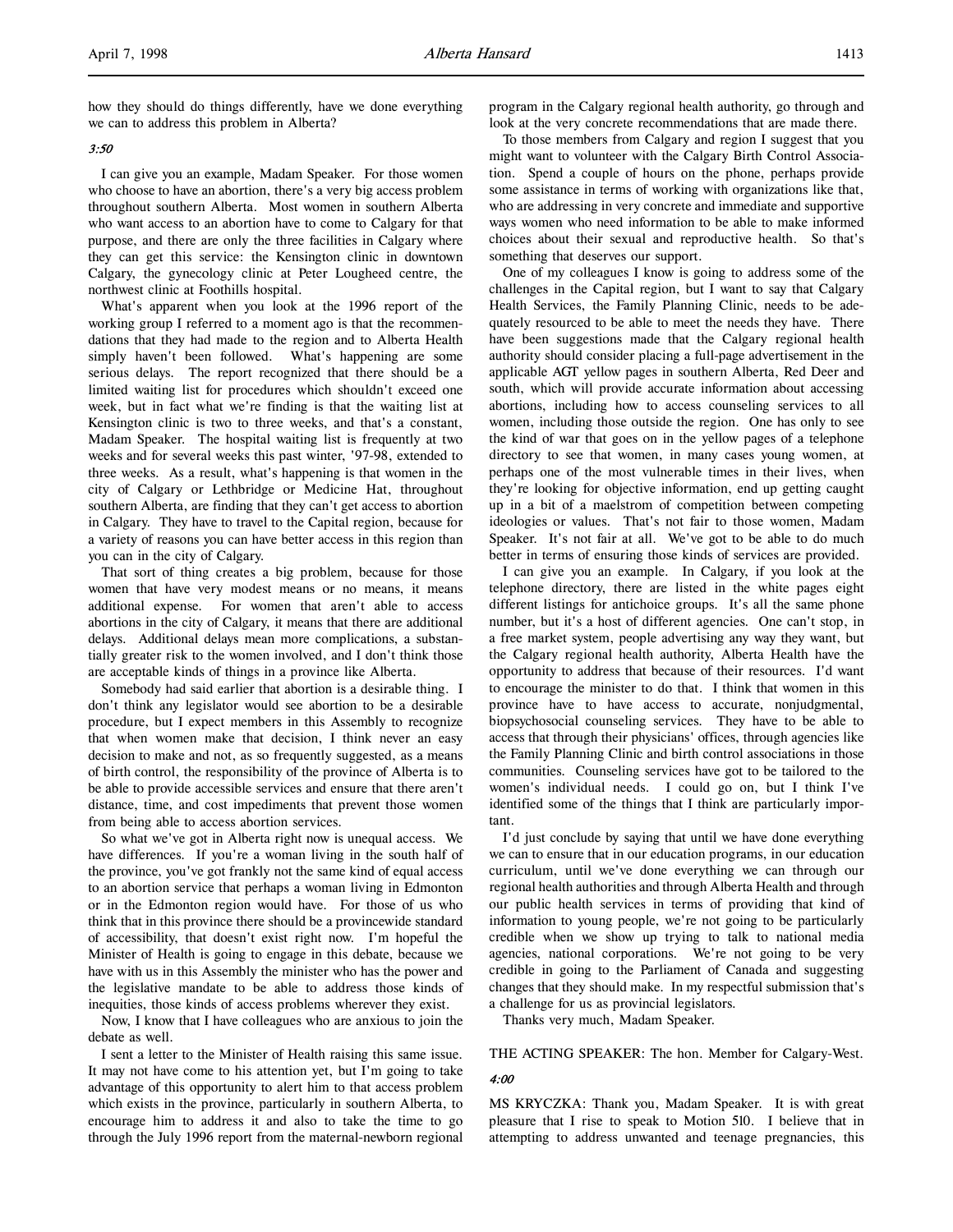how they should do things differently, have we done everything we can to address this problem in Alberta?

*3:50*

I can give you an example, Madam Speaker. For those women who choose to have an abortion, there's a very big access problem throughout southern Alberta. Most women in southern Alberta who want access to an abortion have to come to Calgary for that purpose, and there are only the three facilities in Calgary where they can get this service: the Kensington clinic in downtown Calgary, the gynecology clinic at Peter Lougheed centre, the northwest clinic at Foothills hospital.

What's apparent when you look at the 1996 report of the working group I referred to a moment ago is that the recommendations that they had made to the region and to Alberta Health simply haven't been followed. What's happening are some serious delays. The report recognized that there should be a limited waiting list for procedures which shouldn't exceed one week, but in fact what we're finding is that the waiting list at Kensington clinic is two to three weeks, and that's a constant, Madam Speaker. The hospital waiting list is frequently at two weeks and for several weeks this past winter, '97-98, extended to three weeks. As a result, what's happening is that women in the city of Calgary or Lethbridge or Medicine Hat, throughout southern Alberta, are finding that they can't get access to abortion in Calgary. They have to travel to the Capital region, because for a variety of reasons you can have better access in this region than you can in the city of Calgary.

That sort of thing creates a big problem, because for those women that have very modest means or no means, it means additional expense. For women that aren't able to access abortions in the city of Calgary, it means that there are additional delays. Additional delays mean more complications, a substantially greater risk to the women involved, and I don't think those are acceptable kinds of things in a province like Alberta.

Somebody had said earlier that abortion is a desirable thing. I don't think any legislator would see abortion to be a desirable procedure, but I expect members in this Assembly to recognize that when women make that decision, I think never an easy decision to make and not, as so frequently suggested, as a means of birth control, the responsibility of the province of Alberta is to be able to provide accessible services and ensure that there aren't distance, time, and cost impediments that prevent those women from being able to access abortion services.

So what we've got in Alberta right now is unequal access. We have differences. If you're a woman living in the south half of the province, you've got frankly not the same kind of equal access to an abortion service that perhaps a woman living in Edmonton or in the Edmonton region would have. For those of us who think that in this province there should be a provincewide standard of accessibility, that doesn't exist right now. I'm hopeful the Minister of Health is going to engage in this debate, because we have with us in this Assembly the minister who has the power and the legislative mandate to be able to address those kinds of inequities, those kinds of access problems wherever they exist.

Now, I know that I have colleagues who are anxious to join the debate as well.

I sent a letter to the Minister of Health raising this same issue. It may not have come to his attention yet, but I'm going to take advantage of this opportunity to alert him to that access problem which exists in the province, particularly in southern Alberta, to encourage him to address it and also to take the time to go through the July 1996 report from the maternal-newborn regional program in the Calgary regional health authority, go through and look at the very concrete recommendations that are made there.

To those members from Calgary and region I suggest that you might want to volunteer with the Calgary Birth Control Association. Spend a couple of hours on the phone, perhaps provide some assistance in terms of working with organizations like that, who are addressing in very concrete and immediate and supportive ways women who need information to be able to make informed choices about their sexual and reproductive health. So that's something that deserves our support.

One of my colleagues I know is going to address some of the challenges in the Capital region, but I want to say that Calgary Health Services, the Family Planning Clinic, needs to be adequately resourced to be able to meet the needs they have. There have been suggestions made that the Calgary regional health authority should consider placing a full-page advertisement in the applicable AGT yellow pages in southern Alberta, Red Deer and south, which will provide accurate information about accessing abortions, including how to access counseling services to all women, including those outside the region. One has only to see the kind of war that goes on in the yellow pages of a telephone directory to see that women, in many cases young women, at perhaps one of the most vulnerable times in their lives, when they're looking for objective information, end up getting caught up in a bit of a maelstrom of competition between competing ideologies or values. That's not fair to those women, Madam Speaker. It's not fair at all. We've got to be able to do much better in terms of ensuring those kinds of services are provided.

I can give you an example. In Calgary, if you look at the telephone directory, there are listed in the white pages eight different listings for antichoice groups. It's all the same phone number, but it's a host of different agencies. One can't stop, in a free market system, people advertising any way they want, but the Calgary regional health authority, Alberta Health have the opportunity to address that because of their resources. I'd want to encourage the minister to do that. I think that women in this province have to have access to accurate, nonjudgmental, biopsychosocial counseling services. They have to be able to access that through their physicians' offices, through agencies like the Family Planning Clinic and birth control associations in those communities. Counseling services have got to be tailored to the women's individual needs. I could go on, but I think I've identified some of the things that I think are particularly important.

I'd just conclude by saying that until we have done everything we can to ensure that in our education programs, in our education curriculum, until we've done everything we can through our regional health authorities and through Alberta Health and through our public health services in terms of providing that kind of information to young people, we're not going to be particularly credible when we show up trying to talk to national media agencies, national corporations. We're not going to be very credible in going to the Parliament of Canada and suggesting changes that they should make. In my respectful submission that's a challenge for us as provincial legislators.

Thanks very much, Madam Speaker.

THE ACTING SPEAKER: The hon. Member for Calgary-West.

*4:00*

MS KRYCZKA: Thank you, Madam Speaker. It is with great pleasure that I rise to speak to Motion 510. I believe that in attempting to address unwanted and teenage pregnancies, this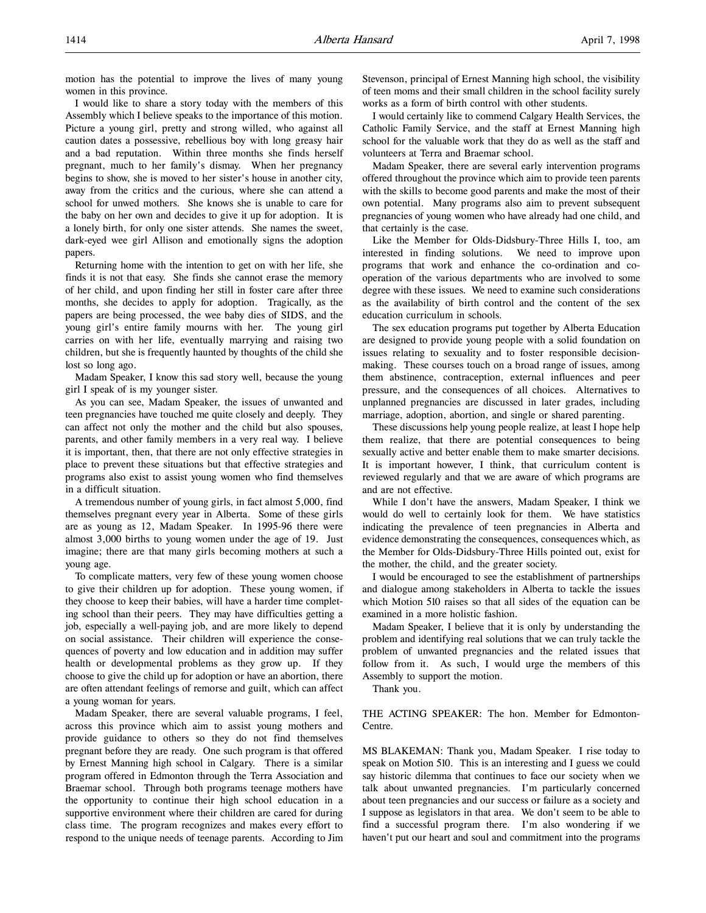motion has the potential to improve the lives of many young women in this province.

I would like to share a story today with the members of this Assembly which I believe speaks to the importance of this motion. Picture a young girl, pretty and strong willed, who against all caution dates a possessive, rebellious boy with long greasy hair and a bad reputation. Within three months she finds herself pregnant, much to her family's dismay. When her pregnancy begins to show, she is moved to her sister's house in another city, away from the critics and the curious, where she can attend a school for unwed mothers. She knows she is unable to care for the baby on her own and decides to give it up for adoption. It is a lonely birth, for only one sister attends. She names the sweet, dark-eyed wee girl Allison and emotionally signs the adoption papers.

Returning home with the intention to get on with her life, she finds it is not that easy. She finds she cannot erase the memory of her child, and upon finding her still in foster care after three months, she decides to apply for adoption. Tragically, as the papers are being processed, the wee baby dies of SIDS, and the young girl's entire family mourns with her. The young girl carries on with her life, eventually marrying and raising two children, but she is frequently haunted by thoughts of the child she lost so long ago.

Madam Speaker, I know this sad story well, because the young girl I speak of is my younger sister.

As you can see, Madam Speaker, the issues of unwanted and teen pregnancies have touched me quite closely and deeply. They can affect not only the mother and the child but also spouses, parents, and other family members in a very real way. I believe it is important, then, that there are not only effective strategies in place to prevent these situations but that effective strategies and programs also exist to assist young women who find themselves in a difficult situation.

A tremendous number of young girls, in fact almost 5,000, find themselves pregnant every year in Alberta. Some of these girls are as young as 12, Madam Speaker. In 1995-96 there were almost 3,000 births to young women under the age of 19. Just imagine; there are that many girls becoming mothers at such a young age.

To complicate matters, very few of these young women choose to give their children up for adoption. These young women, if they choose to keep their babies, will have a harder time completing school than their peers. They may have difficulties getting a job, especially a well-paying job, and are more likely to depend on social assistance. Their children will experience the consequences of poverty and low education and in addition may suffer health or developmental problems as they grow up. If they choose to give the child up for adoption or have an abortion, there are often attendant feelings of remorse and guilt, which can affect a young woman for years.

Madam Speaker, there are several valuable programs, I feel, across this province which aim to assist young mothers and provide guidance to others so they do not find themselves pregnant before they are ready. One such program is that offered by Ernest Manning high school in Calgary. There is a similar program offered in Edmonton through the Terra Association and Braemar school. Through both programs teenage mothers have the opportunity to continue their high school education in a supportive environment where their children are cared for during class time. The program recognizes and makes every effort to respond to the unique needs of teenage parents. According to Jim Stevenson, principal of Ernest Manning high school, the visibility of teen moms and their small children in the school facility surely works as a form of birth control with other students.

I would certainly like to commend Calgary Health Services, the Catholic Family Service, and the staff at Ernest Manning high school for the valuable work that they do as well as the staff and volunteers at Terra and Braemar school.

Madam Speaker, there are several early intervention programs offered throughout the province which aim to provide teen parents with the skills to become good parents and make the most of their own potential. Many programs also aim to prevent subsequent pregnancies of young women who have already had one child, and that certainly is the case.

Like the Member for Olds-Didsbury-Three Hills I, too, am interested in finding solutions. We need to improve upon programs that work and enhance the co-ordination and co-operation of the various departments who are involved to some degree with these issues. We need to examine such considerations as the availability of birth control and the content of the sex education curriculum in schools.

The sex education programs put together by Alberta Education are designed to provide young people with a solid foundation on issues relating to sexuality and to foster responsible decision-making. These courses touch on a broad range of issues, among them abstinence, contraception, external influences and peer pressure, and the consequences of all choices. Alternatives to unplanned pregnancies are discussed in later grades, including marriage, adoption, abortion, and single or shared parenting.

These discussions help young people realize, at least I hope help them realize, that there are potential consequences to being sexually active and better enable them to make smarter decisions. It is important however, I think, that curriculum content is reviewed regularly and that we are aware of which programs are and are not effective.

While I don't have the answers, Madam Speaker, I think we would do well to certainly look for them. We have statistics indicating the prevalence of teen pregnancies in Alberta and evidence demonstrating the consequences, consequences which, as the Member for Olds-Didsbury-Three Hills pointed out, exist for the mother, the child, and the greater society.

I would be encouraged to see the establishment of partnerships and dialogue among stakeholders in Alberta to tackle the issues which Motion 510 raises so that all sides of the equation can be examined in a more holistic fashion.

Madam Speaker, I believe that it is only by understanding the problem and identifying real solutions that we can truly tackle the problem of unwanted pregnancies and the related issues that follow from it. As such, I would urge the members of this Assembly to support the motion.

Thank you.

THE ACTING SPEAKER: The hon. Member for Edmonton-Centre.

MS BLAKEMAN: Thank you, Madam Speaker. I rise today to speak on Motion 510. This is an interesting and I guess we could say historic dilemma that continues to face our society when we talk about unwanted pregnancies. I'm particularly concerned about teen pregnancies and our success or failure as a society and I suppose as legislators in that area. We don't seem to be able to find a successful program there. I'm also wondering if we haven't put our heart and soul and commitment into the programs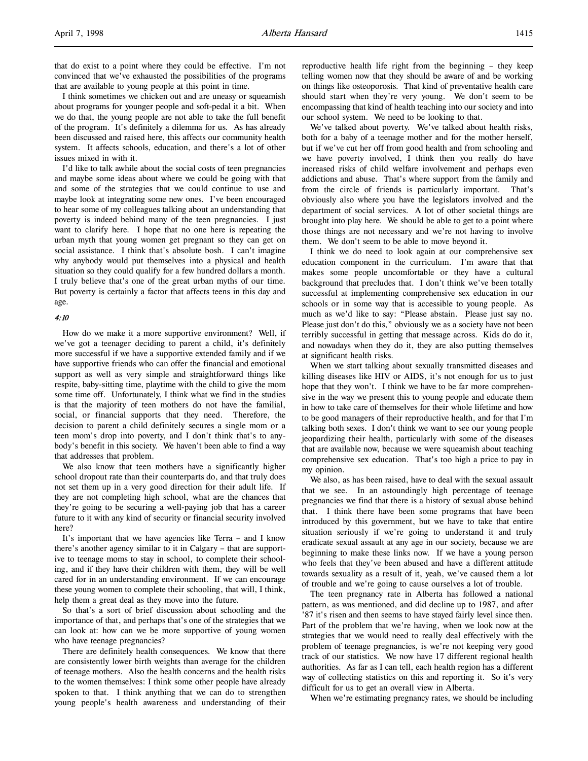that do exist to a point where they could be effective. I'm not convinced that we've exhausted the possibilities of the programs that are available to young people at this point in time.

I think sometimes we chicken out and are uneasy or squeamish about programs for younger people and soft-pedal it a bit. When we do that, the young people are not able to take the full benefit of the program. It's definitely a dilemma for us. As has already been discussed and raised here, this affects our community health system. It affects schools, education, and there's a lot of other issues mixed in with it.

I'd like to talk awhile about the social costs of teen pregnancies and maybe some ideas about where we could be going with that and some of the strategies that we could continue to use and maybe look at integrating some new ones. I've been encouraged to hear some of my colleagues talking about an understanding that poverty is indeed behind many of the teen pregnancies. I just want to clarify here. I hope that no one here is repeating the urban myth that young women get pregnant so they can get on social assistance. I think that's absolute bosh. I can't imagine why anybody would put themselves into a physical and health situation so they could qualify for a few hundred dollars a month. I truly believe that's one of the great urban myths of our time. But poverty is certainly a factor that affects teens in this day and age.

*4:10*

How do we make it a more supportive environment? Well, if we've got a teenager deciding to parent a child, it's definitely more successful if we have a supportive extended family and if we have supportive friends who can offer the financial and emotional support as well as very simple and straightforward things like respite, baby-sitting time, playtime with the child to give the mom some time off. Unfortunately, I think what we find in the studies is that the majority of teen mothers do not have the familial, social, or financial supports that they need. Therefore, the decision to parent a child definitely secures a single mom or a teen mom's drop into poverty, and I don't think that's to anybody's benefit in this society. We haven't been able to find a way that addresses that problem.

We also know that teen mothers have a significantly higher school dropout rate than their counterparts do, and that truly does not set them up in a very good direction for their adult life. If they are not completing high school, what are the chances that they're going to be securing a well-paying job that has a career future to it with any kind of security or financial security involved here?

It's important that we have agencies like Terra – and I know there's another agency similar to it in Calgary – that are supportive to teenage moms to stay in school, to complete their schooling, and if they have their children with them, they will be well cared for in an understanding environment. If we can encourage these young women to complete their schooling, that will, I think, help them a great deal as they move into the future.

So that's a sort of brief discussion about schooling and the importance of that, and perhaps that's one of the strategies that we can look at: how can we be more supportive of young women who have teenage pregnancies?

There are definitely health consequences. We know that there are consistently lower birth weights than average for the children of teenage mothers. Also the health concerns and the health risks to the women themselves: I think some other people have already spoken to that. I think anything that we can do to strengthen young people's health awareness and understanding of their reproductive health life right from the beginning – they keep telling women now that they should be aware of and be working on things like osteoporosis. That kind of preventative health care should start when they're very young. We don't seem to be encompassing that kind of health teaching into our society and into our school system. We need to be looking to that.

We've talked about poverty. We've talked about health risks, both for a baby of a teenage mother and for the mother herself, but if we've cut her off from good health and from schooling and we have poverty involved, I think then you really do have increased risks of child welfare involvement and perhaps even addictions and abuse. That's where support from the family and from the circle of friends is particularly important. That's obviously also where you have the legislators involved and the department of social services. A lot of other societal things are brought into play here. We should be able to get to a point where those things are not necessary and we're not having to involve them. We don't seem to be able to move beyond it.

I think we do need to look again at our comprehensive sex education component in the curriculum. I'm aware that that makes some people uncomfortable or they have a cultural background that precludes that. I don't think we've been totally successful at implementing comprehensive sex education in our schools or in some way that is accessible to young people. As much as we'd like to say: "Please abstain. Please just say no. Please just don't do this," obviously we as a society have not been terribly successful in getting that message across. Kids do do it, and nowadays when they do it, they are also putting themselves at significant health risks.

When we start talking about sexually transmitted diseases and killing diseases like HIV or AIDS, it's not enough for us to just hope that they won't. I think we have to be far more comprehensive in the way we present this to young people and educate them in how to take care of themselves for their whole lifetime and how to be good managers of their reproductive health, and for that I'm talking both sexes. I don't think we want to see our young people jeopardizing their health, particularly with some of the diseases that are available now, because we were squeamish about teaching comprehensive sex education. That's too high a price to pay in my opinion.

We also, as has been raised, have to deal with the sexual assault that we see. In an astoundingly high percentage of teenage pregnancies we find that there is a history of sexual abuse behind that. I think there have been some programs that have been introduced by this government, but we have to take that entire situation seriously if we're going to understand it and truly eradicate sexual assault at any age in our society, because we are beginning to make these links now. If we have a young person who feels that they've been abused and have a different attitude towards sexuality as a result of it, yeah, we've caused them a lot of trouble and we're going to cause ourselves a lot of trouble.

The teen pregnancy rate in Alberta has followed a national pattern, as was mentioned, and did decline up to 1987, and after '87 it's risen and then seems to have stayed fairly level since then. Part of the problem that we're having, when we look now at the strategies that we would need to really deal effectively with the problem of teenage pregnancies, is we're not keeping very good track of our statistics. We now have 17 different regional health authorities. As far as I can tell, each health region has a different way of collecting statistics on this and reporting it. So it's very difficult for us to get an overall view in Alberta.

When we're estimating pregnancy rates, we should be including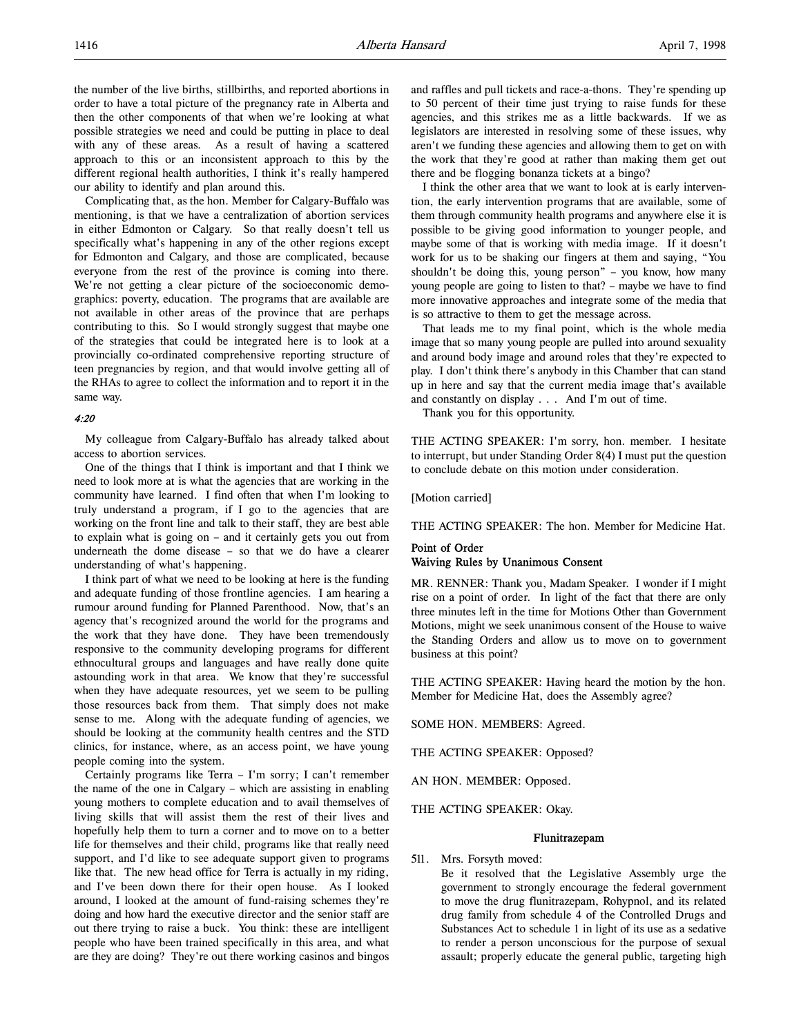the number of the live births, stillbirths, and reported abortions in order to have a total picture of the pregnancy rate in Alberta and then the other components of that when we're looking at what possible strategies we need and could be putting in place to deal with any of these areas. As a result of having a scattered approach to this or an inconsistent approach to this by the different regional health authorities, I think it's really hampered our ability to identify and plan around this.

Complicating that, as the hon. Member for Calgary-Buffalo was mentioning, is that we have a centralization of abortion services in either Edmonton or Calgary. So that really doesn't tell us specifically what's happening in any of the other regions except for Edmonton and Calgary, and those are complicated, because everyone from the rest of the province is coming into there. We're not getting a clear picture of the socioeconomic demographics: poverty, education. The programs that are available are not available in other areas of the province that are perhaps contributing to this. So I would strongly suggest that maybe one of the strategies that could be integrated here is to look at a provincially co-ordinated comprehensive reporting structure of teen pregnancies by region, and that would involve getting all of the RHAs to agree to collect the information and to report it in the same way.

*4:20*

My colleague from Calgary-Buffalo has already talked about access to abortion services.

One of the things that I think is important and that I think we need to look more at is what the agencies that are working in the community have learned. I find often that when I'm looking to truly understand a program, if I go to the agencies that are working on the front line and talk to their staff, they are best able to explain what is going on – and it certainly gets you out from underneath the dome disease – so that we do have a clearer understanding of what's happening.

I think part of what we need to be looking at here is the funding and adequate funding of those frontline agencies. I am hearing a rumour around funding for Planned Parenthood. Now, that's an agency that's recognized around the world for the programs and the work that they have done. They have been tremendously responsive to the community developing programs for different ethnocultural groups and languages and have really done quite astounding work in that area. We know that they're successful when they have adequate resources, yet we seem to be pulling those resources back from them. That simply does not make sense to me. Along with the adequate funding of agencies, we should be looking at the community health centres and the STD clinics, for instance, where, as an access point, we have young people coming into the system.

Certainly programs like Terra – I'm sorry; I can't remember the name of the one in Calgary – which are assisting in enabling young mothers to complete education and to avail themselves of living skills that will assist them the rest of their lives and hopefully help them to turn a corner and to move on to a better life for themselves and their child, programs like that really need support, and I'd like to see adequate support given to programs like that. The new head office for Terra is actually in my riding, and I've been down there for their open house. As I looked around, I looked at the amount of fund-raising schemes they're doing and how hard the executive director and the senior staff are out there trying to raise a buck. You think: these are intelligent people who have been trained specifically in this area, and what are they are doing? They're out there working casinos and bingos and raffles and pull tickets and race-a-thons. They're spending up to 50 percent of their time just trying to raise funds for these agencies, and this strikes me as a little backwards. If we as legislators are interested in resolving some of these issues, why aren't we funding these agencies and allowing them to get on with the work that they're good at rather than making them get out there and be flogging bonanza tickets at a bingo?

I think the other area that we want to look at is early intervention, the early intervention programs that are available, some of them through community health programs and anywhere else it is possible to be giving good information to younger people, and maybe some of that is working with media image. If it doesn't work for us to be shaking our fingers at them and saying, "You shouldn't be doing this, young person" – you know, how many young people are going to listen to that? – maybe we have to find more innovative approaches and integrate some of the media that is so attractive to them to get the message across.

That leads me to my final point, which is the whole media image that so many young people are pulled into around sexuality and around body image and around roles that they're expected to play. I don't think there's anybody in this Chamber that can stand up in here and say that the current media image that's available and constantly on display . . . And I'm out of time.

Thank you for this opportunity.

THE ACTING SPEAKER: I'm sorry, hon. member. I hesitate to interrupt, but under Standing Order 8(4) I must put the question to conclude debate on this motion under consideration.

[Motion carried]

THE ACTING SPEAKER: The hon. Member for Medicine Hat.

**Point of Order**
**Waiving Rules by Unanimous Consent**

MR. RENNER: Thank you, Madam Speaker. I wonder if I might rise on a point of order. In light of the fact that there are only three minutes left in the time for Motions Other than Government Motions, might we seek unanimous consent of the House to waive the Standing Orders and allow us to move on to government business at this point?

THE ACTING SPEAKER: Having heard the motion by the hon. Member for Medicine Hat, does the Assembly agree?

SOME HON. MEMBERS: Agreed.

THE ACTING SPEAKER: Opposed?

AN HON. MEMBER: Opposed.

THE ACTING SPEAKER: Okay.

### Flunitrazepam

511. Mrs. Forsyth moved:

Be it resolved that the Legislative Assembly urge the government to strongly encourage the federal government to move the drug flunitrazepam, Rohypnol, and its related drug family from schedule 4 of the Controlled Drugs and Substances Act to schedule 1 in light of its use as a sedative to render a person unconscious for the purpose of sexual assault; properly educate the general public, targeting high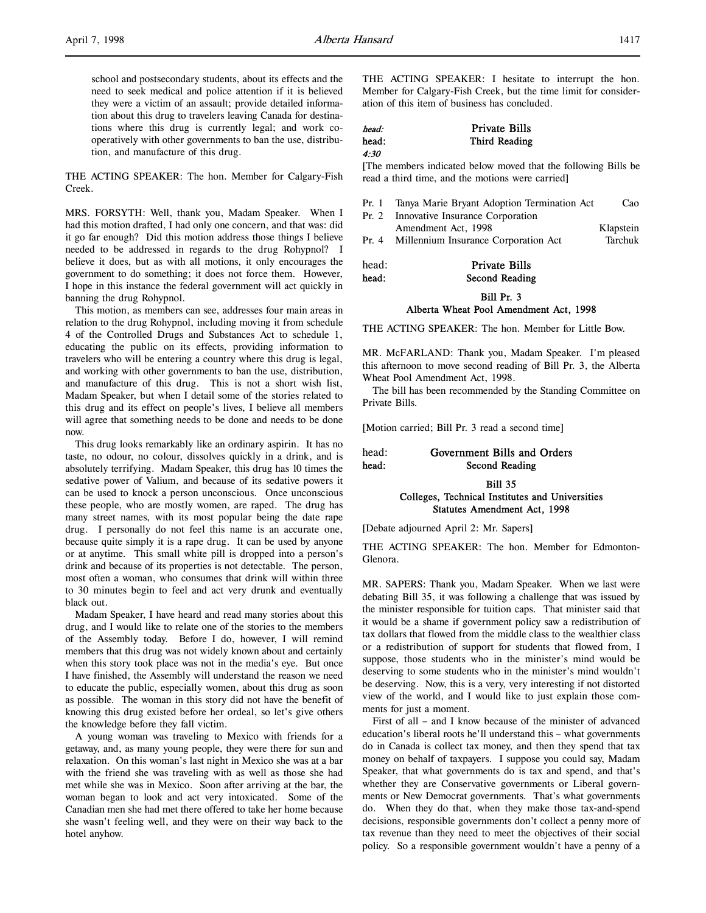school and postsecondary students, about its effects and the need to seek medical and police attention if it is believed they were a victim of an assault; provide detailed information about this drug to travelers leaving Canada for destinations where this drug is currently legal; and work cooperatively with other governments to ban the use, distribution, and manufacture of this drug.

THE ACTING SPEAKER: The hon. Member for Calgary-Fish Creek.

MRS. FORSYTH: Well, thank you, Madam Speaker. When I had this motion drafted, I had only one concern, and that was: did it go far enough? Did this motion address those things I believe needed to be addressed in regards to the drug Rohypnol? I believe it does, but as with all motions, it only encourages the government to do something; it does not force them. However, I hope in this instance the federal government will act quickly in banning the drug Rohypnol.

This motion, as members can see, addresses four main areas in relation to the drug Rohypnol, including moving it from schedule 4 of the Controlled Drugs and Substances Act to schedule 1, educating the public on its effects, providing information to travelers who will be entering a country where this drug is legal, and working with other governments to ban the use, distribution, and manufacture of this drug. This is not a short wish list, Madam Speaker, but when I detail some of the stories related to this drug and its effect on people's lives, I believe all members will agree that something needs to be done and needs to be done now.

This drug looks remarkably like an ordinary aspirin. It has no taste, no odour, no colour, dissolves quickly in a drink, and is absolutely terrifying. Madam Speaker, this drug has 10 times the sedative power of Valium, and because of its sedative powers it can be used to knock a person unconscious. Once unconscious these people, who are mostly women, are raped. The drug has many street names, with its most popular being the date rape drug. I personally do not feel this name is an accurate one, because quite simply it is a rape drug. It can be used by anyone or at anytime. This small white pill is dropped into a person's drink and because of its properties is not detectable. The person, most often a woman, who consumes that drink will within three to 30 minutes begin to feel and act very drunk and eventually black out.

Madam Speaker, I have heard and read many stories about this drug, and I would like to relate one of the stories to the members of the Assembly today. Before I do, however, I will remind members that this drug was not widely known about and certainly when this story took place was not in the media's eye. But once I have finished, the Assembly will understand the reason we need to educate the public, especially women, about this drug as soon as possible. The woman in this story did not have the benefit of knowing this drug existed before her ordeal, so let's give others the knowledge before they fall victim.

A young woman was traveling to Mexico with friends for a getaway, and, as many young people, they were there for sun and relaxation. On this woman's last night in Mexico she was at a bar with the friend she was traveling with as well as those she had met while she was in Mexico. Soon after arriving at the bar, the woman began to look and act very intoxicated. Some of the Canadian men she had met there offered to take her home because she wasn't feeling well, and they were on their way back to the hotel anyhow.

THE ACTING SPEAKER: I hesitate to interrupt the hon. Member for Calgary-Fish Creek, but the time limit for consideration of this item of business has concluded.

*head:* **Private Bills**
head: **Third Reading**
*4:30*

[The members indicated below moved that the following Bills be read a third time, and the motions were carried]

| | | |
|---|---|---|
| Pr. 1 | Tanya Marie Bryant Adoption Termination Act | Cao |
| Pr. 2 | Innovative Insurance Corporation Amendment Act, 1998 | Klapstein |
| Pr. 4 | Millennium Insurance Corporation Act | Tarchuk |

head: **Private Bills**
head: **Second Reading**

**Bill Pr. 3**
**Alberta Wheat Pool Amendment Act, 1998**

THE ACTING SPEAKER: The hon. Member for Little Bow.

MR. McFARLAND: Thank you, Madam Speaker. I'm pleased this afternoon to move second reading of Bill Pr. 3, the Alberta Wheat Pool Amendment Act, 1998.

The bill has been recommended by the Standing Committee on Private Bills.

[Motion carried; Bill Pr. 3 read a second time]

head: **Government Bills and Orders**
head: **Second Reading**

**Bill 35**
**Colleges, Technical Institutes and Universities Statutes Amendment Act, 1998**

[Debate adjourned April 2: Mr. Sapers]

THE ACTING SPEAKER: The hon. Member for Edmonton-Glenora.

MR. SAPERS: Thank you, Madam Speaker. When we last were debating Bill 35, it was following a challenge that was issued by the minister responsible for tuition caps. That minister said that it would be a shame if government policy saw a redistribution of tax dollars that flowed from the middle class to the wealthier class or a redistribution of support for students that flowed from, I suppose, those students who in the minister's mind would be deserving to some students who in the minister's mind wouldn't be deserving. Now, this is a very, very interesting if not distorted view of the world, and I would like to just explain those comments for just a moment.

First of all – and I know because of the minister of advanced education's liberal roots he'll understand this – what governments do in Canada is collect tax money, and then they spend that tax money on behalf of taxpayers. I suppose you could say, Madam Speaker, that what governments do is tax and spend, and that's whether they are Conservative governments or Liberal governments or New Democrat governments. That's what governments do. When they do that, when they make those tax-and-spend decisions, responsible governments don't collect a penny more of tax revenue than they need to meet the objectives of their social policy. So a responsible government wouldn't have a penny of a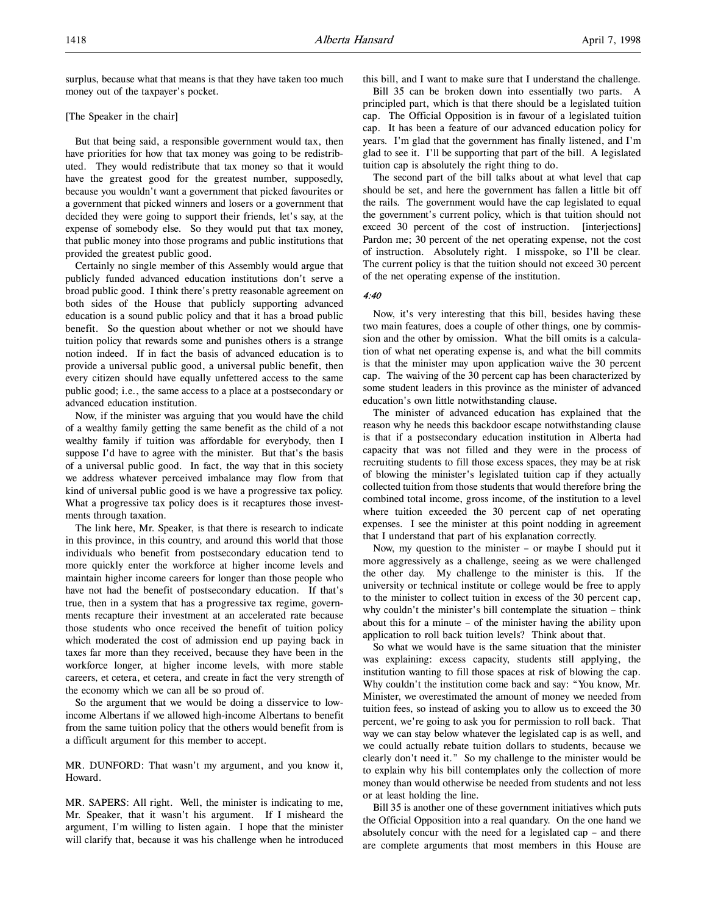surplus, because what that means is that they have taken too much money out of the taxpayer's pocket.

[The Speaker in the chair]

But that being said, a responsible government would tax, then have priorities for how that tax money was going to be redistributed. They would redistribute that tax money so that it would have the greatest good for the greatest number, supposedly, because you wouldn't want a government that picked favourites or a government that picked winners and losers or a government that decided they were going to support their friends, let's say, at the expense of somebody else. So they would put that tax money, that public money into those programs and public institutions that provided the greatest public good.

Certainly no single member of this Assembly would argue that publicly funded advanced education institutions don't serve a broad public good. I think there's pretty reasonable agreement on both sides of the House that publicly supporting advanced education is a sound public policy and that it has a broad public benefit. So the question about whether or not we should have tuition policy that rewards some and punishes others is a strange notion indeed. If in fact the basis of advanced education is to provide a universal public good, a universal public benefit, then every citizen should have equally unfettered access to the same public good; i.e., the same access to a place at a postsecondary or advanced education institution.

Now, if the minister was arguing that you would have the child of a wealthy family getting the same benefit as the child of a not wealthy family if tuition was affordable for everybody, then I suppose I'd have to agree with the minister. But that's the basis of a universal public good. In fact, the way that in this society we address whatever perceived imbalance may flow from that kind of universal public good is we have a progressive tax policy. What a progressive tax policy does is it recaptures those investments through taxation.

The link here, Mr. Speaker, is that there is research to indicate in this province, in this country, and around this world that those individuals who benefit from postsecondary education tend to more quickly enter the workforce at higher income levels and maintain higher income careers for longer than those people who have not had the benefit of postsecondary education. If that's true, then in a system that has a progressive tax regime, governments recapture their investment at an accelerated rate because those students who once received the benefit of tuition policy which moderated the cost of admission end up paying back in taxes far more than they received, because they have been in the workforce longer, at higher income levels, with more stable careers, et cetera, et cetera, and create in fact the very strength of the economy which we can all be so proud of.

So the argument that we would be doing a disservice to low-income Albertans if we allowed high-income Albertans to benefit from the same tuition policy that the others would benefit from is a difficult argument for this member to accept.

MR. DUNFORD: That wasn't my argument, and you know it, Howard.

MR. SAPERS: All right. Well, the minister is indicating to me, Mr. Speaker, that it wasn't his argument. If I misheard the argument, I'm willing to listen again. I hope that the minister will clarify that, because it was his challenge when he introduced this bill, and I want to make sure that I understand the challenge.

Bill 35 can be broken down into essentially two parts. A principled part, which is that there should be a legislated tuition cap. The Official Opposition is in favour of a legislated tuition cap. It has been a feature of our advanced education policy for years. I'm glad that the government has finally listened, and I'm glad to see it. I'll be supporting that part of the bill. A legislated tuition cap is absolutely the right thing to do.

The second part of the bill talks about at what level that cap should be set, and here the government has fallen a little bit off the rails. The government would have the cap legislated to equal the government's current policy, which is that tuition should not exceed 30 percent of the cost of instruction. [interjections] Pardon me; 30 percent of the net operating expense, not the cost of instruction. Absolutely right. I misspoke, so I'll be clear. The current policy is that the tuition should not exceed 30 percent of the net operating expense of the institution.

*4:40*

Now, it's very interesting that this bill, besides having these two main features, does a couple of other things, one by commission and the other by omission. What the bill omits is a calculation of what net operating expense is, and what the bill commits is that the minister may upon application waive the 30 percent cap. The waiving of the 30 percent cap has been characterized by some student leaders in this province as the minister of advanced education's own little notwithstanding clause.

The minister of advanced education has explained that the reason why he needs this backdoor escape notwithstanding clause is that if a postsecondary education institution in Alberta had capacity that was not filled and they were in the process of recruiting students to fill those excess spaces, they may be at risk of blowing the minister's legislated tuition cap if they actually collected tuition from those students that would therefore bring the combined total income, gross income, of the institution to a level where tuition exceeded the 30 percent cap of net operating expenses. I see the minister at this point nodding in agreement that I understand that part of his explanation correctly.

Now, my question to the minister – or maybe I should put it more aggressively as a challenge, seeing as we were challenged the other day. My challenge to the minister is this. If the university or technical institute or college would be free to apply to the minister to collect tuition in excess of the 30 percent cap, why couldn't the minister's bill contemplate the situation – think about this for a minute – of the minister having the ability upon application to roll back tuition levels? Think about that.

So what we would have is the same situation that the minister was explaining: excess capacity, students still applying, the institution wanting to fill those spaces at risk of blowing the cap. Why couldn't the institution come back and say: "You know, Mr. Minister, we overestimated the amount of money we needed from tuition fees, so instead of asking you to allow us to exceed the 30 percent, we're going to ask you for permission to roll back. That way we can stay below whatever the legislated cap is as well, and we could actually rebate tuition dollars to students, because we clearly don't need it." So my challenge to the minister would be to explain why his bill contemplates only the collection of more money than would otherwise be needed from students and not less or at least holding the line.

Bill 35 is another one of these government initiatives which puts the Official Opposition into a real quandary. On the one hand we absolutely concur with the need for a legislated cap – and there are complete arguments that most members in this House are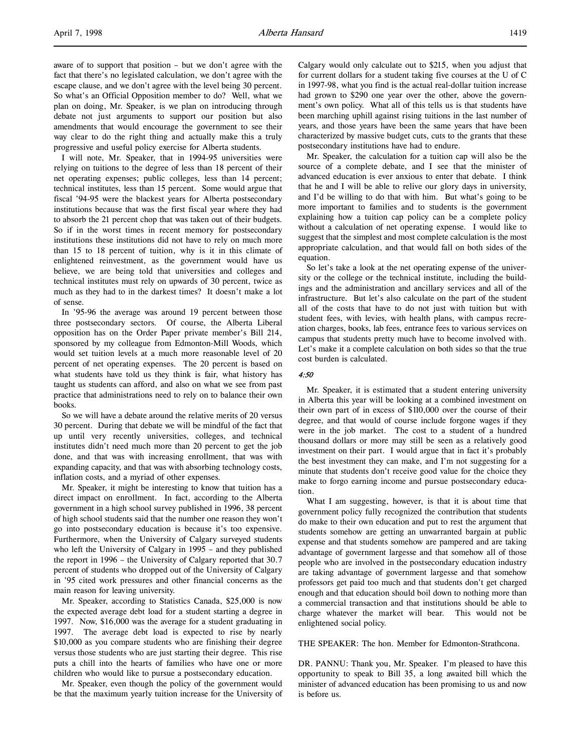aware of to support that position – but we don't agree with the fact that there's no legislated calculation, we don't agree with the escape clause, and we don't agree with the level being 30 percent. So what's an Official Opposition member to do? Well, what we plan on doing, Mr. Speaker, is we plan on introducing through debate not just arguments to support our position but also amendments that would encourage the government to see their way clear to do the right thing and actually make this a truly progressive and useful policy exercise for Alberta students.

I will note, Mr. Speaker, that in 1994-95 universities were relying on tuitions to the degree of less than 18 percent of their net operating expenses; public colleges, less than 14 percent; technical institutes, less than 15 percent. Some would argue that fiscal '94-95 were the blackest years for Alberta postsecondary institutions because that was the first fiscal year where they had to absorb the 21 percent chop that was taken out of their budgets. So if in the worst times in recent memory for postsecondary institutions these institutions did not have to rely on much more than 15 to 18 percent of tuition, why is it in this climate of enlightened reinvestment, as the government would have us believe, we are being told that universities and colleges and technical institutes must rely on upwards of 30 percent, twice as much as they had to in the darkest times? It doesn't make a lot of sense.

In '95-96 the average was around 19 percent between those three postsecondary sectors. Of course, the Alberta Liberal opposition has on the Order Paper private member's Bill 214, sponsored by my colleague from Edmonton-Mill Woods, which would set tuition levels at a much more reasonable level of 20 percent of net operating expenses. The 20 percent is based on what students have told us they think is fair, what history has taught us students can afford, and also on what we see from past practice that administrations need to rely on to balance their own books.

So we will have a debate around the relative merits of 20 versus 30 percent. During that debate we will be mindful of the fact that up until very recently universities, colleges, and technical institutes didn't need much more than 20 percent to get the job done, and that was with increasing enrollment, that was with expanding capacity, and that was with absorbing technology costs, inflation costs, and a myriad of other expenses.

Mr. Speaker, it might be interesting to know that tuition has a direct impact on enrollment. In fact, according to the Alberta government in a high school survey published in 1996, 38 percent of high school students said that the number one reason they won't go into postsecondary education is because it's too expensive. Furthermore, when the University of Calgary surveyed students who left the University of Calgary in 1995 – and they published the report in 1996 – the University of Calgary reported that 30.7 percent of students who dropped out of the University of Calgary in '95 cited work pressures and other financial concerns as the main reason for leaving university.

Mr. Speaker, according to Statistics Canada, $25,000 is now the expected average debt load for a student starting a degree in 1997. Now, $16,000 was the average for a student graduating in 1997. The average debt load is expected to rise by nearly $10,000 as you compare students who are finishing their degree versus those students who are just starting their degree. This rise puts a chill into the hearts of families who have one or more children who would like to pursue a postsecondary education.

Mr. Speaker, even though the policy of the government would be that the maximum yearly tuition increase for the University of Calgary would only calculate out to $215, when you adjust that for current dollars for a student taking five courses at the U of C in 1997-98, what you find is the actual real-dollar tuition increase had grown to $290 one year over the other, above the government's own policy. What all of this tells us is that students have been marching uphill against rising tuitions in the last number of years, and those years have been the same years that have been characterized by massive budget cuts, cuts to the grants that these postsecondary institutions have had to endure.

Mr. Speaker, the calculation for a tuition cap will also be the source of a complete debate, and I see that the minister of advanced education is ever anxious to enter that debate. I think that he and I will be able to relive our glory days in university, and I'd be willing to do that with him. But what's going to be more important to families and to students is the government explaining how a tuition cap policy can be a complete policy without a calculation of net operating expense. I would like to suggest that the simplest and most complete calculation is the most appropriate calculation, and that would fall on both sides of the equation.

So let's take a look at the net operating expense of the university or the college or the technical institute, including the buildings and the administration and ancillary services and all of the infrastructure. But let's also calculate on the part of the student all of the costs that have to do not just with tuition but with student fees, with levies, with health plans, with campus recreation charges, books, lab fees, entrance fees to various services on campus that students pretty much have to become involved with. Let's make it a complete calculation on both sides so that the true cost burden is calculated.

*4:50*

Mr. Speaker, it is estimated that a student entering university in Alberta this year will be looking at a combined investment on their own part of in excess of $110,000 over the course of their degree, and that would of course include forgone wages if they were in the job market. The cost to a student of a hundred thousand dollars or more may still be seen as a relatively good investment on their part. I would argue that in fact it's probably the best investment they can make, and I'm not suggesting for a minute that students don't receive good value for the choice they make to forgo earning income and pursue postsecondary education.

What I am suggesting, however, is that it is about time that government policy fully recognized the contribution that students do make to their own education and put to rest the argument that students somehow are getting an unwarranted bargain at public expense and that students somehow are pampered and are taking advantage of government largesse and that somehow all of those people who are involved in the postsecondary education industry are taking advantage of government largesse and that somehow professors get paid too much and that students don't get charged enough and that education should boil down to nothing more than a commercial transaction and that institutions should be able to charge whatever the market will bear. This would not be enlightened social policy.

THE SPEAKER: The hon. Member for Edmonton-Strathcona.

DR. PANNU: Thank you, Mr. Speaker. I'm pleased to have this opportunity to speak to Bill 35, a long awaited bill which the minister of advanced education has been promising to us and now is before us.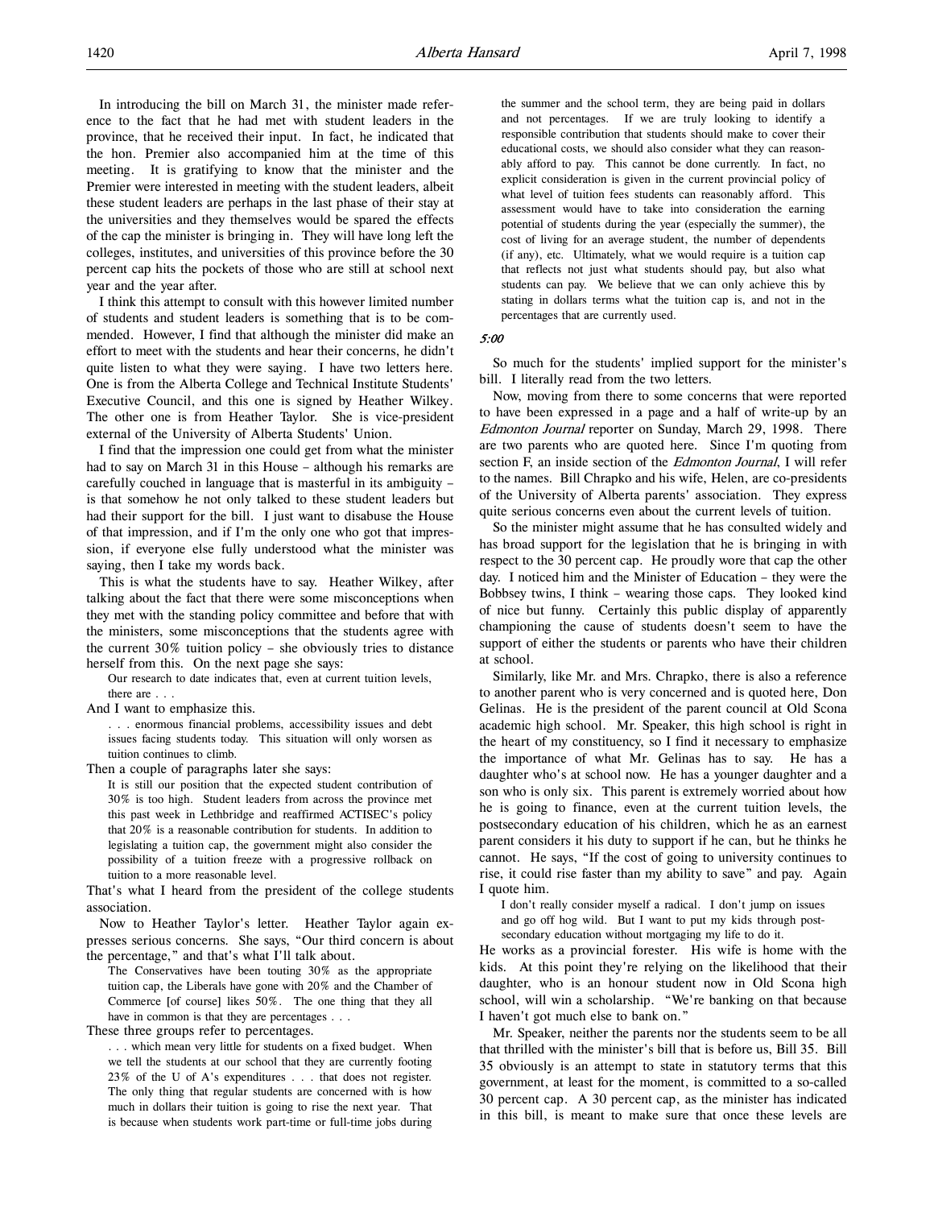In introducing the bill on March 31, the minister made reference to the fact that he had met with student leaders in the province, that he received their input. In fact, he indicated that the hon. Premier also accompanied him at the time of this meeting. It is gratifying to know that the minister and the Premier were interested in meeting with the student leaders, albeit these student leaders are perhaps in the last phase of their stay at the universities and they themselves would be spared the effects of the cap the minister is bringing in. They will have long left the colleges, institutes, and universities of this province before the 30 percent cap hits the pockets of those who are still at school next year and the year after.

I think this attempt to consult with this however limited number of students and student leaders is something that is to be commended. However, I find that although the minister did make an effort to meet with the students and hear their concerns, he didn't quite listen to what they were saying. I have two letters here. One is from the Alberta College and Technical Institute Students' Executive Council, and this one is signed by Heather Wilkey. The other one is from Heather Taylor. She is vice-president external of the University of Alberta Students' Union.

I find that the impression one could get from what the minister had to say on March 31 in this House – although his remarks are carefully couched in language that is masterful in its ambiguity – is that somehow he not only talked to these student leaders but had their support for the bill. I just want to disabuse the House of that impression, and if I'm the only one who got that impression, if everyone else fully understood what the minister was saying, then I take my words back.

This is what the students have to say. Heather Wilkey, after talking about the fact that there were some misconceptions when they met with the standing policy committee and before that with the ministers, some misconceptions that the students agree with the current 30% tuition policy – she obviously tries to distance herself from this. On the next page she says:

> Our research to date indicates that, even at current tuition levels, there are . . .

And I want to emphasize this.

> . . . enormous financial problems, accessibility issues and debt issues facing students today. This situation will only worsen as tuition continues to climb.

Then a couple of paragraphs later she says:

> It is still our position that the expected student contribution of 30% is too high. Student leaders from across the province met this past week in Lethbridge and reaffirmed ACTISEC's policy that 20% is a reasonable contribution for students. In addition to legislating a tuition cap, the government might also consider the possibility of a tuition freeze with a progressive rollback on tuition to a more reasonable level.

That's what I heard from the president of the college students association.

Now to Heather Taylor's letter. Heather Taylor again expresses serious concerns. She says, "Our third concern is about the percentage," and that's what I'll talk about.

> The Conservatives have been touting 30% as the appropriate tuition cap, the Liberals have gone with 20% and the Chamber of Commerce [of course] likes 50%. The one thing that they all have in common is that they are percentages . . .

These three groups refer to percentages.

> . . . which mean very little for students on a fixed budget. When we tell the students at our school that they are currently footing 23% of the U of A's expenditures . . . that does not register. The only thing that regular students are concerned with is how much in dollars their tuition is going to rise the next year. That is because when students work part-time or full-time jobs during the summer and the school term, they are being paid in dollars and not percentages. If we are truly looking to identify a responsible contribution that students should make to cover their educational costs, we should also consider what they can reasonably afford to pay. This cannot be done currently. In fact, no explicit consideration is given in the current provincial policy of what level of tuition fees students can reasonably afford. This assessment would have to take into consideration the earning potential of students during the year (especially the summer), the cost of living for an average student, the number of dependents (if any), etc. Ultimately, what we would require is a tuition cap that reflects not just what students should pay, but also what students can pay. We believe that we can only achieve this by stating in dollars terms what the tuition cap is, and not in the percentages that are currently used.

*5:00*

So much for the students' implied support for the minister's bill. I literally read from the two letters.

Now, moving from there to some concerns that were reported to have been expressed in a page and a half of write-up by an *Edmonton Journal* reporter on Sunday, March 29, 1998. There are two parents who are quoted here. Since I'm quoting from section F, an inside section of the *Edmonton Journal*, I will refer to the names. Bill Chrapko and his wife, Helen, are co-presidents of the University of Alberta parents' association. They express quite serious concerns even about the current levels of tuition.

So the minister might assume that he has consulted widely and has broad support for the legislation that he is bringing in with respect to the 30 percent cap. He proudly wore that cap the other day. I noticed him and the Minister of Education – they were the Bobbsey twins, I think – wearing those caps. They looked kind of nice but funny. Certainly this public display of apparently championing the cause of students doesn't seem to have the support of either the students or parents who have their children at school.

Similarly, like Mr. and Mrs. Chrapko, there is also a reference to another parent who is very concerned and is quoted here, Don Gelinas. He is the president of the parent council at Old Scona academic high school. Mr. Speaker, this high school is right in the heart of my constituency, so I find it necessary to emphasize the importance of what Mr. Gelinas has to say. He has a daughter who's at school now. He has a younger daughter and a son who is only six. This parent is extremely worried about how he is going to finance, even at the current tuition levels, the postsecondary education of his children, which he as an earnest parent considers it his duty to support if he can, but he thinks he cannot. He says, "If the cost of going to university continues to rise, it could rise faster than my ability to save" and pay. Again I quote him.

> I don't really consider myself a radical. I don't jump on issues and go off hog wild. But I want to put my kids through post-secondary education without mortgaging my life to do it.

He works as a provincial forester. His wife is home with the kids. At this point they're relying on the likelihood that their daughter, who is an honour student now in Old Scona high school, will win a scholarship. "We're banking on that because I haven't got much else to bank on."

Mr. Speaker, neither the parents nor the students seem to be all that thrilled with the minister's bill that is before us, Bill 35. Bill 35 obviously is an attempt to state in statutory terms that this government, at least for the moment, is committed to a so-called 30 percent cap. A 30 percent cap, as the minister has indicated in this bill, is meant to make sure that once these levels are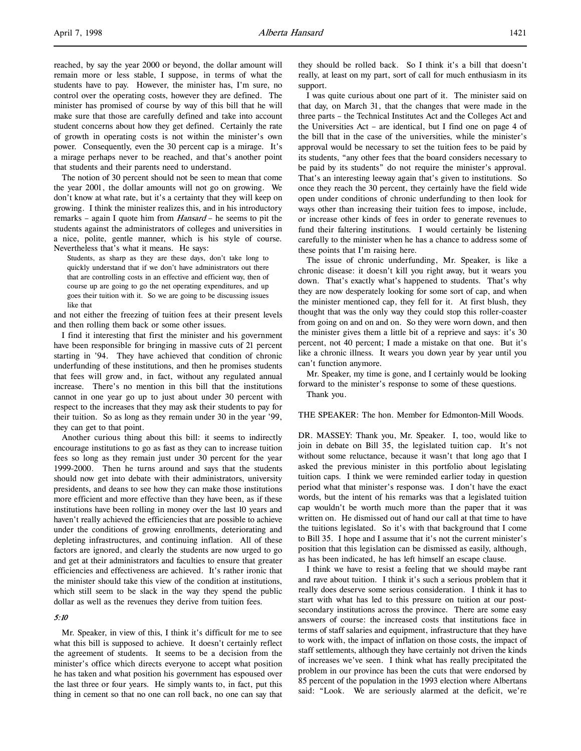reached, by say the year 2000 or beyond, the dollar amount will remain more or less stable, I suppose, in terms of what the students have to pay. However, the minister has, I'm sure, no control over the operating costs, however they are defined. The minister has promised of course by way of this bill that he will make sure that those are carefully defined and take into account student concerns about how they get defined. Certainly the rate of growth in operating costs is not within the minister's own power. Consequently, even the 30 percent cap is a mirage. It's a mirage perhaps never to be reached, and that's another point that students and their parents need to understand.

The notion of 30 percent should not be seen to mean that come the year 2001, the dollar amounts will not go on growing. We don't know at what rate, but it's a certainty that they will keep on growing. I think the minister realizes this, and in his introductory remarks – again I quote him from *Hansard* – he seems to pit the students against the administrators of colleges and universities in a nice, polite, gentle manner, which is his style of course. Nevertheless that's what it means. He says:

> Students, as sharp as they are these days, don't take long to quickly understand that if we don't have administrators out there that are controlling costs in an effective and efficient way, then of course up are going to go the net operating expenditures, and up goes their tuition with it. So we are going to be discussing issues like that

and not either the freezing of tuition fees at their present levels and then rolling them back or some other issues.

I find it interesting that first the minister and his government have been responsible for bringing in massive cuts of 21 percent starting in '94. They have achieved that condition of chronic underfunding of these institutions, and then he promises students that fees will grow and, in fact, without any regulated annual increase. There's no mention in this bill that the institutions cannot in one year go up to just about under 30 percent with respect to the increases that they may ask their students to pay for their tuition. So as long as they remain under 30 in the year '99, they can get to that point.

Another curious thing about this bill: it seems to indirectly encourage institutions to go as fast as they can to increase tuition fees so long as they remain just under 30 percent for the year 1999-2000. Then he turns around and says that the students should now get into debate with their administrators, university presidents, and deans to see how they can make those institutions more efficient and more effective than they have been, as if these institutions have been rolling in money over the last 10 years and haven't really achieved the efficiencies that are possible to achieve under the conditions of growing enrollments, deteriorating and depleting infrastructures, and continuing inflation. All of these factors are ignored, and clearly the students are now urged to go and get at their administrators and faculties to ensure that greater efficiencies and effectiveness are achieved. It's rather ironic that the minister should take this view of the condition at institutions, which still seem to be slack in the way they spend the public dollar as well as the revenues they derive from tuition fees.

*5:10*

Mr. Speaker, in view of this, I think it's difficult for me to see what this bill is supposed to achieve. It doesn't certainly reflect the agreement of students. It seems to be a decision from the minister's office which directs everyone to accept what position he has taken and what position his government has espoused over the last three or four years. He simply wants to, in fact, put this thing in cement so that no one can roll back, no one can say that they should be rolled back. So I think it's a bill that doesn't really, at least on my part, sort of call for much enthusiasm in its support.

I was quite curious about one part of it. The minister said on that day, on March 31, that the changes that were made in the three parts – the Technical Institutes Act and the Colleges Act and the Universities Act – are identical, but I find one on page 4 of the bill that in the case of the universities, while the minister's approval would be necessary to set the tuition fees to be paid by its students, "any other fees that the board considers necessary to be paid by its students" do not require the minister's approval. That's an interesting leeway again that's given to institutions. So once they reach the 30 percent, they certainly have the field wide open under conditions of chronic underfunding to then look for ways other than increasing their tuition fees to impose, include, or increase other kinds of fees in order to generate revenues to fund their faltering institutions. I would certainly be listening carefully to the minister when he has a chance to address some of these points that I'm raising here.

The issue of chronic underfunding, Mr. Speaker, is like a chronic disease: it doesn't kill you right away, but it wears you down. That's exactly what's happened to students. That's why they are now desperately looking for some sort of cap, and when the minister mentioned cap, they fell for it. At first blush, they thought that was the only way they could stop this roller-coaster from going on and on and on. So they were worn down, and then the minister gives them a little bit of a reprieve and says: it's 30 percent, not 40 percent; I made a mistake on that one. But it's like a chronic illness. It wears you down year by year until you can't function anymore.

Mr. Speaker, my time is gone, and I certainly would be looking forward to the minister's response to some of these questions.

Thank you.

THE SPEAKER: The hon. Member for Edmonton-Mill Woods.

DR. MASSEY: Thank you, Mr. Speaker. I, too, would like to join in debate on Bill 35, the legislated tuition cap. It's not without some reluctance, because it wasn't that long ago that I asked the previous minister in this portfolio about legislating tuition caps. I think we were reminded earlier today in question period what that minister's response was. I don't have the exact words, but the intent of his remarks was that a legislated tuition cap wouldn't be worth much more than the paper that it was written on. He dismissed out of hand our call at that time to have the tuitions legislated. So it's with that background that I come to Bill 35. I hope and I assume that it's not the current minister's position that this legislation can be dismissed as easily, although, as has been indicated, he has left himself an escape clause.

I think we have to resist a feeling that we should maybe rant and rave about tuition. I think it's such a serious problem that it really does deserve some serious consideration. I think it has to start with what has led to this pressure on tuition at our post-secondary institutions across the province. There are some easy answers of course: the increased costs that institutions face in terms of staff salaries and equipment, infrastructure that they have to work with, the impact of inflation on those costs, the impact of staff settlements, although they have certainly not driven the kinds of increases we've seen. I think what has really precipitated the problem in our province has been the cuts that were endorsed by 85 percent of the population in the 1993 election where Albertans said: "Look. We are seriously alarmed at the deficit, we're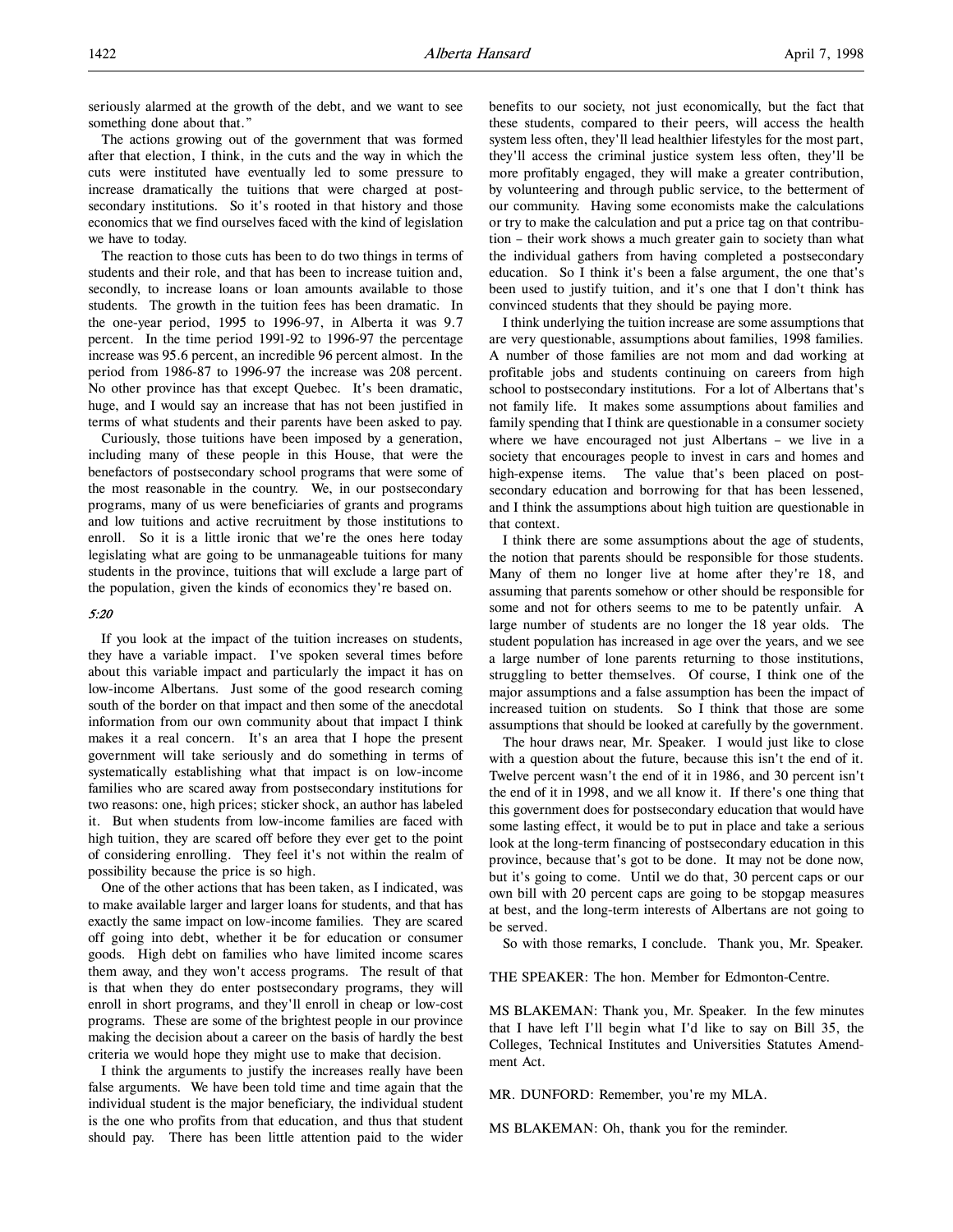seriously alarmed at the growth of the debt, and we want to see something done about that."

The actions growing out of the government that was formed after that election, I think, in the cuts and the way in which the cuts were instituted have eventually led to some pressure to increase dramatically the tuitions that were charged at postsecondary institutions. So it's rooted in that history and those economics that we find ourselves faced with the kind of legislation we have to today.

The reaction to those cuts has been to do two things in terms of students and their role, and that has been to increase tuition and, secondly, to increase loans or loan amounts available to those students. The growth in the tuition fees has been dramatic. In the one-year period, 1995 to 1996-97, in Alberta it was 9.7 percent. In the time period 1991-92 to 1996-97 the percentage increase was 95.6 percent, an incredible 96 percent almost. In the period from 1986-87 to 1996-97 the increase was 208 percent. No other province has that except Quebec. It's been dramatic, huge, and I would say an increase that has not been justified in terms of what students and their parents have been asked to pay.

Curiously, those tuitions have been imposed by a generation, including many of these people in this House, that were the benefactors of postsecondary school programs that were some of the most reasonable in the country. We, in our postsecondary programs, many of us were beneficiaries of grants and programs and low tuitions and active recruitment by those institutions to enroll. So it is a little ironic that we're the ones here today legislating what are going to be unmanageable tuitions for many students in the province, tuitions that will exclude a large part of the population, given the kinds of economics they're based on.

*5:20*

If you look at the impact of the tuition increases on students, they have a variable impact. I've spoken several times before about this variable impact and particularly the impact it has on low-income Albertans. Just some of the good research coming south of the border on that impact and then some of the anecdotal information from our own community about that impact I think makes it a real concern. It's an area that I hope the present government will take seriously and do something in terms of systematically establishing what that impact is on low-income families who are scared away from postsecondary institutions for two reasons: one, high prices; sticker shock, an author has labeled it. But when students from low-income families are faced with high tuition, they are scared off before they ever get to the point of considering enrolling. They feel it's not within the realm of possibility because the price is so high.

One of the other actions that has been taken, as I indicated, was to make available larger and larger loans for students, and that has exactly the same impact on low-income families. They are scared off going into debt, whether it be for education or consumer goods. High debt on families who have limited income scares them away, and they won't access programs. The result of that is that when they do enter postsecondary programs, they will enroll in short programs, and they'll enroll in cheap or low-cost programs. These are some of the brightest people in our province making the decision about a career on the basis of hardly the best criteria we would hope they might use to make that decision.

I think the arguments to justify the increases really have been false arguments. We have been told time and time again that the individual student is the major beneficiary, the individual student is the one who profits from that education, and thus that student should pay. There has been little attention paid to the wider benefits to our society, not just economically, but the fact that these students, compared to their peers, will access the health system less often, they'll lead healthier lifestyles for the most part, they'll access the criminal justice system less often, they'll be more profitably engaged, they will make a greater contribution, by volunteering and through public service, to the betterment of our community. Having some economists make the calculations or try to make the calculation and put a price tag on that contribution – their work shows a much greater gain to society than what the individual gathers from having completed a postsecondary education. So I think it's been a false argument, the one that's been used to justify tuition, and it's one that I don't think has convinced students that they should be paying more.

I think underlying the tuition increase are some assumptions that are very questionable, assumptions about families, 1998 families. A number of those families are not mom and dad working at profitable jobs and students continuing on careers from high school to postsecondary institutions. For a lot of Albertans that's not family life. It makes some assumptions about families and family spending that I think are questionable in a consumer society where we have encouraged not just Albertans – we live in a society that encourages people to invest in cars and homes and high-expense items. The value that's been placed on postsecondary education and borrowing for that has been lessened, and I think the assumptions about high tuition are questionable in that context.

I think there are some assumptions about the age of students, the notion that parents should be responsible for those students. Many of them no longer live at home after they're 18, and assuming that parents somehow or other should be responsible for some and not for others seems to me to be patently unfair. A large number of students are no longer the 18 year olds. The student population has increased in age over the years, and we see a large number of lone parents returning to those institutions, struggling to better themselves. Of course, I think one of the major assumptions and a false assumption has been the impact of increased tuition on students. So I think that those are some assumptions that should be looked at carefully by the government.

The hour draws near, Mr. Speaker. I would just like to close with a question about the future, because this isn't the end of it. Twelve percent wasn't the end of it in 1986, and 30 percent isn't the end of it in 1998, and we all know it. If there's one thing that this government does for postsecondary education that would have some lasting effect, it would be to put in place and take a serious look at the long-term financing of postsecondary education in this province, because that's got to be done. It may not be done now, but it's going to come. Until we do that, 30 percent caps or our own bill with 20 percent caps are going to be stopgap measures at best, and the long-term interests of Albertans are not going to be served.

So with those remarks, I conclude. Thank you, Mr. Speaker.

THE SPEAKER: The hon. Member for Edmonton-Centre.

MS BLAKEMAN: Thank you, Mr. Speaker. In the few minutes that I have left I'll begin what I'd like to say on Bill 35, the Colleges, Technical Institutes and Universities Statutes Amendment Act.

MR. DUNFORD: Remember, you're my MLA.

MS BLAKEMAN: Oh, thank you for the reminder.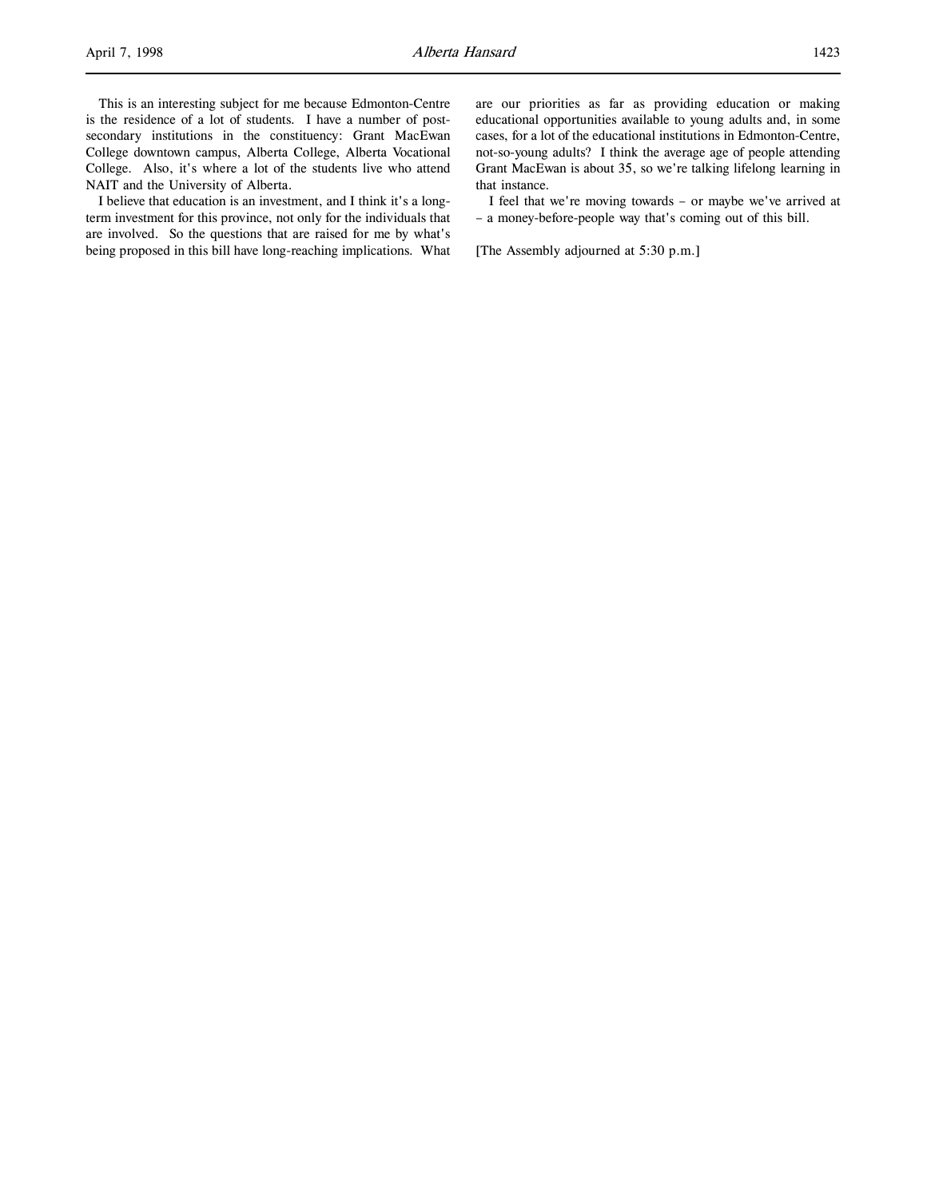This is an interesting subject for me because Edmonton-Centre is the residence of a lot of students. I have a number of post-secondary institutions in the constituency: Grant MacEwan College downtown campus, Alberta College, Alberta Vocational College. Also, it's where a lot of the students live who attend NAIT and the University of Alberta.

I believe that education is an investment, and I think it's a long-term investment for this province, not only for the individuals that are involved. So the questions that are raised for me by what's being proposed in this bill have long-reaching implications. What are our priorities as far as providing education or making educational opportunities available to young adults and, in some cases, for a lot of the educational institutions in Edmonton-Centre, not-so-young adults? I think the average age of people attending Grant MacEwan is about 35, so we're talking lifelong learning in that instance.

I feel that we're moving towards – or maybe we've arrived at – a money-before-people way that's coming out of this bill.

[The Assembly adjourned at 5:30 p.m.]